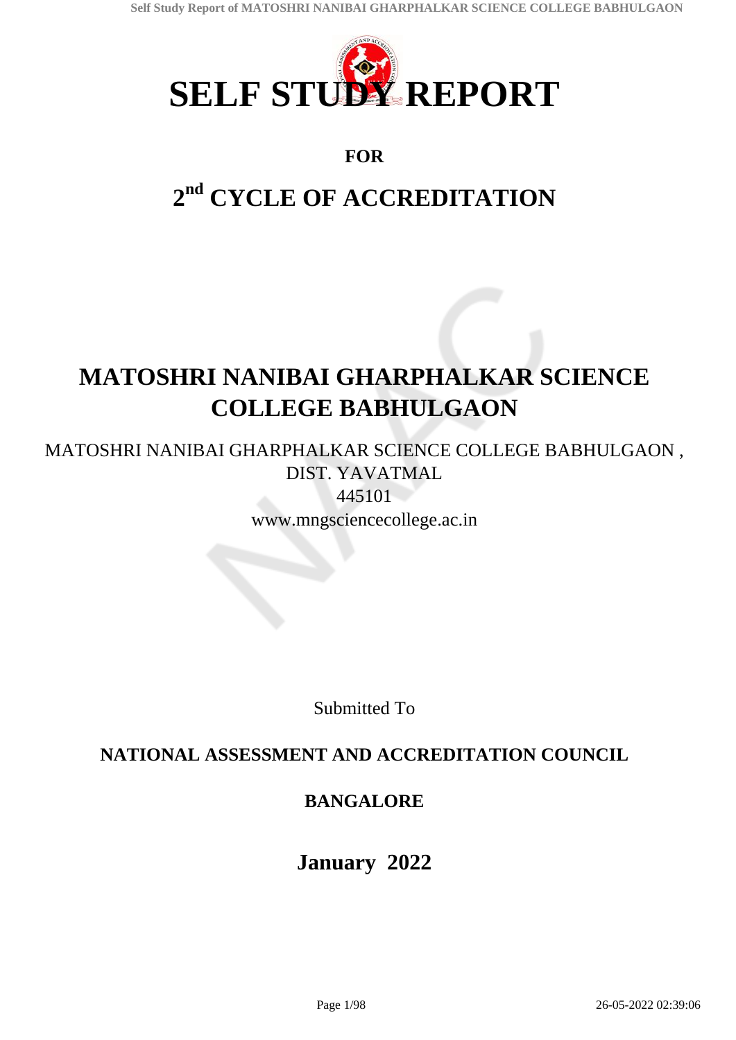# SELF STUDY REPORT

**FOR**

## 2nd CYCLE OF ACCREDITATION

# MATOSHRI NANIBAI GHARPHALKAR SCIENCE COLLEGE BABHULGAON

MATOSHRI NANIBAI GHARPHALKAR SCIENCE COLLEGE BABHULGAON , DIST. YAVATMAL

445101

www.mngsciencecollege.ac.in

Submitted To

**NATIONAL ASSESSMENT AND ACCREDITATION COUNCIL**

**BANGALORE**

**January 2022**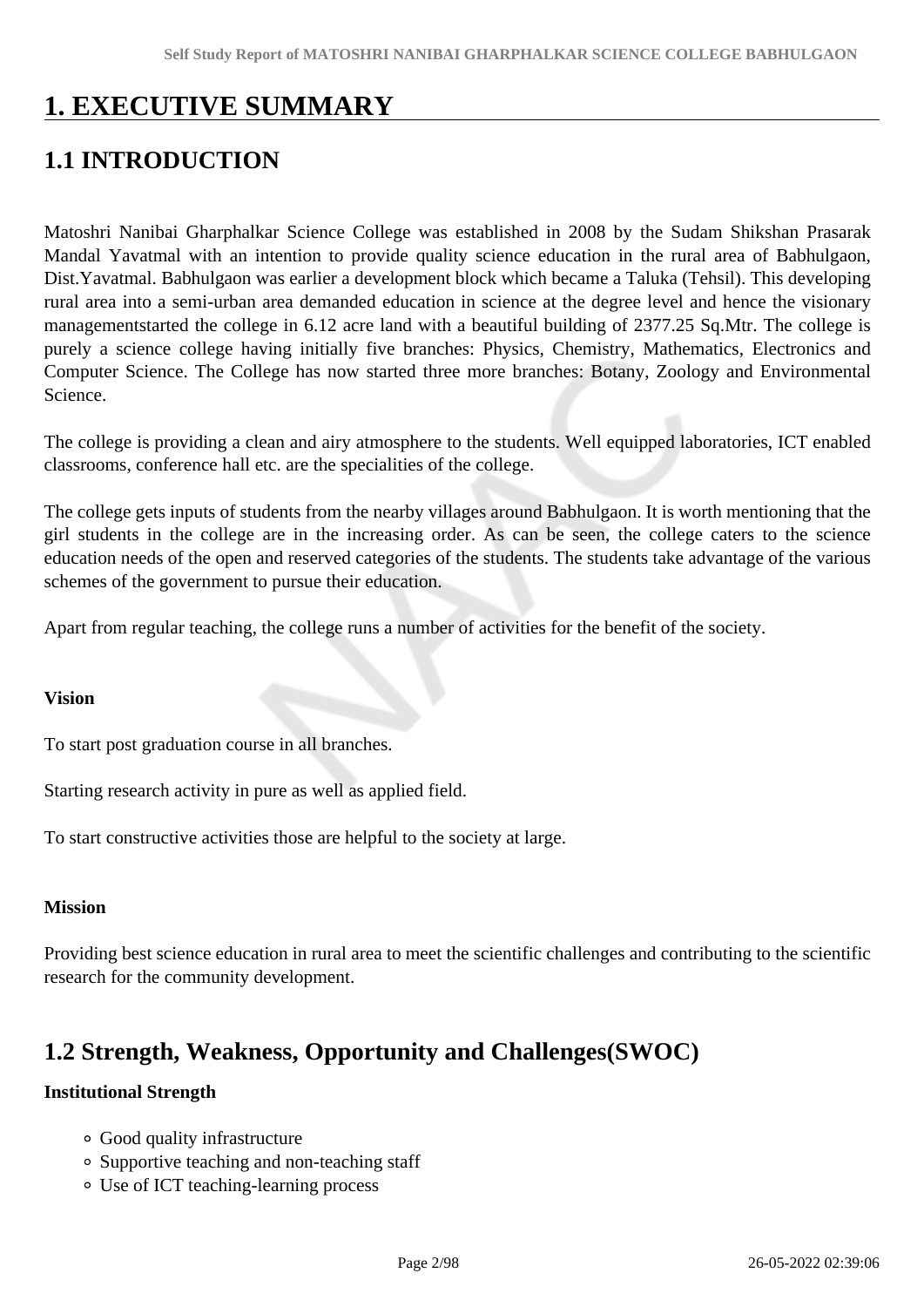# 1. EXECUTIVE SUMMARY

## 1.1 INTRODUCTION

Matoshri Nanibai Gharphalkar Science College was established in 2008 by the Sudam Shikshan Prasarak Mandal Yavatmal with an intention to provide quality science education in the rural area of Babhulgaon, Dist.Yavatmal. Babhulgaon was earlier a development block which became a Taluka (Tehsil). This developing rural area into a semi-urban area demanded education in science at the degree level and hence the visionary managementstarted the college in 6.12 acre land with a beautiful building of 2377.25 Sq.Mtr. The college is purely a science college having initially five branches: Physics, Chemistry, Mathematics, Electronics and Computer Science. The College has now started three more branches: Botany, Zoology and Environmental Science.

The college is providing a clean and airy atmosphere to the students. Well equipped laboratories, ICT enabled classrooms, conference hall etc. are the specialities of the college.

The college gets inputs of students from the nearby villages around Babhulgaon. It is worth mentioning that the girl students in the college are in the increasing order. As can be seen, the college caters to the science education needs of the open and reserved categories of the students. The students take advantage of the various schemes of the government to pursue their education.

Apart from regular teaching, the college runs a number of activities for the benefit of the society.

**Vision**

To start post graduation course in all branches.

Starting research activity in pure as well as applied field.

To start constructive activities those are helpful to the society at large.

**Mission**

Providing best science education in rural area to meet the scientific challenges and contributing to the scientific research for the community development.

## 1.2 Strength, Weakness, Opportunity and Challenges(SWOC)

**Institutional Strength**

- Good quality infrastructure
- Supportive teaching and non-teaching staff
- Use of ICT teaching-learning process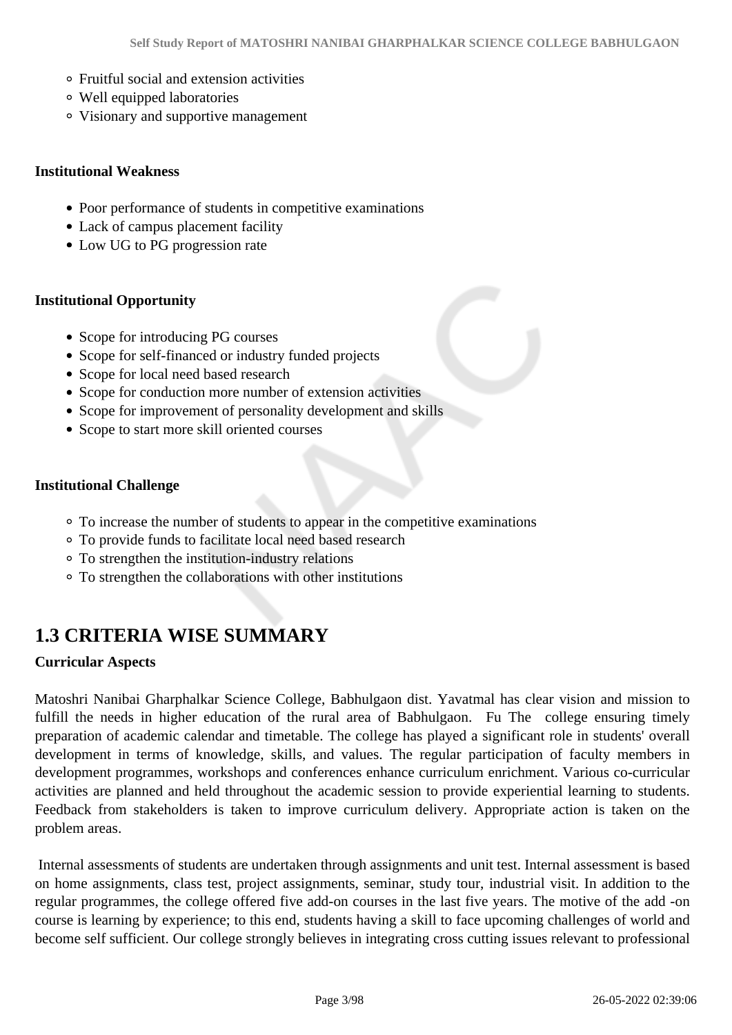- Fruitful social and extension activities
- Well equipped laboratories
- Visionary and supportive management

**Institutional Weakness**

- Poor performance of students in competitive examinations
- Lack of campus placement facility
- Low UG to PG progression rate

**Institutional Opportunity**

- Scope for introducing PG courses
- Scope for self-financed or industry funded projects
- Scope for local need based research
- Scope for conduction more number of extension activities
- Scope for improvement of personality development and skills
- Scope to start more skill oriented courses

**Institutional Challenge**

- To increase the number of students to appear in the competitive examinations
- To provide funds to facilitate local need based research
- To strengthen the institution-industry relations
- To strengthen the collaborations with other institutions

## 1.3 CRITERIA WISE SUMMARY

**Curricular Aspects**

Matoshri Nanibai Gharphalkar Science College, Babhulgaon dist. Yavatmal has clear vision and mission to fulfill the needs in higher education of the rural area of Babhulgaon. Fu The college ensuring timely preparation of academic calendar and timetable. The college has played a significant role in students' overall development in terms of knowledge, skills, and values. The regular participation of faculty members in development programmes, workshops and conferences enhance curriculum enrichment. Various co-curricular activities are planned and held throughout the academic session to provide experiential learning to students. Feedback from stakeholders is taken to improve curriculum delivery. Appropriate action is taken on the problem areas.

Internal assessments of students are undertaken through assignments and unit test. Internal assessment is based on home assignments, class test, project assignments, seminar, study tour, industrial visit. In addition to the regular programmes, the college offered five add-on courses in the last five years. The motive of the add -on course is learning by experience; to this end, students having a skill to face upcoming challenges of world and become self sufficient. Our college strongly believes in integrating cross cutting issues relevant to professional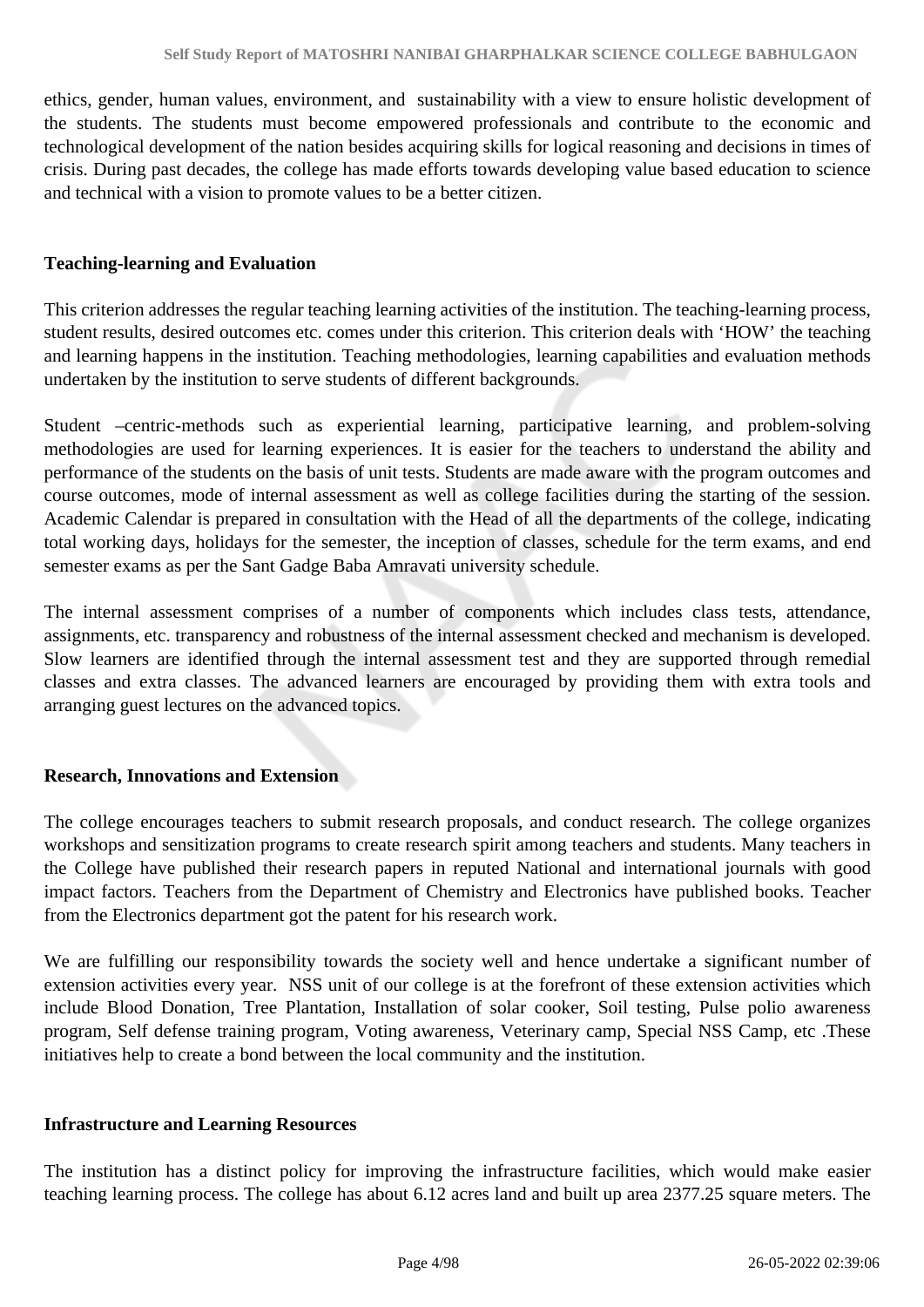ethics, gender, human values, environment, and sustainability with a view to ensure holistic development of the students. The students must become empowered professionals and contribute to the economic and technological development of the nation besides acquiring skills for logical reasoning and decisions in times of crisis. During past decades, the college has made efforts towards developing value based education to science and technical with a vision to promote values to be a better citizen.

**Teaching-learning and Evaluation**

This criterion addresses the regular teaching learning activities of the institution. The teaching-learning process, student results, desired outcomes etc. comes under this criterion. This criterion deals with 'HOW' the teaching and learning happens in the institution. Teaching methodologies, learning capabilities and evaluation methods undertaken by the institution to serve students of different backgrounds.

Student –centric-methods such as experiential learning, participative learning, and problem-solving methodologies are used for learning experiences. It is easier for the teachers to understand the ability and performance of the students on the basis of unit tests. Students are made aware with the program outcomes and course outcomes, mode of internal assessment as well as college facilities during the starting of the session. Academic Calendar is prepared in consultation with the Head of all the departments of the college, indicating total working days, holidays for the semester, the inception of classes, schedule for the term exams, and end semester exams as per the Sant Gadge Baba Amravati university schedule.

The internal assessment comprises of a number of components which includes class tests, attendance, assignments, etc. transparency and robustness of the internal assessment checked and mechanism is developed. Slow learners are identified through the internal assessment test and they are supported through remedial classes and extra classes. The advanced learners are encouraged by providing them with extra tools and arranging guest lectures on the advanced topics.

**Research, Innovations and Extension**

The college encourages teachers to submit research proposals, and conduct research. The college organizes workshops and sensitization programs to create research spirit among teachers and students. Many teachers in the College have published their research papers in reputed National and international journals with good impact factors. Teachers from the Department of Chemistry and Electronics have published books. Teacher from the Electronics department got the patent for his research work.

We are fulfilling our responsibility towards the society well and hence undertake a significant number of extension activities every year. NSS unit of our college is at the forefront of these extension activities which include Blood Donation, Tree Plantation, Installation of solar cooker, Soil testing, Pulse polio awareness program, Self defense training program, Voting awareness, Veterinary camp, Special NSS Camp, etc .These initiatives help to create a bond between the local community and the institution.

**Infrastructure and Learning Resources**

The institution has a distinct policy for improving the infrastructure facilities, which would make easier teaching learning process. The college has about 6.12 acres land and built up area 2377.25 square meters. The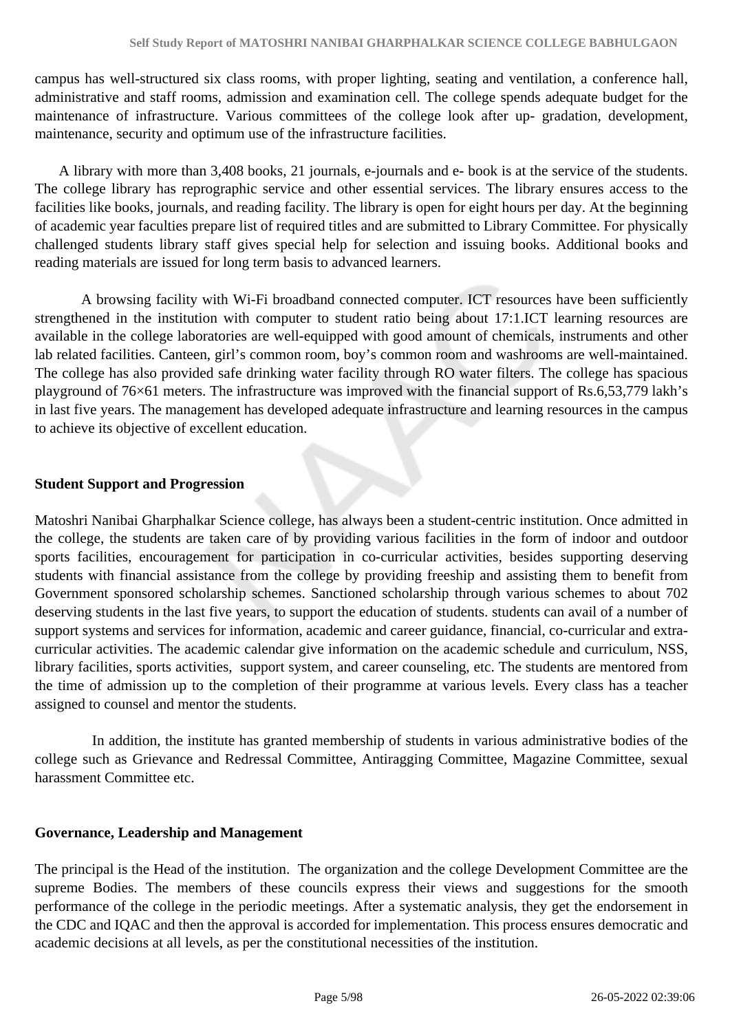campus has well-structured six class rooms, with proper lighting, seating and ventilation, a conference hall, administrative and staff rooms, admission and examination cell. The college spends adequate budget for the maintenance of infrastructure. Various committees of the college look after up- gradation, development, maintenance, security and optimum use of the infrastructure facilities.

A library with more than 3,408 books, 21 journals, e-journals and e- book is at the service of the students. The college library has reprographic service and other essential services. The library ensures access to the facilities like books, journals, and reading facility. The library is open for eight hours per day. At the beginning of academic year faculties prepare list of required titles and are submitted to Library Committee. For physically challenged students library staff gives special help for selection and issuing books. Additional books and reading materials are issued for long term basis to advanced learners.

A browsing facility with Wi-Fi broadband connected computer. ICT resources have been sufficiently strengthened in the institution with computer to student ratio being about 17:1.ICT learning resources are available in the college laboratories are well-equipped with good amount of chemicals, instruments and other lab related facilities. Canteen, girl's common room, boy's common room and washrooms are well-maintained. The college has also provided safe drinking water facility through RO water filters. The college has spacious playground of 76×61 meters. The infrastructure was improved with the financial support of Rs.6,53,779 lakh's in last five years. The management has developed adequate infrastructure and learning resources in the campus to achieve its objective of excellent education.

**Student Support and Progression**

Matoshri Nanibai Gharphalkar Science college, has always been a student-centric institution. Once admitted in the college, the students are taken care of by providing various facilities in the form of indoor and outdoor sports facilities, encouragement for participation in co-curricular activities, besides supporting deserving students with financial assistance from the college by providing freeship and assisting them to benefit from Government sponsored scholarship schemes. Sanctioned scholarship through various schemes to about 702 deserving students in the last five years, to support the education of students. students can avail of a number of support systems and services for information, academic and career guidance, financial, co-curricular and extra-curricular activities. The academic calendar give information on the academic schedule and curriculum, NSS, library facilities, sports activities, support system, and career counseling, etc. The students are mentored from the time of admission up to the completion of their programme at various levels. Every class has a teacher assigned to counsel and mentor the students.

In addition, the institute has granted membership of students in various administrative bodies of the college such as Grievance and Redressal Committee, Antiragging Committee, Magazine Committee, sexual harassment Committee etc.

**Governance, Leadership and Management**

The principal is the Head of the institution. The organization and the college Development Committee are the supreme Bodies. The members of these councils express their views and suggestions for the smooth performance of the college in the periodic meetings. After a systematic analysis, they get the endorsement in the CDC and IQAC and then the approval is accorded for implementation. This process ensures democratic and academic decisions at all levels, as per the constitutional necessities of the institution.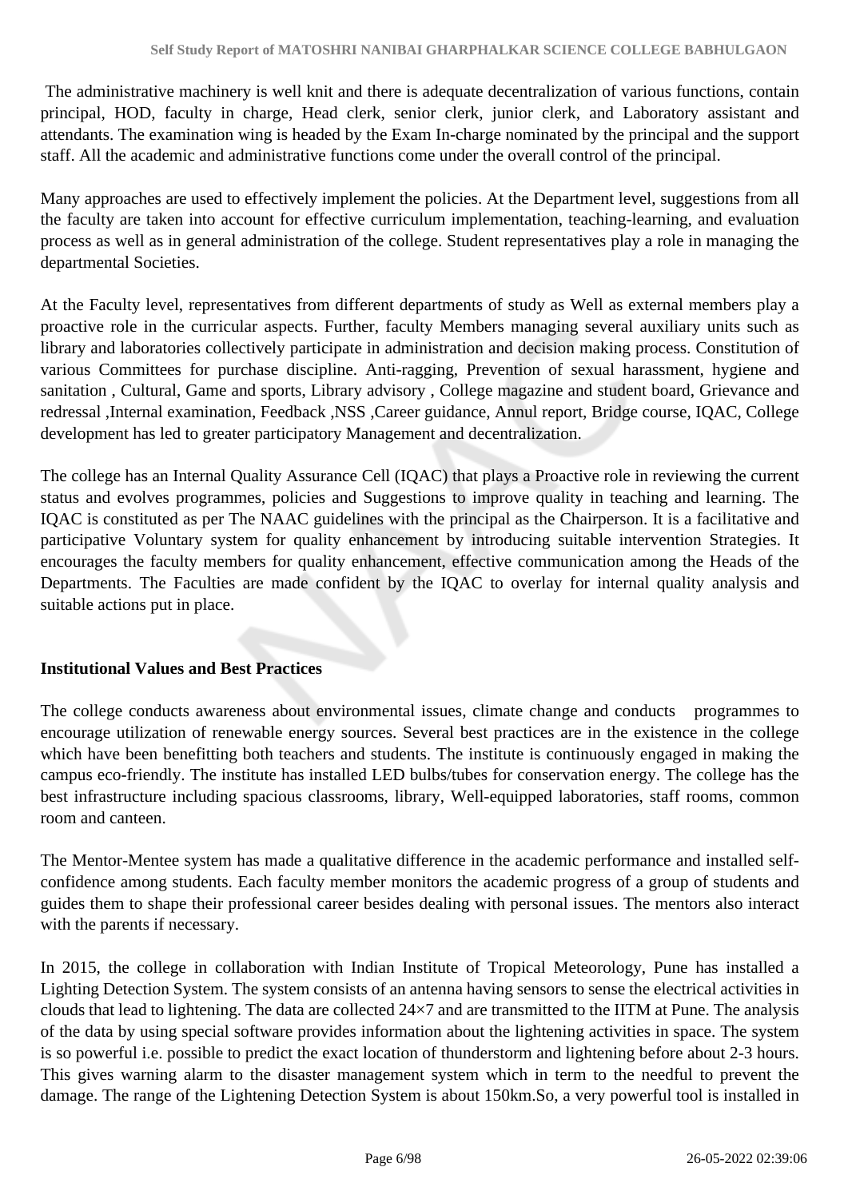The administrative machinery is well knit and there is adequate decentralization of various functions, contain principal, HOD, faculty in charge, Head clerk, senior clerk, junior clerk, and Laboratory assistant and attendants. The examination wing is headed by the Exam In-charge nominated by the principal and the support staff. All the academic and administrative functions come under the overall control of the principal.

Many approaches are used to effectively implement the policies. At the Department level, suggestions from all the faculty are taken into account for effective curriculum implementation, teaching-learning, and evaluation process as well as in general administration of the college. Student representatives play a role in managing the departmental Societies.

At the Faculty level, representatives from different departments of study as Well as external members play a proactive role in the curricular aspects. Further, faculty Members managing several auxiliary units such as library and laboratories collectively participate in administration and decision making process. Constitution of various Committees for purchase discipline. Anti-ragging, Prevention of sexual harassment, hygiene and sanitation , Cultural, Game and sports, Library advisory , College magazine and student board, Grievance and redressal ,Internal examination, Feedback ,NSS ,Career guidance, Annul report, Bridge course, IQAC, College development has led to greater participatory Management and decentralization.

The college has an Internal Quality Assurance Cell (IQAC) that plays a Proactive role in reviewing the current status and evolves programmes, policies and Suggestions to improve quality in teaching and learning. The IQAC is constituted as per The NAAC guidelines with the principal as the Chairperson. It is a facilitative and participative Voluntary system for quality enhancement by introducing suitable intervention Strategies. It encourages the faculty members for quality enhancement, effective communication among the Heads of the Departments. The Faculties are made confident by the IQAC to overlay for internal quality analysis and suitable actions put in place.

**Institutional Values and Best Practices**

The college conducts awareness about environmental issues, climate change and conducts programmes to encourage utilization of renewable energy sources. Several best practices are in the existence in the college which have been benefitting both teachers and students. The institute is continuously engaged in making the campus eco-friendly. The institute has installed LED bulbs/tubes for conservation energy. The college has the best infrastructure including spacious classrooms, library, Well-equipped laboratories, staff rooms, common room and canteen.

The Mentor-Mentee system has made a qualitative difference in the academic performance and installed self-confidence among students. Each faculty member monitors the academic progress of a group of students and guides them to shape their professional career besides dealing with personal issues. The mentors also interact with the parents if necessary.

In 2015, the college in collaboration with Indian Institute of Tropical Meteorology, Pune has installed a Lighting Detection System. The system consists of an antenna having sensors to sense the electrical activities in clouds that lead to lightening. The data are collected 24×7 and are transmitted to the IITM at Pune. The analysis of the data by using special software provides information about the lightening activities in space. The system is so powerful i.e. possible to predict the exact location of thunderstorm and lightening before about 2-3 hours. This gives warning alarm to the disaster management system which in term to the needful to prevent the damage. The range of the Lightening Detection System is about 150km.So, a very powerful tool is installed in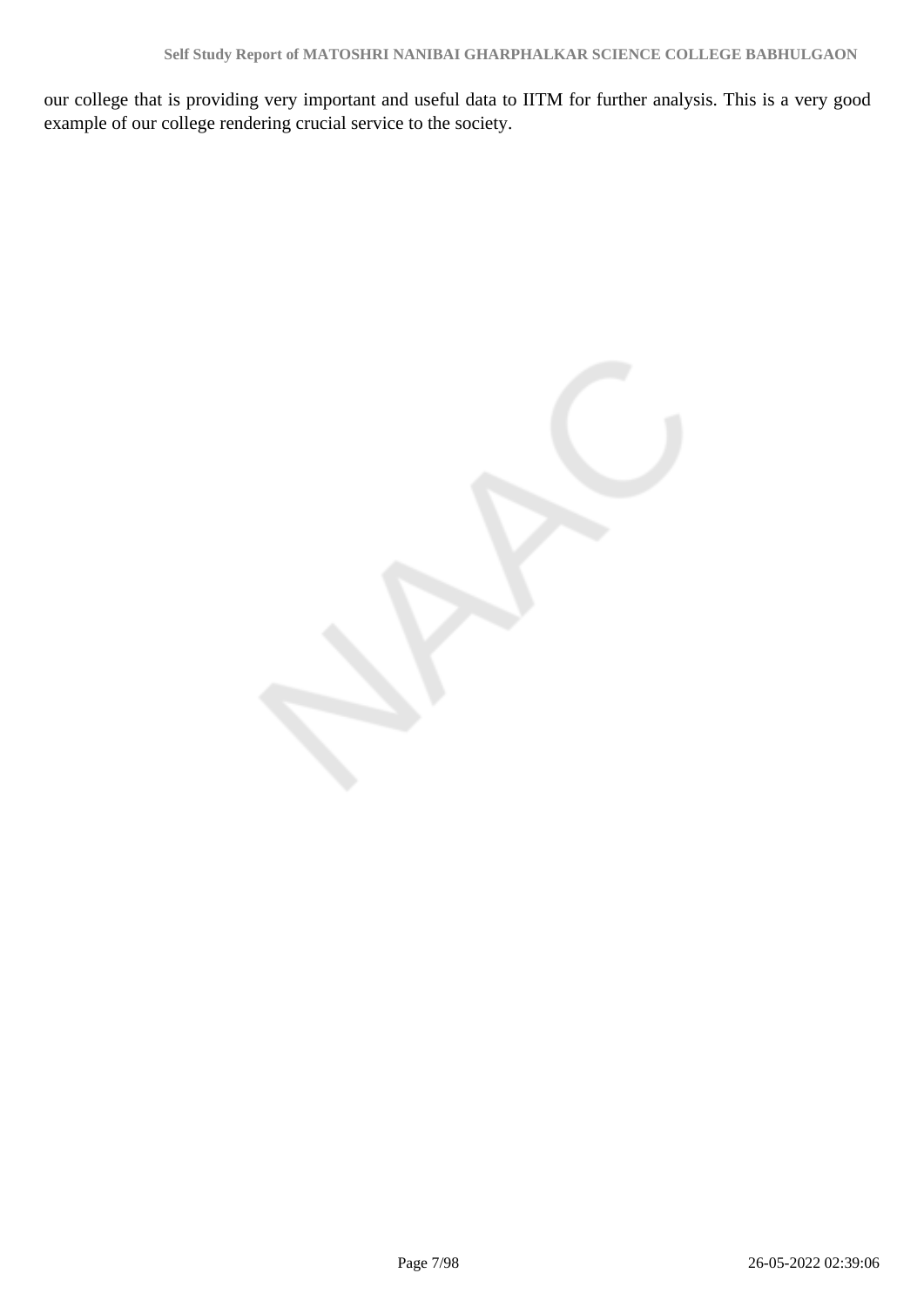our college that is providing very important and useful data to IITM for further analysis. This is a very good example of our college rendering crucial service to the society.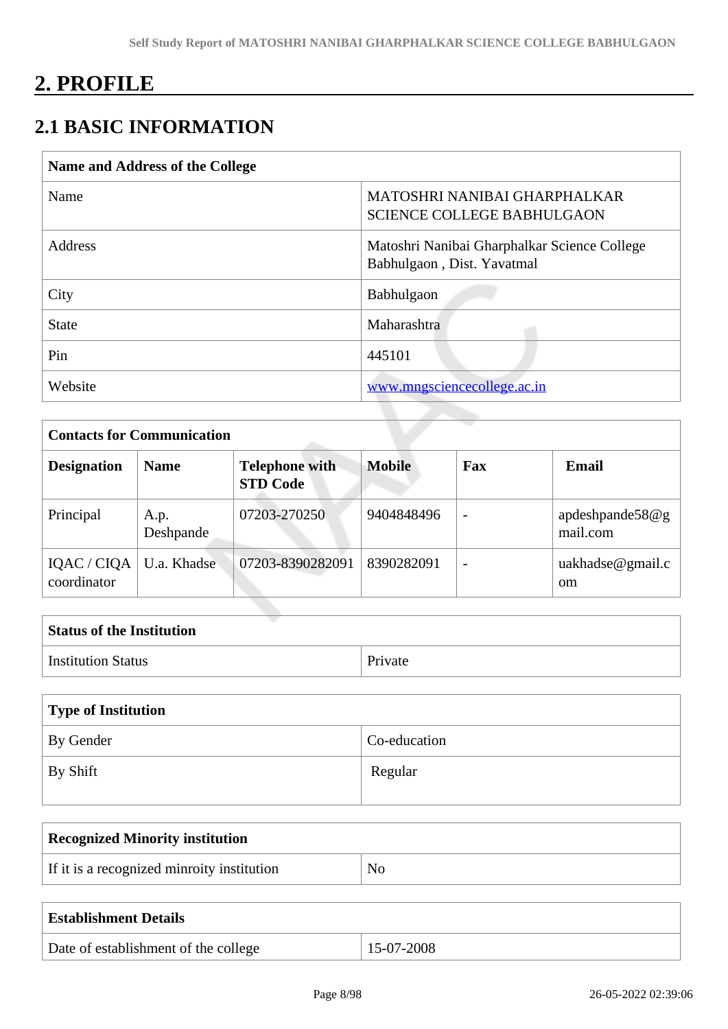# 2. PROFILE

## 2.1 BASIC INFORMATION

| Name and Address of the College | |
|---|---|
| Name | MATOSHRI NANIBAI GHARPHALKAR SCIENCE COLLEGE BABHULGAON |
| Address | Matoshri Nanibai Gharphalkar Science College Babhulgaon , Dist. Yavatmal |
| City | Babhulgaon |
| State | Maharashtra |
| Pin | 445101 |
| Website | www.mngsciencecollege.ac.in |

| Contacts for Communication | | | | | |
|---|---|---|---|---|---|
| **Designation** | **Name** | **Telephone with STD Code** | **Mobile** | **Fax** | **Email** |
| Principal | A.p. Deshpande | 07203-270250 | 9404848496 | - | apdeshpande58@gmail.com |
| IQAC / CIQA coordinator | U.a. Khadse | 07203-8390282091 | 8390282091 | - | uakhadse@gmail.com |

| Status of the Institution | |
|---|---|
| Institution Status | Private |

| Type of Institution | |
|---|---|
| By Gender | Co-education |
| By Shift | Regular |

| Recognized Minority institution | |
|---|---|
| If it is a recognized minroity institution | No |

| Establishment Details | |
|---|---|
| Date of establishment of the college | 15-07-2008 |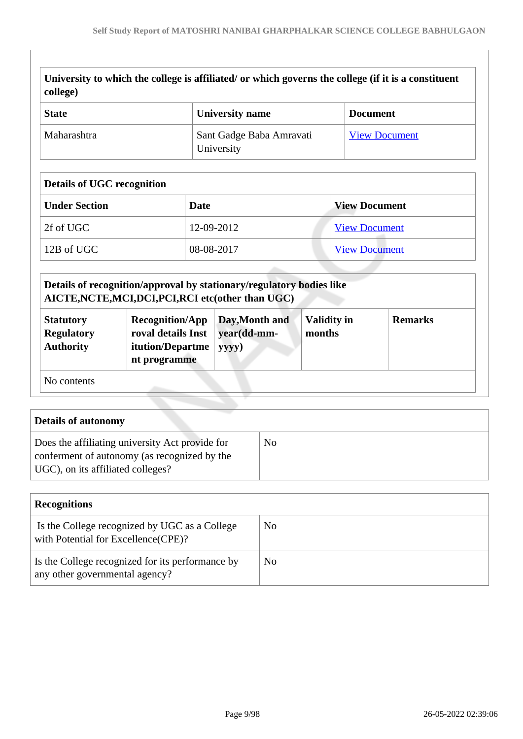| University to which the college is affiliated/ or which governs the college (if it is a constituent college) | | |
|---|---|---|
| **State** | **University name** | **Document** |
| Maharashtra | Sant Gadge Baba Amravati University | View Document |

| Details of UGC recognition | | |
|---|---|---|
| **Under Section** | **Date** | **View Document** |
| 2f of UGC | 12-09-2012 | View Document |
| 12B of UGC | 08-08-2017 | View Document |

| Details of recognition/approval by stationary/regulatory bodies like AICTE,NCTE,MCI,DCI,PCI,RCI etc(other than UGC) | | | | |
|---|---|---|---|---|
| **Statutory Regulatory Authority** | **Recognition/Approval details Institution/Department programme** | **Day,Month and year(dd-mm-yyyy)** | **Validity in months** | **Remarks** |
| No contents | | | | |

| Details of autonomy | |
|---|---|
| Does the affiliating university Act provide for conferment of autonomy (as recognized by the UGC), on its affiliated colleges? | No |

| Recognitions | |
|---|---|
| Is the College recognized by UGC as a College with Potential for Excellence(CPE)? | No |
| Is the College recognized for its performance by any other governmental agency? | No |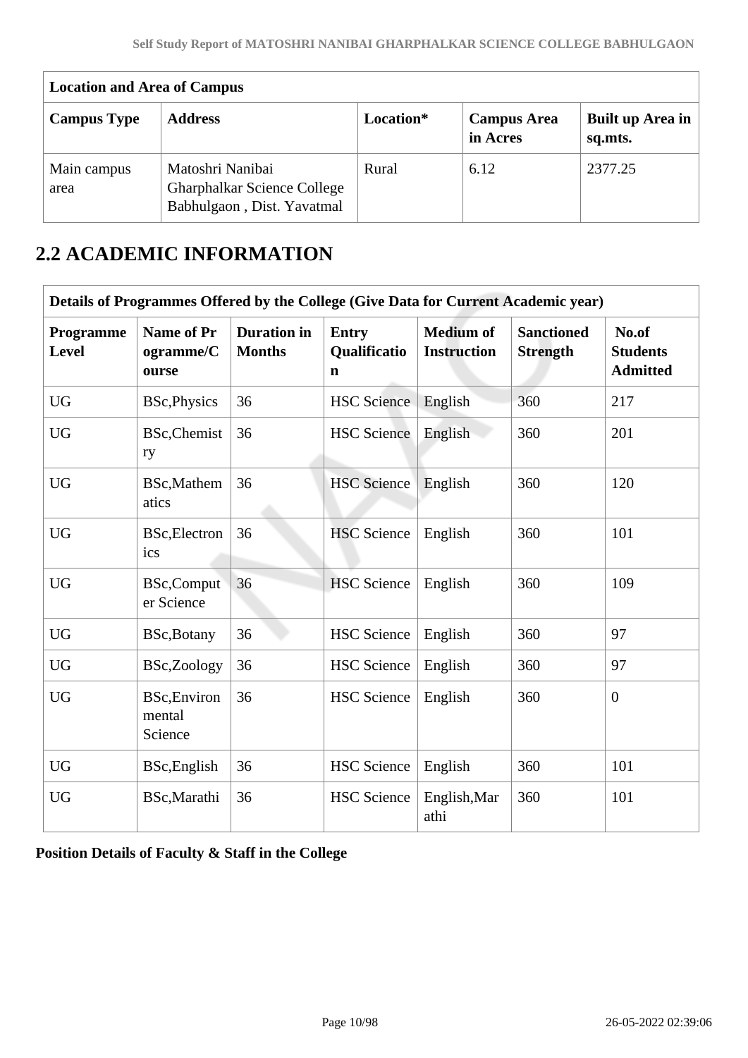| Location and Area of Campus | | | | |
|---|---|---|---|---|
| **Campus Type** | **Address** | **Location*** | **Campus Area in Acres** | **Built up Area in sq.mts.** |
| Main campus area | Matoshri Nanibai Gharphalkar Science College Babhulgaon , Dist. Yavatmal | Rural | 6.12 | 2377.25 |

## 2.2 ACADEMIC INFORMATION

| Details of Programmes Offered by the College (Give Data for Current Academic year) | | | | | | |
|---|---|---|---|---|---|---|
| **Programme Level** | **Name of Programme/Course** | **Duration in Months** | **Entry Qualification** | **Medium of Instruction** | **Sanctioned Strength** | **No.of Students Admitted** |
| UG | BSc,Physics | 36 | HSC Science | English | 360 | 217 |
| UG | BSc,Chemistry | 36 | HSC Science | English | 360 | 201 |
| UG | BSc,Mathematics | 36 | HSC Science | English | 360 | 120 |
| UG | BSc,Electronics | 36 | HSC Science | English | 360 | 101 |
| UG | BSc,Computer Science | 36 | HSC Science | English | 360 | 109 |
| UG | BSc,Botany | 36 | HSC Science | English | 360 | 97 |
| UG | BSc,Zoology | 36 | HSC Science | English | 360 | 97 |
| UG | BSc,Environmental Science | 36 | HSC Science | English | 360 | 0 |
| UG | BSc,English | 36 | HSC Science | English | 360 | 101 |
| UG | BSc,Marathi | 36 | HSC Science | English,Marathi | 360 | 101 |

**Position Details of Faculty & Staff in the College**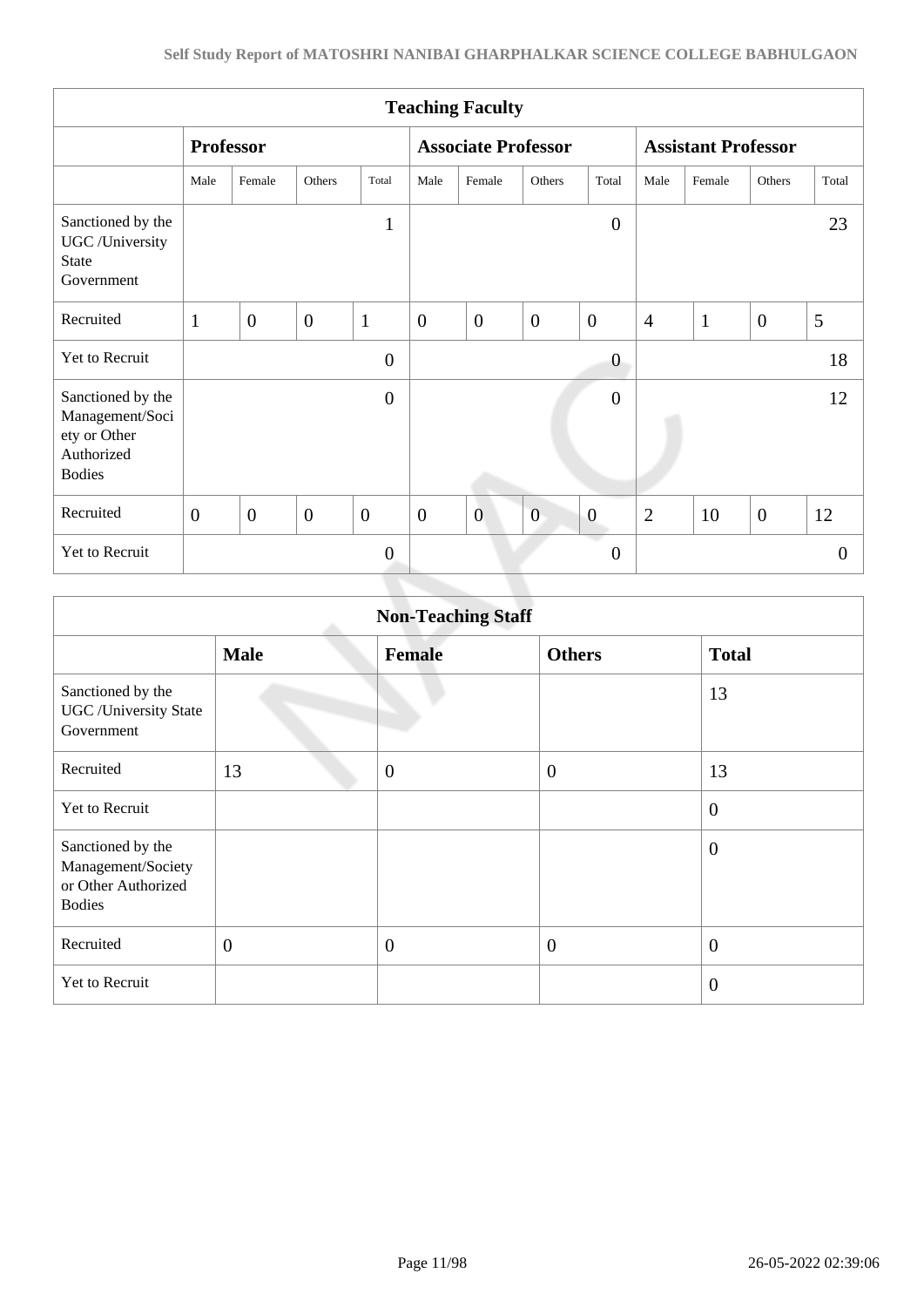| Teaching Faculty | | | | | | | | | | | | |
|---|---|---|---|---|---|---|---|---|---|---|---|---|
| | Professor | | | | Associate Professor | | | | Assistant Professor | | | |
| | Male | Female | Others | Total | Male | Female | Others | Total | Male | Female | Others | Total |
| Sanctioned by the UGC /University State Government | | | | 1 | | | | 0 | | | | 23 |
| Recruited | 1 | 0 | 0 | 1 | 0 | 0 | 0 | 0 | 4 | 1 | 0 | 5 |
| Yet to Recruit | | | | 0 | | | | 0 | | | | 18 |
| Sanctioned by the Management/Society or Other Authorized Bodies | | | | 0 | | | | 0 | | | | 12 |
| Recruited | 0 | 0 | 0 | 0 | 0 | 0 | 0 | 0 | 2 | 10 | 0 | 12 |
| Yet to Recruit | | | | 0 | | | | 0 | | | | 0 |

| Non-Teaching Staff | | | | |
|---|---|---|---|---|
| | Male | Female | Others | Total |
| Sanctioned by the UGC /University State Government | | | | 13 |
| Recruited | 13 | 0 | 0 | 13 |
| Yet to Recruit | | | | 0 |
| Sanctioned by the Management/Society or Other Authorized Bodies | | | | 0 |
| Recruited | 0 | 0 | 0 | 0 |
| Yet to Recruit | | | | 0 |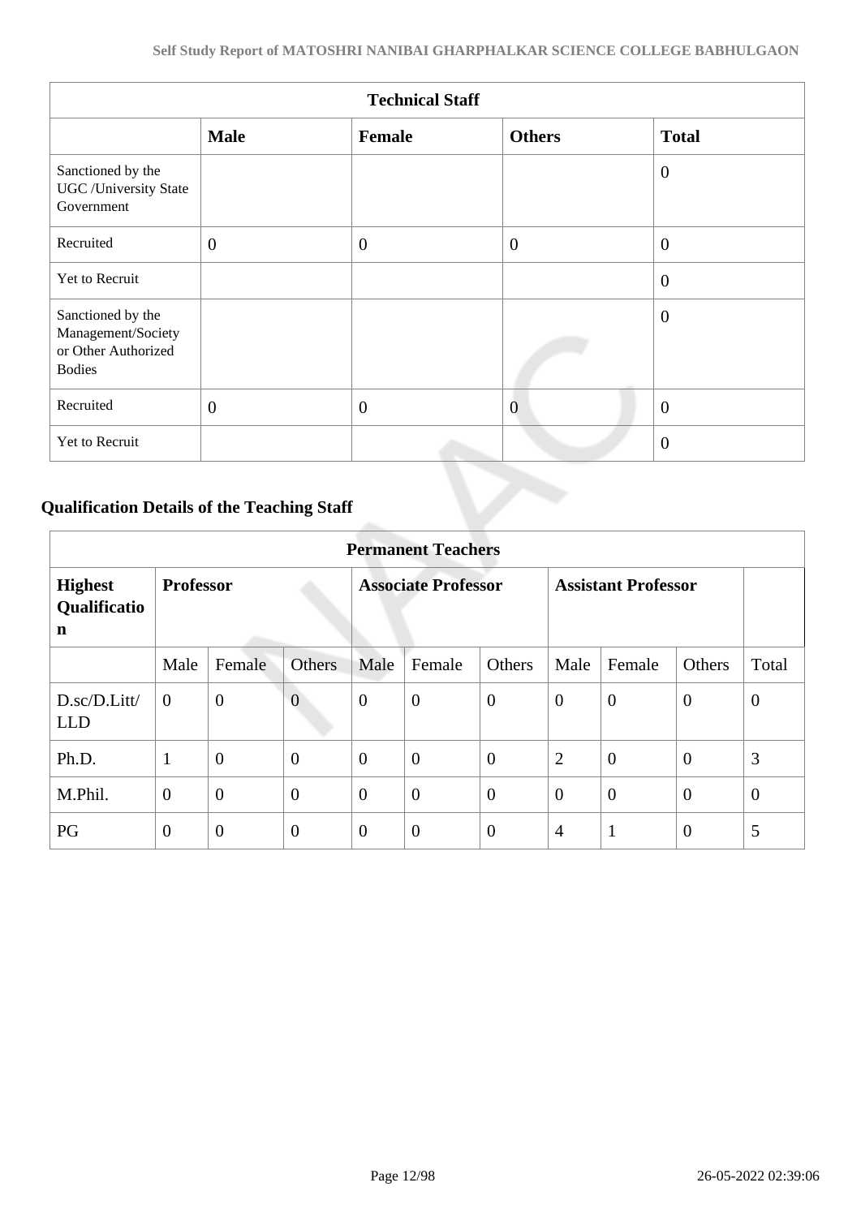| Technical Staff | | | | |
|---|---|---|---|---|
| | **Male** | **Female** | **Others** | **Total** |
| Sanctioned by the UGC /University State Government | | | | 0 |
| Recruited | 0 | 0 | 0 | 0 |
| Yet to Recruit | | | | 0 |
| Sanctioned by the Management/Society or Other Authorized Bodies | | | | 0 |
| Recruited | 0 | 0 | 0 | 0 |
| Yet to Recruit | | | | 0 |

### Qualification Details of the Teaching Staff

| Permanent Teachers | | | | | | | | | | |
|---|---|---|---|---|---|---|---|---|---|---|
| **Highest Qualification** | **Professor** | | | **Associate Professor** | | | **Assistant Professor** | | | |
| | Male | Female | Others | Male | Female | Others | Male | Female | Others | Total |
| D.sc/D.Litt/ LLD | 0 | 0 | 0 | 0 | 0 | 0 | 0 | 0 | 0 | 0 |
| Ph.D. | 1 | 0 | 0 | 0 | 0 | 0 | 2 | 0 | 0 | 3 |
| M.Phil. | 0 | 0 | 0 | 0 | 0 | 0 | 0 | 0 | 0 | 0 |
| PG | 0 | 0 | 0 | 0 | 0 | 0 | 4 | 1 | 0 | 5 |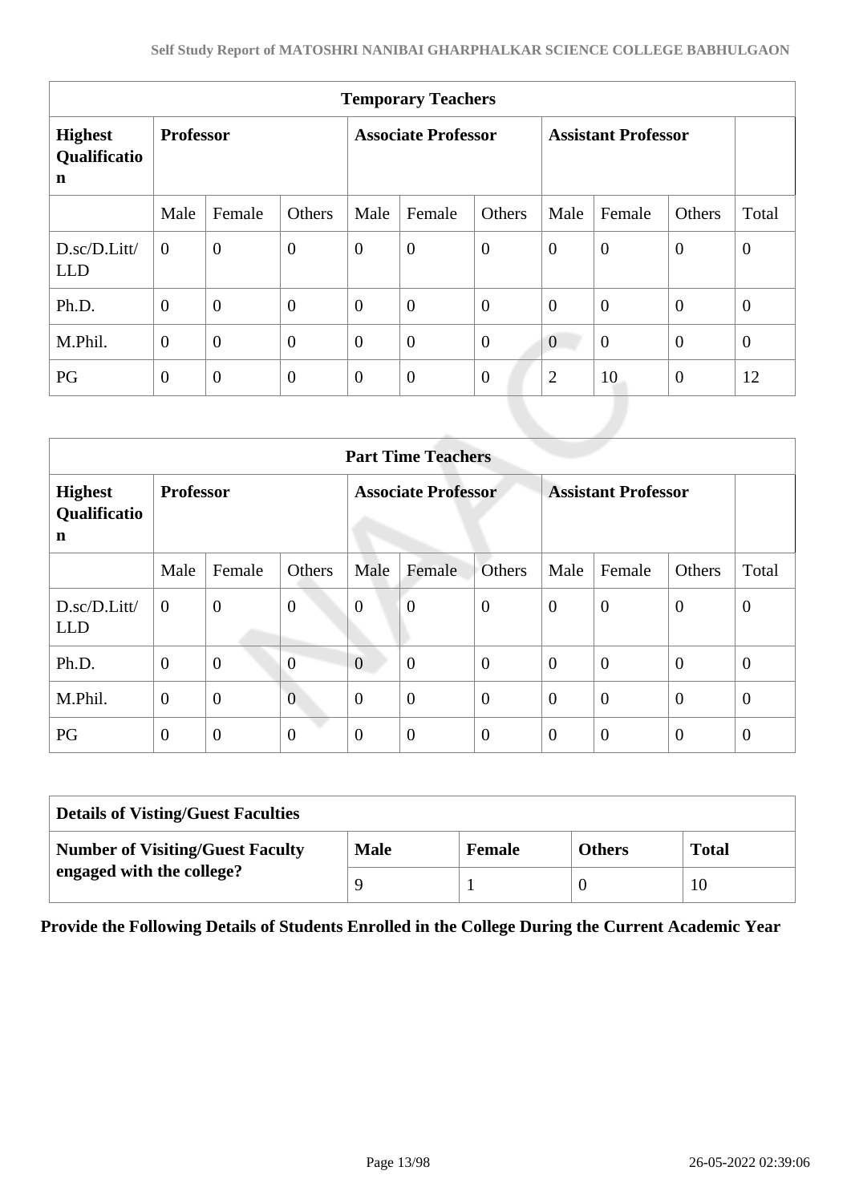| Temporary Teachers | | | | | | | | | | |
|---|---|---|---|---|---|---|---|---|---|---|
| **Highest Qualification** | **Professor** | | | **Associate Professor** | | | **Assistant Professor** | | | |
| | Male | Female | Others | Male | Female | Others | Male | Female | Others | Total |
| D.sc/D.Litt/ LLD | 0 | 0 | 0 | 0 | 0 | 0 | 0 | 0 | 0 | 0 |
| Ph.D. | 0 | 0 | 0 | 0 | 0 | 0 | 0 | 0 | 0 | 0 |
| M.Phil. | 0 | 0 | 0 | 0 | 0 | 0 | 0 | 0 | 0 | 0 |
| PG | 0 | 0 | 0 | 0 | 0 | 0 | 2 | 10 | 0 | 12 |

| Part Time Teachers | | | | | | | | | | |
|---|---|---|---|---|---|---|---|---|---|---|
| **Highest Qualification** | **Professor** | | | **Associate Professor** | | | **Assistant Professor** | | | |
| | Male | Female | Others | Male | Female | Others | Male | Female | Others | Total |
| D.sc/D.Litt/ LLD | 0 | 0 | 0 | 0 | 0 | 0 | 0 | 0 | 0 | 0 |
| Ph.D. | 0 | 0 | 0 | 0 | 0 | 0 | 0 | 0 | 0 | 0 |
| M.Phil. | 0 | 0 | 0 | 0 | 0 | 0 | 0 | 0 | 0 | 0 |
| PG | 0 | 0 | 0 | 0 | 0 | 0 | 0 | 0 | 0 | 0 |

| Details of Visting/Guest Faculties | | | | |
|---|---|---|---|---|
| **Number of Visiting/Guest Faculty engaged with the college?** | **Male** | **Female** | **Others** | **Total** |
| | 9 | 1 | 0 | 10 |

**Provide the Following Details of Students Enrolled in the College During the Current Academic Year**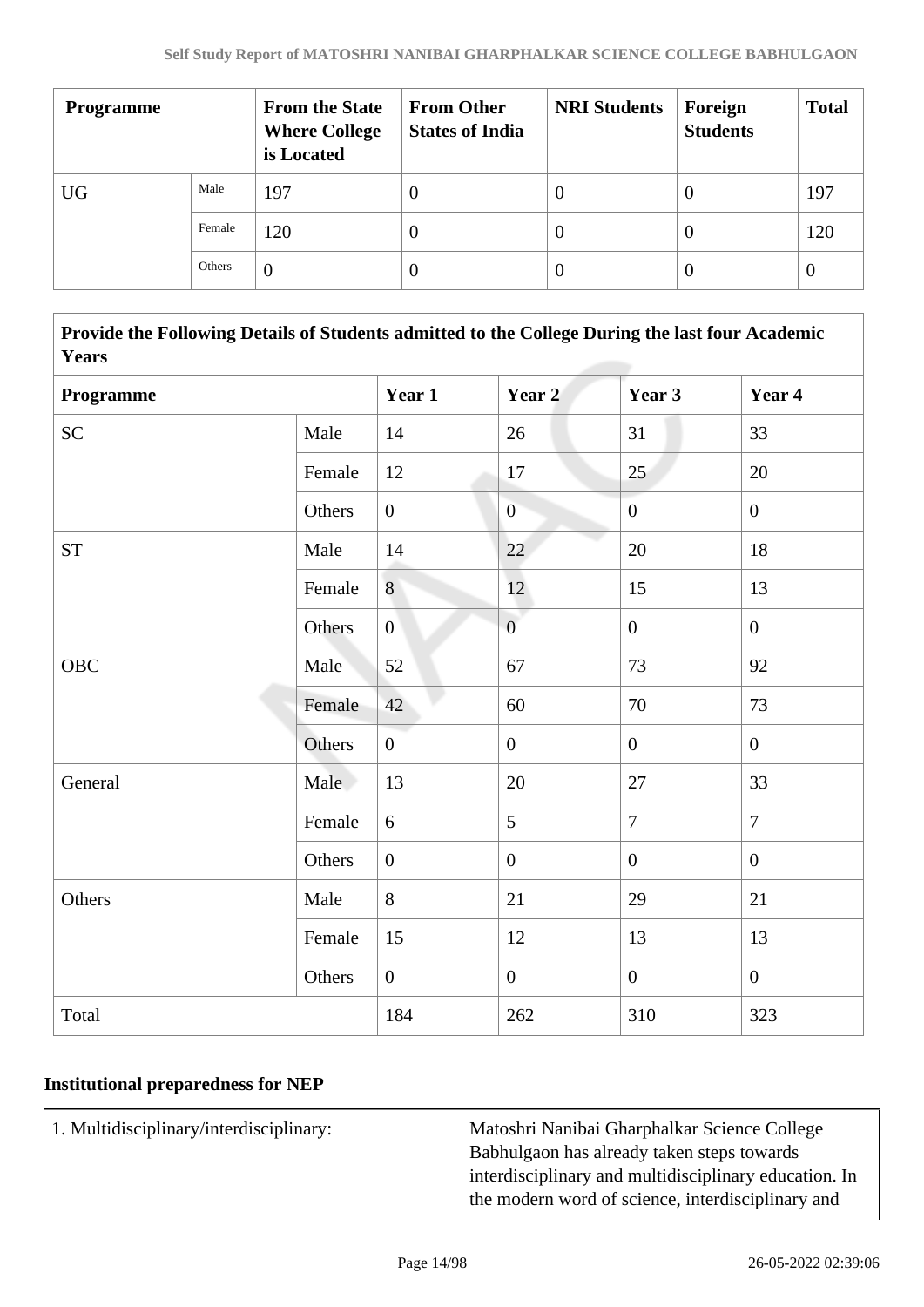| Programme | | From the State Where College is Located | From Other States of India | NRI Students | Foreign Students | Total |
|---|---|---|---|---|---|---|
| UG | Male | 197 | 0 | 0 | 0 | 197 |
| | Female | 120 | 0 | 0 | 0 | 120 |
| | Others | 0 | 0 | 0 | 0 | 0 |

| **Provide the Following Details of Students admitted to the College During the last four Academic Years** | | | | | |
|---|---|---|---|---|---|
| **Programme** | | **Year 1** | **Year 2** | **Year 3** | **Year 4** |
| SC | Male | 14 | 26 | 31 | 33 |
| | Female | 12 | 17 | 25 | 20 |
| | Others | 0 | 0 | 0 | 0 |
| ST | Male | 14 | 22 | 20 | 18 |
| | Female | 8 | 12 | 15 | 13 |
| | Others | 0 | 0 | 0 | 0 |
| OBC | Male | 52 | 67 | 73 | 92 |
| | Female | 42 | 60 | 70 | 73 |
| | Others | 0 | 0 | 0 | 0 |
| General | Male | 13 | 20 | 27 | 33 |
| | Female | 6 | 5 | 7 | 7 |
| | Others | 0 | 0 | 0 | 0 |
| Others | Male | 8 | 21 | 29 | 21 |
| | Female | 15 | 12 | 13 | 13 |
| | Others | 0 | 0 | 0 | 0 |
| Total | | 184 | 262 | 310 | 323 |

## Institutional preparedness for NEP

| | |
|---|---|
| 1. Multidisciplinary/interdisciplinary: | Matoshri Nanibai Gharphalkar Science College Babhulgaon has already taken steps towards interdisciplinary and multidisciplinary education. In the modern word of science, interdisciplinary and |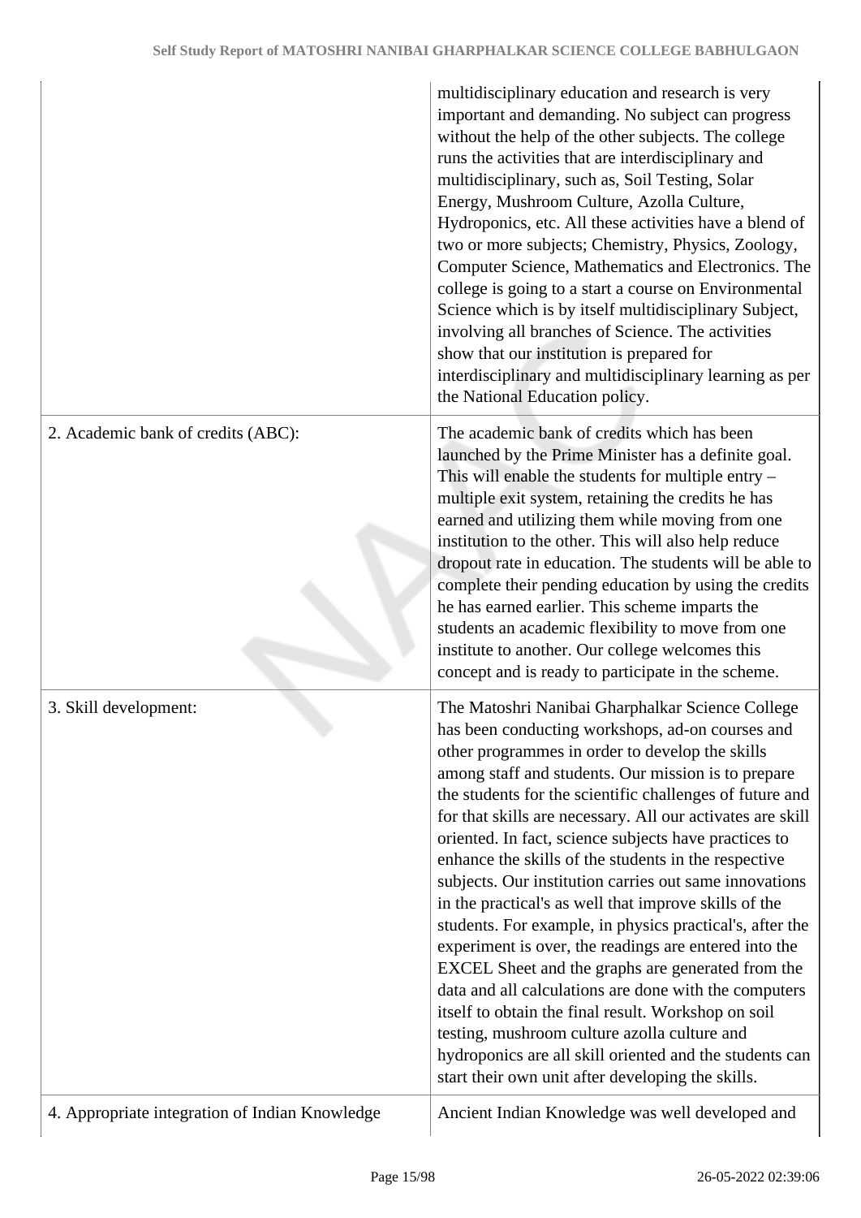| | |
|---|---|
| | multidisciplinary education and research is very important and demanding. No subject can progress without the help of the other subjects. The college runs the activities that are interdisciplinary and multidisciplinary, such as, Soil Testing, Solar Energy, Mushroom Culture, Azolla Culture, Hydroponics, etc. All these activities have a blend of two or more subjects; Chemistry, Physics, Zoology, Computer Science, Mathematics and Electronics. The college is going to a start a course on Environmental Science which is by itself multidisciplinary Subject, involving all branches of Science. The activities show that our institution is prepared for interdisciplinary and multidisciplinary learning as per the National Education policy. |
| 2. Academic bank of credits (ABC): | The academic bank of credits which has been launched by the Prime Minister has a definite goal. This will enable the students for multiple entry – multiple exit system, retaining the credits he has earned and utilizing them while moving from one institution to the other. This will also help reduce dropout rate in education. The students will be able to complete their pending education by using the credits he has earned earlier. This scheme imparts the students an academic flexibility to move from one institute to another. Our college welcomes this concept and is ready to participate in the scheme. |
| 3. Skill development: | The Matoshri Nanibai Gharphalkar Science College has been conducting workshops, ad-on courses and other programmes in order to develop the skills among staff and students. Our mission is to prepare the students for the scientific challenges of future and for that skills are necessary. All our activates are skill oriented. In fact, science subjects have practices to enhance the skills of the students in the respective subjects. Our institution carries out same innovations in the practical's as well that improve skills of the students. For example, in physics practical's, after the experiment is over, the readings are entered into the EXCEL Sheet and the graphs are generated from the data and all calculations are done with the computers itself to obtain the final result. Workshop on soil testing, mushroom culture azolla culture and hydroponics are all skill oriented and the students can start their own unit after developing the skills. |
| 4. Appropriate integration of Indian Knowledge | Ancient Indian Knowledge was well developed and |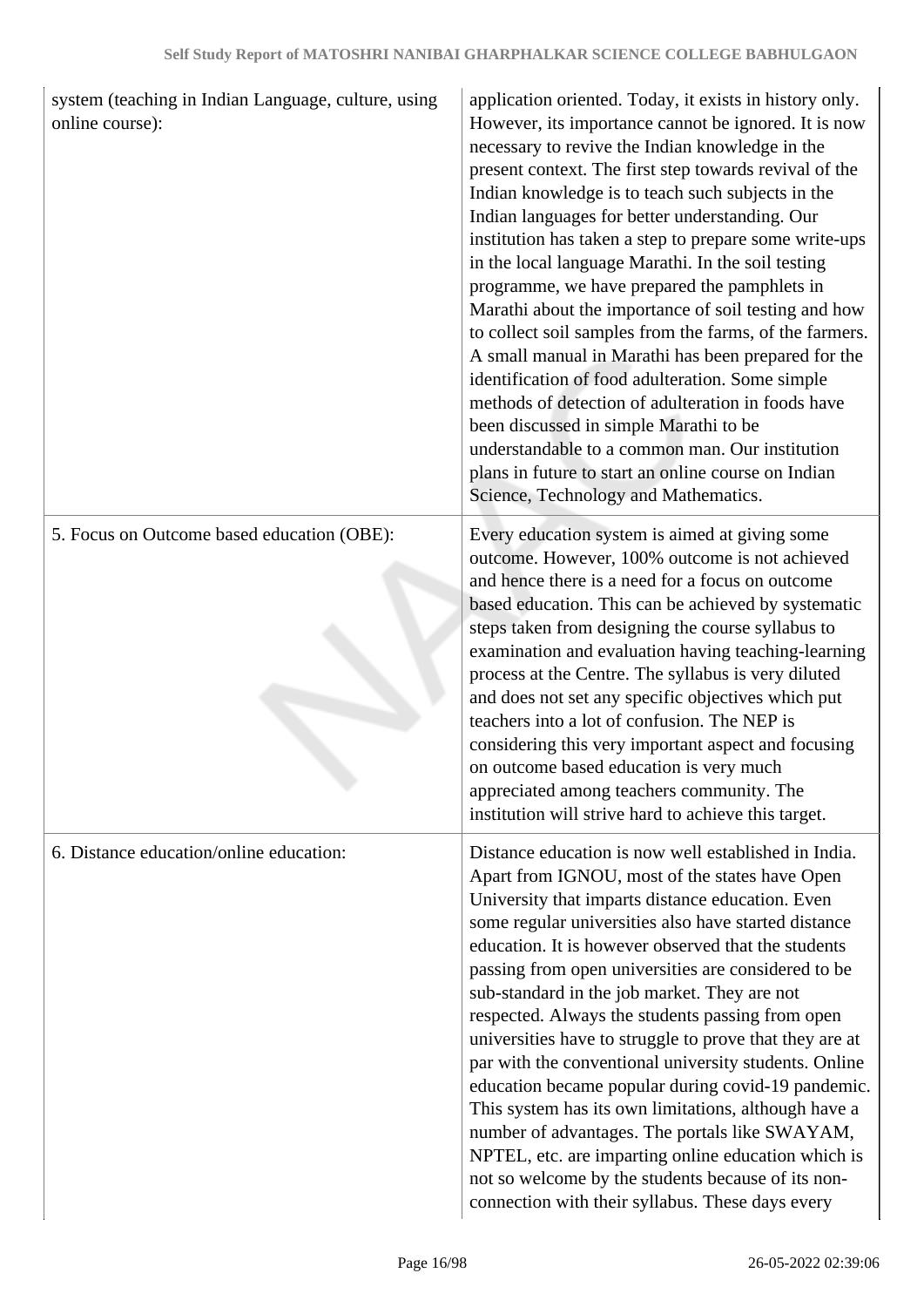| | |
|---|---|
| system (teaching in Indian Language, culture, using online course): | application oriented. Today, it exists in history only. However, its importance cannot be ignored. It is now necessary to revive the Indian knowledge in the present context. The first step towards revival of the Indian knowledge is to teach such subjects in the Indian languages for better understanding. Our institution has taken a step to prepare some write-ups in the local language Marathi. In the soil testing programme, we have prepared the pamphlets in Marathi about the importance of soil testing and how to collect soil samples from the farms, of the farmers. A small manual in Marathi has been prepared for the identification of food adulteration. Some simple methods of detection of adulteration in foods have been discussed in simple Marathi to be understandable to a common man. Our institution plans in future to start an online course on Indian Science, Technology and Mathematics. |
| 5. Focus on Outcome based education (OBE): | Every education system is aimed at giving some outcome. However, 100% outcome is not achieved and hence there is a need for a focus on outcome based education. This can be achieved by systematic steps taken from designing the course syllabus to examination and evaluation having teaching-learning process at the Centre. The syllabus is very diluted and does not set any specific objectives which put teachers into a lot of confusion. The NEP is considering this very important aspect and focusing on outcome based education is very much appreciated among teachers community. The institution will strive hard to achieve this target. |
| 6. Distance education/online education: | Distance education is now well established in India. Apart from IGNOU, most of the states have Open University that imparts distance education. Even some regular universities also have started distance education. It is however observed that the students passing from open universities are considered to be sub-standard in the job market. They are not respected. Always the students passing from open universities have to struggle to prove that they are at par with the conventional university students. Online education became popular during covid-19 pandemic. This system has its own limitations, although have a number of advantages. The portals like SWAYAM, NPTEL, etc. are imparting online education which is not so welcome by the students because of its non-connection with their syllabus. These days every |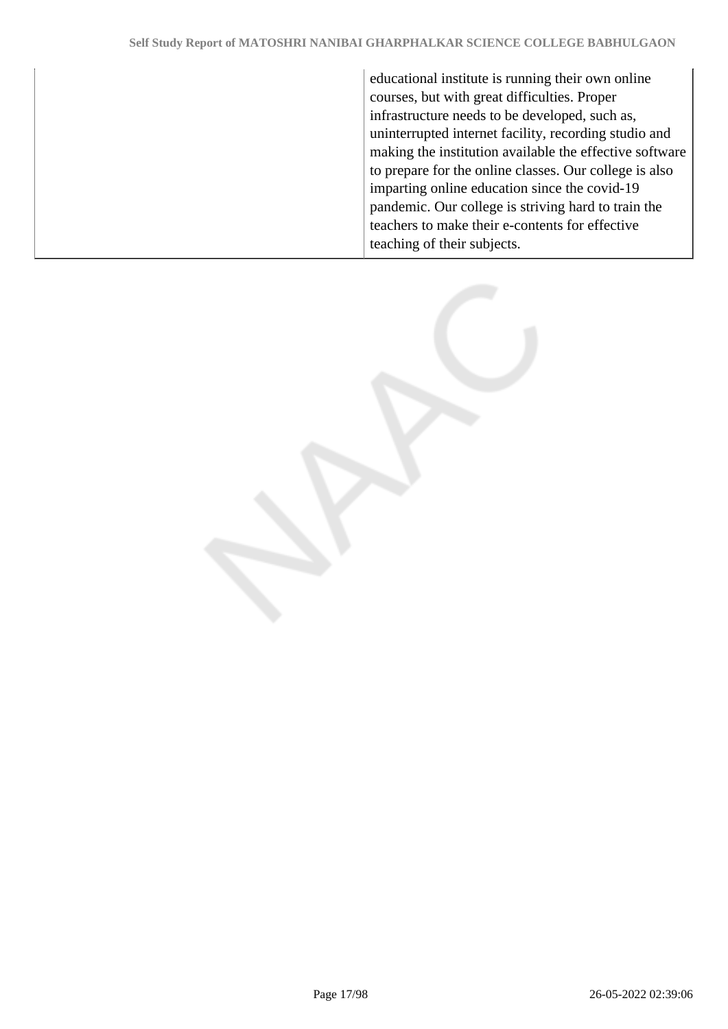| | |
|---|---|
| | educational institute is running their own online courses, but with great difficulties. Proper infrastructure needs to be developed, such as, uninterrupted internet facility, recording studio and making the institution available the effective software to prepare for the online classes. Our college is also imparting online education since the covid-19 pandemic. Our college is striving hard to train the teachers to make their e-contents for effective teaching of their subjects. |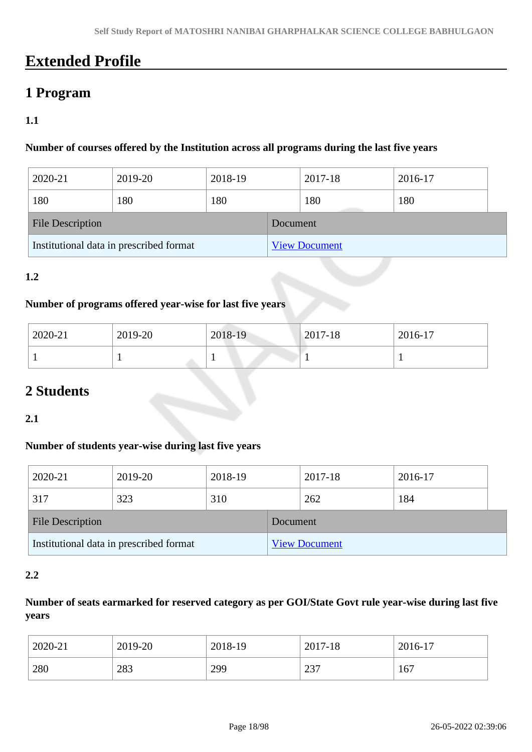# Extended Profile

## 1 Program

### 1.1

**Number of courses offered by the Institution across all programs during the last five years**

| 2020-21 | 2019-20 | 2018-19 | 2017-18 | 2016-17 |
|---|---|---|---|---|
| 180 | 180 | 180 | 180 | 180 |

| File Description | Document |
|---|---|
| Institutional data in prescribed format | View Document |

### 1.2

**Number of programs offered year-wise for last five years**

| 2020-21 | 2019-20 | 2018-19 | 2017-18 | 2016-17 |
|---|---|---|---|---|
| 1 | 1 | 1 | 1 | 1 |

## 2 Students

### 2.1

**Number of students year-wise during last five years**

| 2020-21 | 2019-20 | 2018-19 | 2017-18 | 2016-17 |
|---|---|---|---|---|
| 317 | 323 | 310 | 262 | 184 |

| File Description | Document |
|---|---|
| Institutional data in prescribed format | View Document |

### 2.2

**Number of seats earmarked for reserved category as per GOI/State Govt rule year-wise during last five years**

| 2020-21 | 2019-20 | 2018-19 | 2017-18 | 2016-17 |
|---|---|---|---|---|
| 280 | 283 | 299 | 237 | 167 |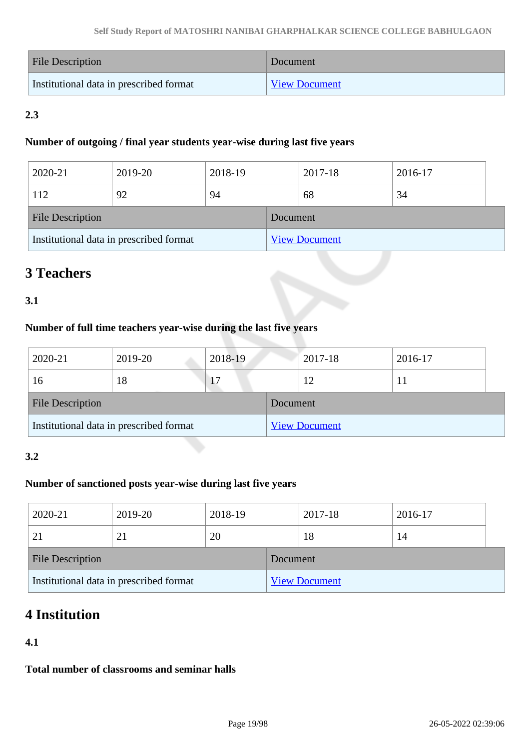| File Description | Document |
|---|---|
| Institutional data in prescribed format | View Document |

**2.3**

**Number of outgoing / final year students year-wise during last five years**

| 2020-21 | 2019-20 | 2018-19 | 2017-18 | 2016-17 |
|---|---|---|---|---|
| 112 | 92 | 94 | 68 | 34 |

| File Description | Document |
|---|---|
| Institutional data in prescribed format | View Document |

# 3 Teachers

**3.1**

**Number of full time teachers year-wise during the last five years**

| 2020-21 | 2019-20 | 2018-19 | 2017-18 | 2016-17 |
|---|---|---|---|---|
| 16 | 18 | 17 | 12 | 11 |

| File Description | Document |
|---|---|
| Institutional data in prescribed format | View Document |

**3.2**

**Number of sanctioned posts year-wise during last five years**

| 2020-21 | 2019-20 | 2018-19 | 2017-18 | 2016-17 |
|---|---|---|---|---|
| 21 | 21 | 20 | 18 | 14 |

| File Description | Document |
|---|---|
| Institutional data in prescribed format | View Document |

# 4 Institution

**4.1**

**Total number of classrooms and seminar halls**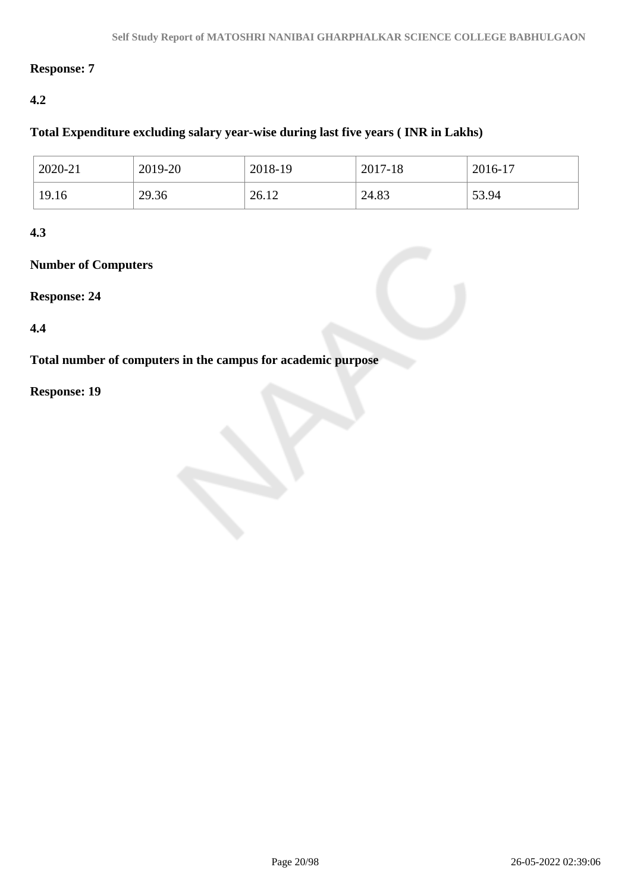**Response: 7**

**4.2**

**Total Expenditure excluding salary year-wise during last five years ( INR in Lakhs)**

| 2020-21 | 2019-20 | 2018-19 | 2017-18 | 2016-17 |
|---|---|---|---|---|
| 19.16 | 29.36 | 26.12 | 24.83 | 53.94 |

**4.3**

**Number of Computers**

**Response: 24**

**4.4**

**Total number of computers in the campus for academic purpose**

**Response: 19**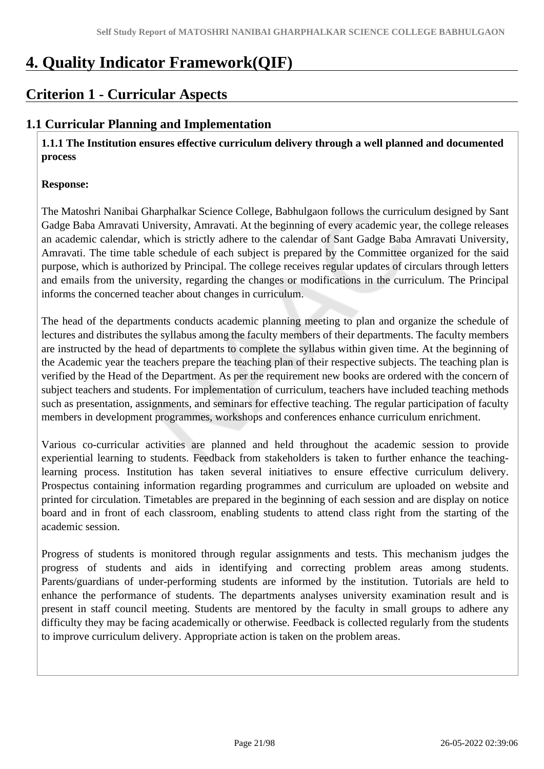# 4. Quality Indicator Framework(QIF)

## Criterion 1 - Curricular Aspects

### 1.1 Curricular Planning and Implementation

**1.1.1 The Institution ensures effective curriculum delivery through a well planned and documented process**

**Response:**

The Matoshri Nanibai Gharphalkar Science College, Babhulgaon follows the curriculum designed by Sant Gadge Baba Amravati University, Amravati. At the beginning of every academic year, the college releases an academic calendar, which is strictly adhere to the calendar of Sant Gadge Baba Amravati University, Amravati. The time table schedule of each subject is prepared by the Committee organized for the said purpose, which is authorized by Principal. The college receives regular updates of circulars through letters and emails from the university, regarding the changes or modifications in the curriculum. The Principal informs the concerned teacher about changes in curriculum.

The head of the departments conducts academic planning meeting to plan and organize the schedule of lectures and distributes the syllabus among the faculty members of their departments. The faculty members are instructed by the head of departments to complete the syllabus within given time. At the beginning of the Academic year the teachers prepare the teaching plan of their respective subjects. The teaching plan is verified by the Head of the Department. As per the requirement new books are ordered with the concern of subject teachers and students. For implementation of curriculum, teachers have included teaching methods such as presentation, assignments, and seminars for effective teaching. The regular participation of faculty members in development programmes, workshops and conferences enhance curriculum enrichment.

Various co-curricular activities are planned and held throughout the academic session to provide experiential learning to students. Feedback from stakeholders is taken to further enhance the teaching-learning process. Institution has taken several initiatives to ensure effective curriculum delivery. Prospectus containing information regarding programmes and curriculum are uploaded on website and printed for circulation. Timetables are prepared in the beginning of each session and are display on notice board and in front of each classroom, enabling students to attend class right from the starting of the academic session.

Progress of students is monitored through regular assignments and tests. This mechanism judges the progress of students and aids in identifying and correcting problem areas among students. Parents/guardians of under-performing students are informed by the institution. Tutorials are held to enhance the performance of students. The departments analyses university examination result and is present in staff council meeting. Students are mentored by the faculty in small groups to adhere any difficulty they may be facing academically or otherwise. Feedback is collected regularly from the students to improve curriculum delivery. Appropriate action is taken on the problem areas.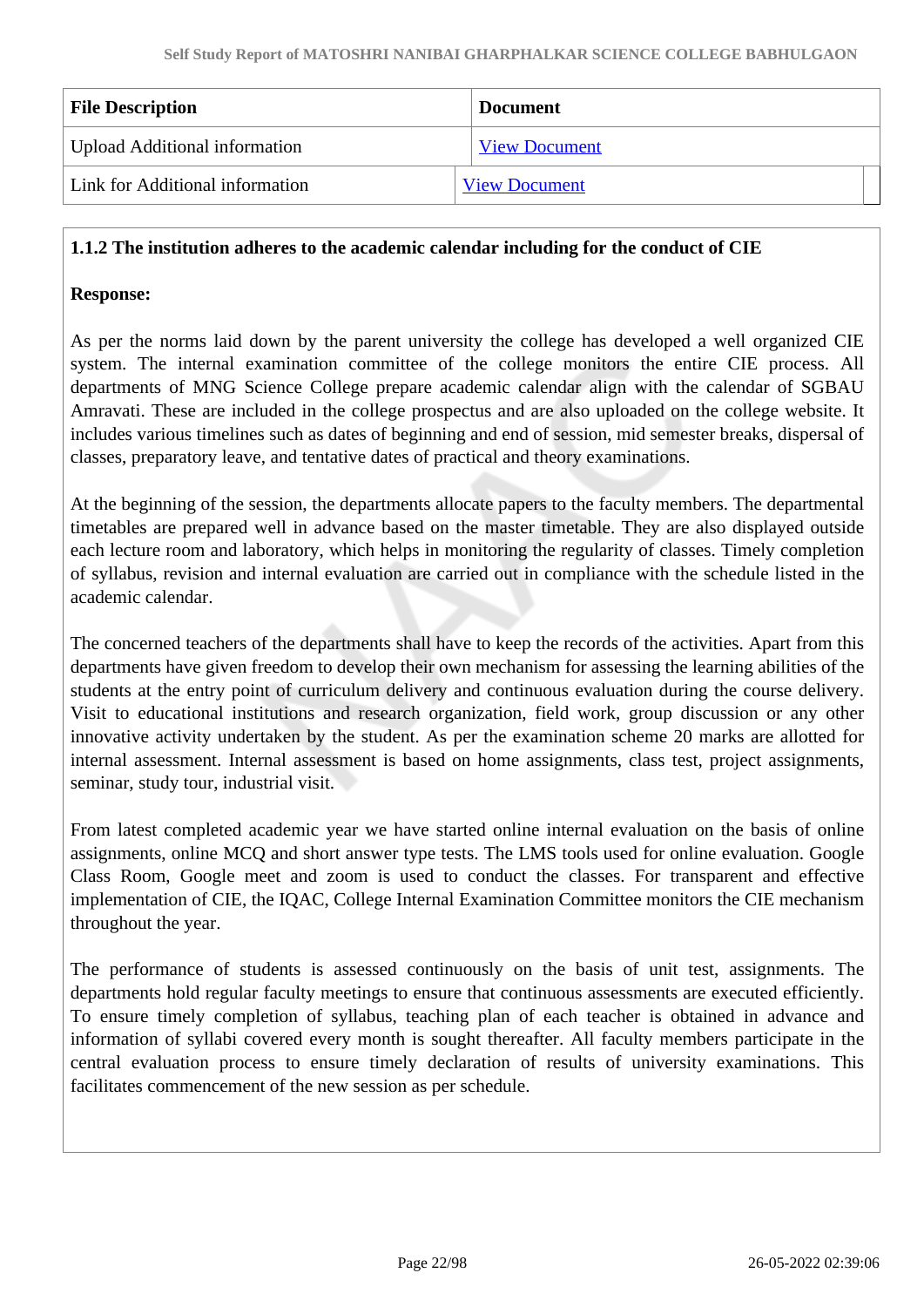| File Description | Document |
| --- | --- |
| Upload Additional information | View Document |
| Link for Additional information | View Document |

**1.1.2 The institution adheres to the academic calendar including for the conduct of CIE**

**Response:**

As per the norms laid down by the parent university the college has developed a well organized CIE system. The internal examination committee of the college monitors the entire CIE process. All departments of MNG Science College prepare academic calendar align with the calendar of SGBAU Amravati. These are included in the college prospectus and are also uploaded on the college website. It includes various timelines such as dates of beginning and end of session, mid semester breaks, dispersal of classes, preparatory leave, and tentative dates of practical and theory examinations.

At the beginning of the session, the departments allocate papers to the faculty members. The departmental timetables are prepared well in advance based on the master timetable. They are also displayed outside each lecture room and laboratory, which helps in monitoring the regularity of classes. Timely completion of syllabus, revision and internal evaluation are carried out in compliance with the schedule listed in the academic calendar.

The concerned teachers of the departments shall have to keep the records of the activities. Apart from this departments have given freedom to develop their own mechanism for assessing the learning abilities of the students at the entry point of curriculum delivery and continuous evaluation during the course delivery. Visit to educational institutions and research organization, field work, group discussion or any other innovative activity undertaken by the student. As per the examination scheme 20 marks are allotted for internal assessment. Internal assessment is based on home assignments, class test, project assignments, seminar, study tour, industrial visit.

From latest completed academic year we have started online internal evaluation on the basis of online assignments, online MCQ and short answer type tests. The LMS tools used for online evaluation. Google Class Room, Google meet and zoom is used to conduct the classes. For transparent and effective implementation of CIE, the IQAC, College Internal Examination Committee monitors the CIE mechanism throughout the year.

The performance of students is assessed continuously on the basis of unit test, assignments. The departments hold regular faculty meetings to ensure that continuous assessments are executed efficiently. To ensure timely completion of syllabus, teaching plan of each teacher is obtained in advance and information of syllabi covered every month is sought thereafter. All faculty members participate in the central evaluation process to ensure timely declaration of results of university examinations. This facilitates commencement of the new session as per schedule.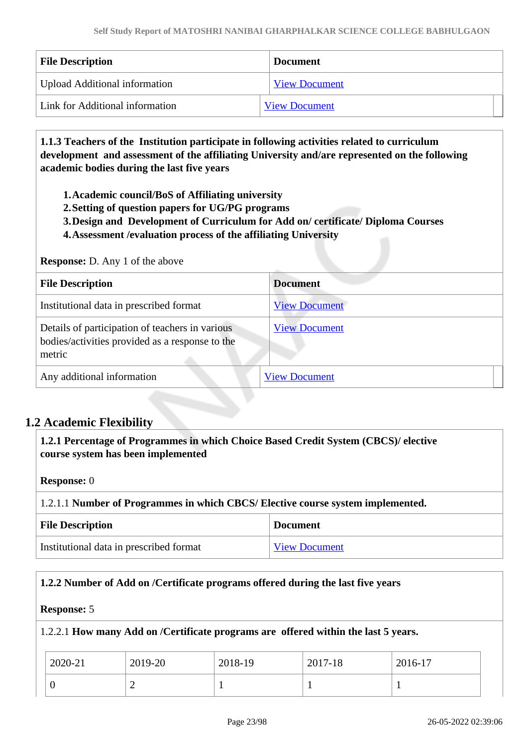| File Description | Document |
|---|---|
| Upload Additional information | View Document |
| Link for Additional information | View Document |

**1.1.3 Teachers of the Institution participate in following activities related to curriculum development and assessment of the affiliating University and/are represented on the following academic bodies during the last five years**

1. **Academic council/BoS of Affiliating university**
2. **Setting of question papers for UG/PG programs**
3. **Design and Development of Curriculum for Add on/ certificate/ Diploma Courses**
4. **Assessment /evaluation process of the affiliating University**

**Response:** D. Any 1 of the above

| File Description | Document |
|---|---|
| Institutional data in prescribed format | View Document |
| Details of participation of teachers in various bodies/activities provided as a response to the metric | View Document |
| Any additional information | View Document |

## 1.2 Academic Flexibility

**1.2.1 Percentage of Programmes in which Choice Based Credit System (CBCS)/ elective course system has been implemented**

**Response:** 0

1.2.1.1 **Number of Programmes in which CBCS/ Elective course system implemented.**

| File Description | Document |
|---|---|
| Institutional data in prescribed format | View Document |

**1.2.2 Number of Add on /Certificate programs offered during the last five years**

**Response:** 5

1.2.2.1 **How many Add on /Certificate programs are offered within the last 5 years.**

| 2020-21 | 2019-20 | 2018-19 | 2017-18 | 2016-17 |
|---|---|---|---|---|
| 0 | 2 | 1 | 1 | 1 |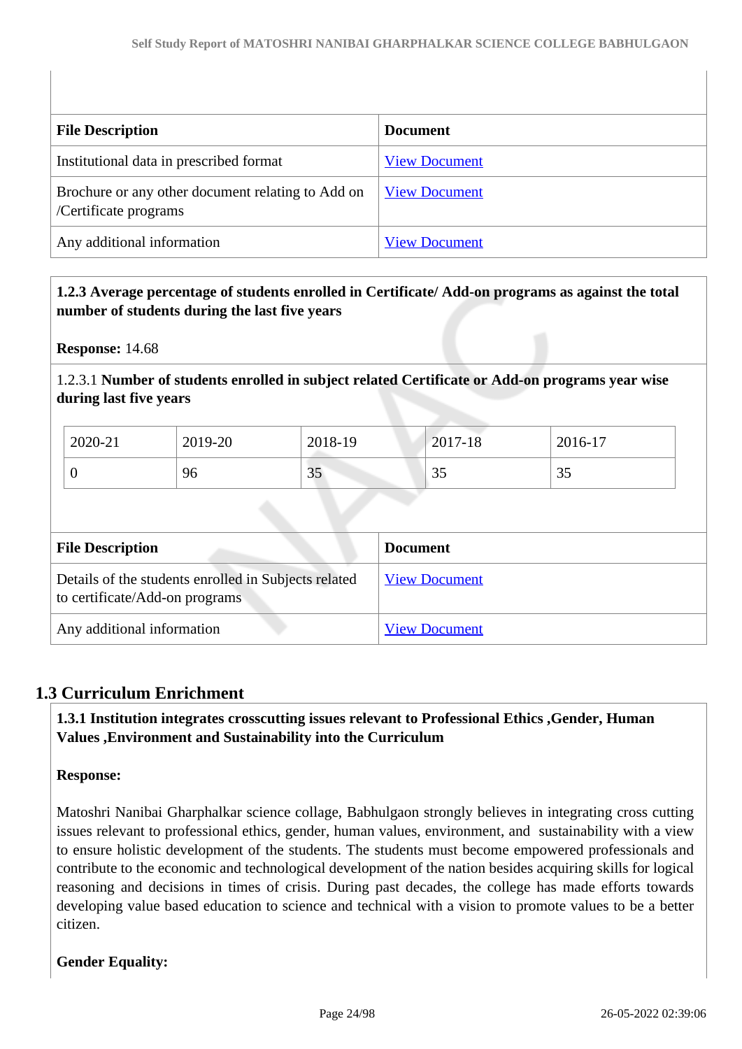| File Description | Document |
|---|---|
| Institutional data in prescribed format | View Document |
| Brochure or any other document relating to Add on /Certificate programs | View Document |
| Any additional information | View Document |

**1.2.3 Average percentage of students enrolled in Certificate/ Add-on programs as against the total number of students during the last five years**

**Response:** 14.68

1.2.3.1 **Number of students enrolled in subject related Certificate or Add-on programs year wise during last five years**

| 2020-21 | 2019-20 | 2018-19 | 2017-18 | 2016-17 |
|---|---|---|---|---|
| 0 | 96 | 35 | 35 | 35 |

| File Description | Document |
|---|---|
| Details of the students enrolled in Subjects related to certificate/Add-on programs | View Document |
| Any additional information | View Document |

## 1.3 Curriculum Enrichment

**1.3.1 Institution integrates crosscutting issues relevant to Professional Ethics ,Gender, Human Values ,Environment and Sustainability into the Curriculum**

**Response:**

Matoshri Nanibai Gharphalkar science collage, Babhulgaon strongly believes in integrating cross cutting issues relevant to professional ethics, gender, human values, environment, and sustainability with a view to ensure holistic development of the students. The students must become empowered professionals and contribute to the economic and technological development of the nation besides acquiring skills for logical reasoning and decisions in times of crisis. During past decades, the college has made efforts towards developing value based education to science and technical with a vision to promote values to be a better citizen.

**Gender Equality:**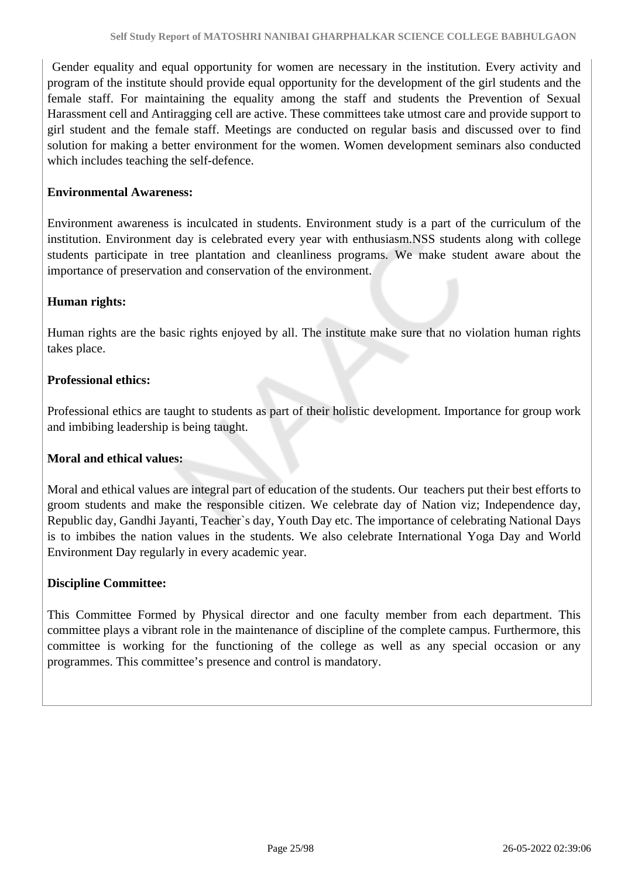Gender equality and equal opportunity for women are necessary in the institution. Every activity and program of the institute should provide equal opportunity for the development of the girl students and the female staff. For maintaining the equality among the staff and students the Prevention of Sexual Harassment cell and Antiragging cell are active. These committees take utmost care and provide support to girl student and the female staff. Meetings are conducted on regular basis and discussed over to find solution for making a better environment for the women. Women development seminars also conducted which includes teaching the self-defence.

**Environmental Awareness:**

Environment awareness is inculcated in students. Environment study is a part of the curriculum of the institution. Environment day is celebrated every year with enthusiasm.NSS students along with college students participate in tree plantation and cleanliness programs. We make student aware about the importance of preservation and conservation of the environment.

**Human rights:**

Human rights are the basic rights enjoyed by all. The institute make sure that no violation human rights takes place.

**Professional ethics:**

Professional ethics are taught to students as part of their holistic development. Importance for group work and imbibing leadership is being taught.

**Moral and ethical values:**

Moral and ethical values are integral part of education of the students. Our teachers put their best efforts to groom students and make the responsible citizen. We celebrate day of Nation viz; Independence day, Republic day, Gandhi Jayanti, Teacher`s day, Youth Day etc. The importance of celebrating National Days is to imbibes the nation values in the students. We also celebrate International Yoga Day and World Environment Day regularly in every academic year.

**Discipline Committee:**

This Committee Formed by Physical director and one faculty member from each department. This committee plays a vibrant role in the maintenance of discipline of the complete campus. Furthermore, this committee is working for the functioning of the college as well as any special occasion or any programmes. This committee's presence and control is mandatory.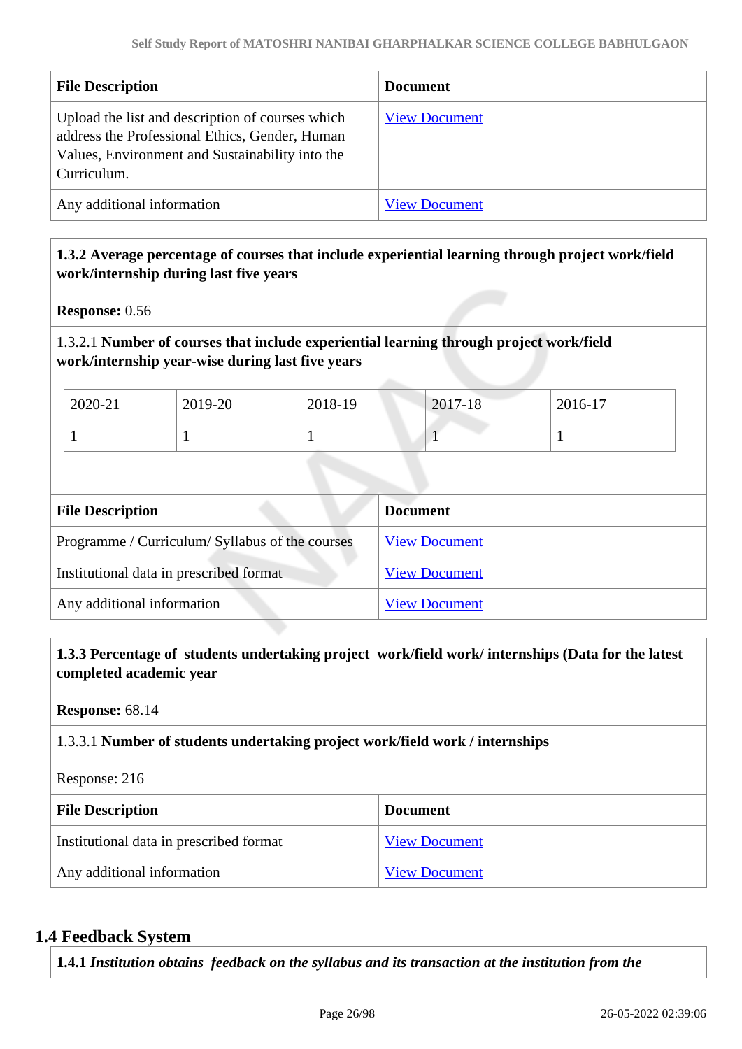| File Description | Document |
|---|---|
| Upload the list and description of courses which address the Professional Ethics, Gender, Human Values, Environment and Sustainability into the Curriculum. | View Document |
| Any additional information | View Document |

**1.3.2 Average percentage of courses that include experiential learning through project work/field work/internship during last five years**

**Response:** 0.56

1.3.2.1 **Number of courses that include experiential learning through project work/field work/internship year-wise during last five years**

| 2020-21 | 2019-20 | 2018-19 | 2017-18 | 2016-17 |
|---|---|---|---|---|
| 1 | 1 | 1 | 1 | 1 |

| File Description | Document |
|---|---|
| Programme / Curriculum/ Syllabus of the courses | View Document |
| Institutional data in prescribed format | View Document |
| Any additional information | View Document |

**1.3.3 Percentage of students undertaking project work/field work/ internships (Data for the latest completed academic year**

**Response:** 68.14

1.3.3.1 **Number of students undertaking project work/field work / internships**

Response: 216

| File Description | Document |
|---|---|
| Institutional data in prescribed format | View Document |
| Any additional information | View Document |

## 1.4 Feedback System

**1.4.1** ***Institution obtains feedback on the syllabus and its transaction at the institution from the***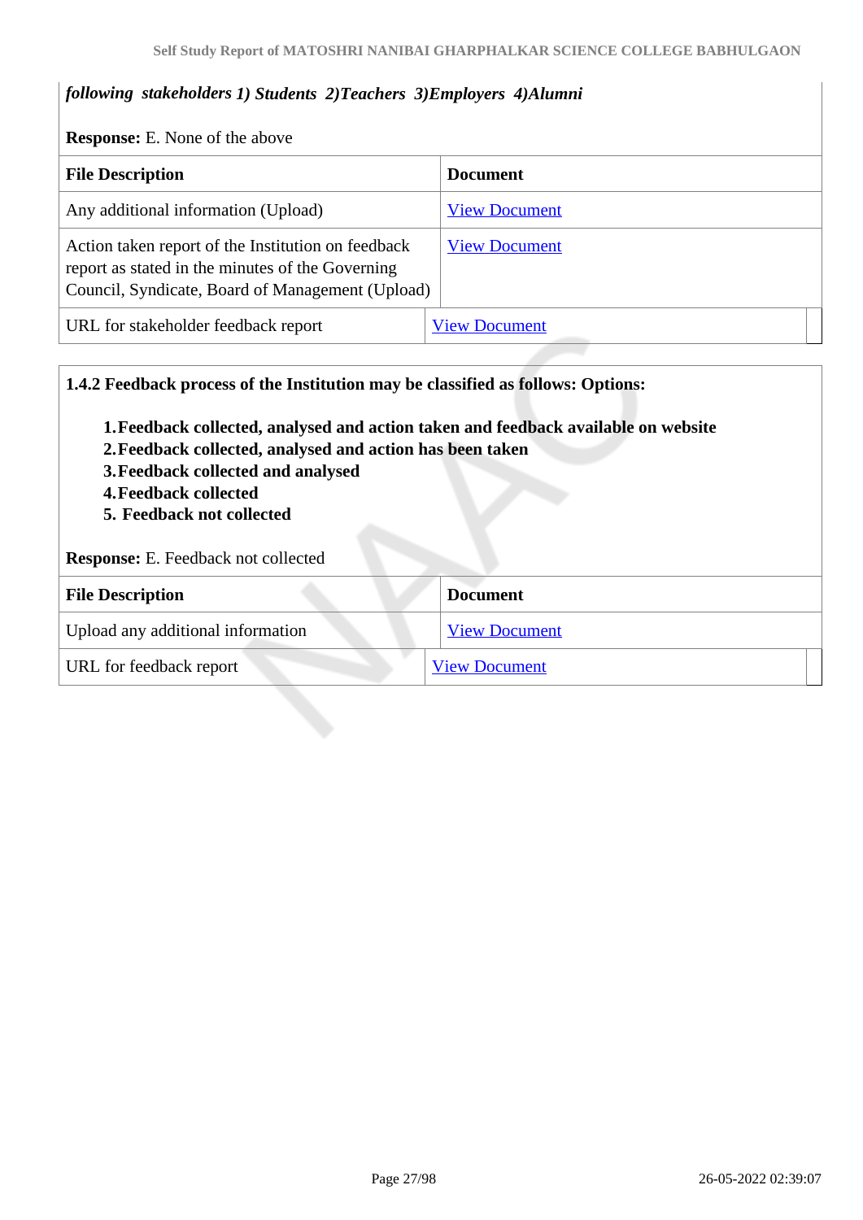*following stakeholders 1) Students 2)Teachers 3)Employers 4)Alumni*

**Response:** E. None of the above

| File Description | Document |
|---|---|
| Any additional information (Upload) | View Document |
| Action taken report of the Institution on feedback report as stated in the minutes of the Governing Council, Syndicate, Board of Management (Upload) | View Document |
| URL for stakeholder feedback report | View Document |

**1.4.2 Feedback process of the Institution may be classified as follows: Options:**

1. **Feedback collected, analysed and action taken and feedback available on website**
2. **Feedback collected, analysed and action has been taken**
3. **Feedback collected and analysed**
4. **Feedback collected**
5. **Feedback not collected**

**Response:** E. Feedback not collected

| File Description | Document |
|---|---|
| Upload any additional information | View Document |
| URL for feedback report | View Document |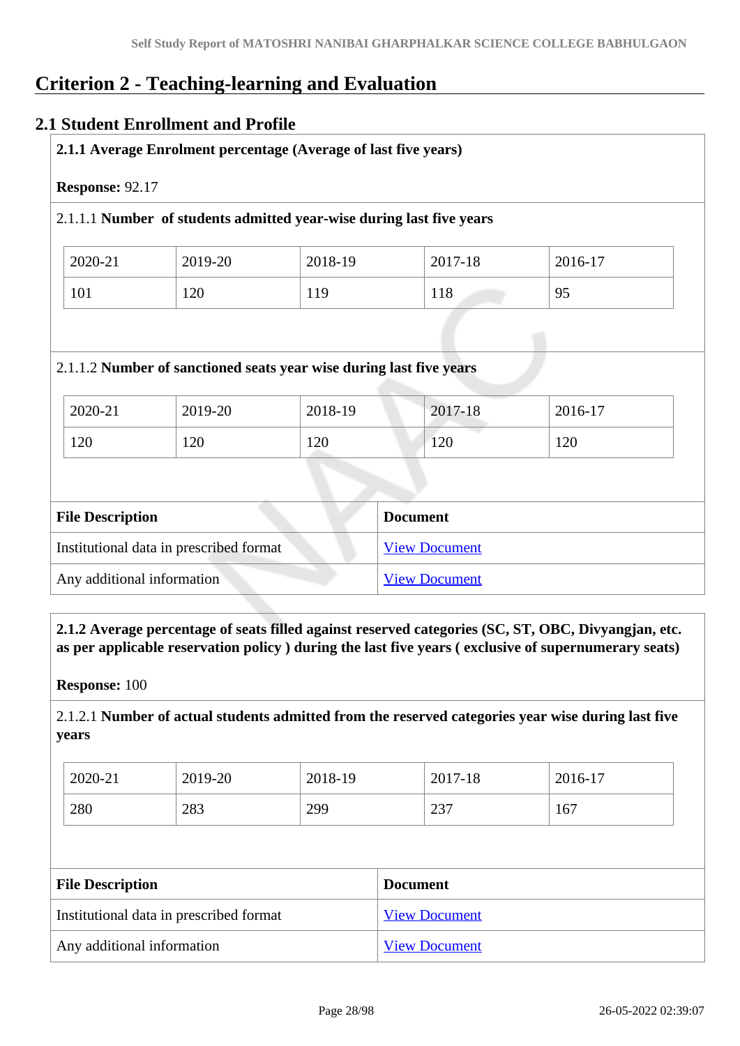# Criterion 2 - Teaching-learning and Evaluation

## 2.1 Student Enrollment and Profile

**2.1.1 Average Enrolment percentage (Average of last five years)**

**Response:** 92.17

2.1.1.1 **Number of students admitted year-wise during last five years**

| 2020-21 | 2019-20 | 2018-19 | 2017-18 | 2016-17 |
|---|---|---|---|---|
| 101 | 120 | 119 | 118 | 95 |

2.1.1.2 **Number of sanctioned seats year wise during last five years**

| 2020-21 | 2019-20 | 2018-19 | 2017-18 | 2016-17 |
|---|---|---|---|---|
| 120 | 120 | 120 | 120 | 120 |

| File Description | Document |
|---|---|
| Institutional data in prescribed format | View Document |
| Any additional information | View Document |

**2.1.2 Average percentage of seats filled against reserved categories (SC, ST, OBC, Divyangjan, etc. as per applicable reservation policy ) during the last five years ( exclusive of supernumerary seats)**

**Response:** 100

2.1.2.1 **Number of actual students admitted from the reserved categories year wise during last five years**

| 2020-21 | 2019-20 | 2018-19 | 2017-18 | 2016-17 |
|---|---|---|---|---|
| 280 | 283 | 299 | 237 | 167 |

| File Description | Document |
|---|---|
| Institutional data in prescribed format | View Document |
| Any additional information | View Document |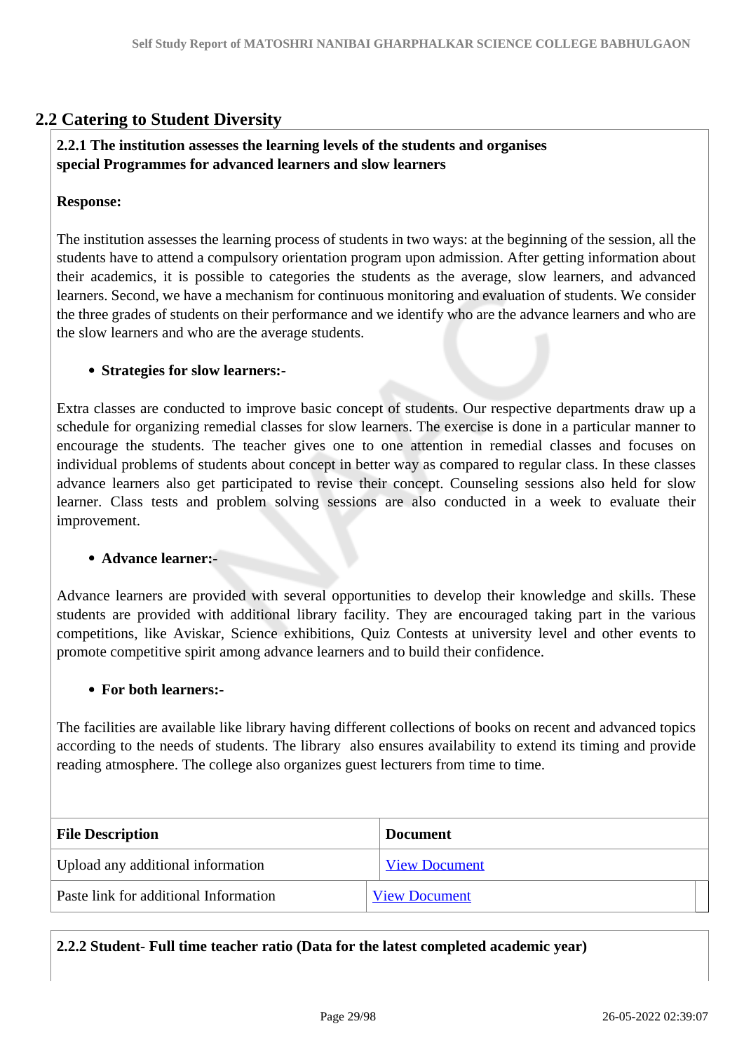## 2.2 Catering to Student Diversity

**2.2.1 The institution assesses the learning levels of the students and organises special Programmes for advanced learners and slow learners**

**Response:**

The institution assesses the learning process of students in two ways: at the beginning of the session, all the students have to attend a compulsory orientation program upon admission. After getting information about their academics, it is possible to categories the students as the average, slow learners, and advanced learners. Second, we have a mechanism for continuous monitoring and evaluation of students. We consider the three grades of students on their performance and we identify who are the advance learners and who are the slow learners and who are the average students.

- **Strategies for slow learners:-**

Extra classes are conducted to improve basic concept of students. Our respective departments draw up a schedule for organizing remedial classes for slow learners. The exercise is done in a particular manner to encourage the students. The teacher gives one to one attention in remedial classes and focuses on individual problems of students about concept in better way as compared to regular class. In these classes advance learners also get participated to revise their concept. Counseling sessions also held for slow learner. Class tests and problem solving sessions are also conducted in a week to evaluate their improvement.

- **Advance learner:-**

Advance learners are provided with several opportunities to develop their knowledge and skills. These students are provided with additional library facility. They are encouraged taking part in the various competitions, like Aviskar, Science exhibitions, Quiz Contests at university level and other events to promote competitive spirit among advance learners and to build their confidence.

- **For both learners:-**

The facilities are available like library having different collections of books on recent and advanced topics according to the needs of students. The library also ensures availability to extend its timing and provide reading atmosphere. The college also organizes guest lecturers from time to time.

| File Description | Document |
|---|---|
| Upload any additional information | View Document |
| Paste link for additional Information | View Document |

**2.2.2 Student- Full time teacher ratio (Data for the latest completed academic year)**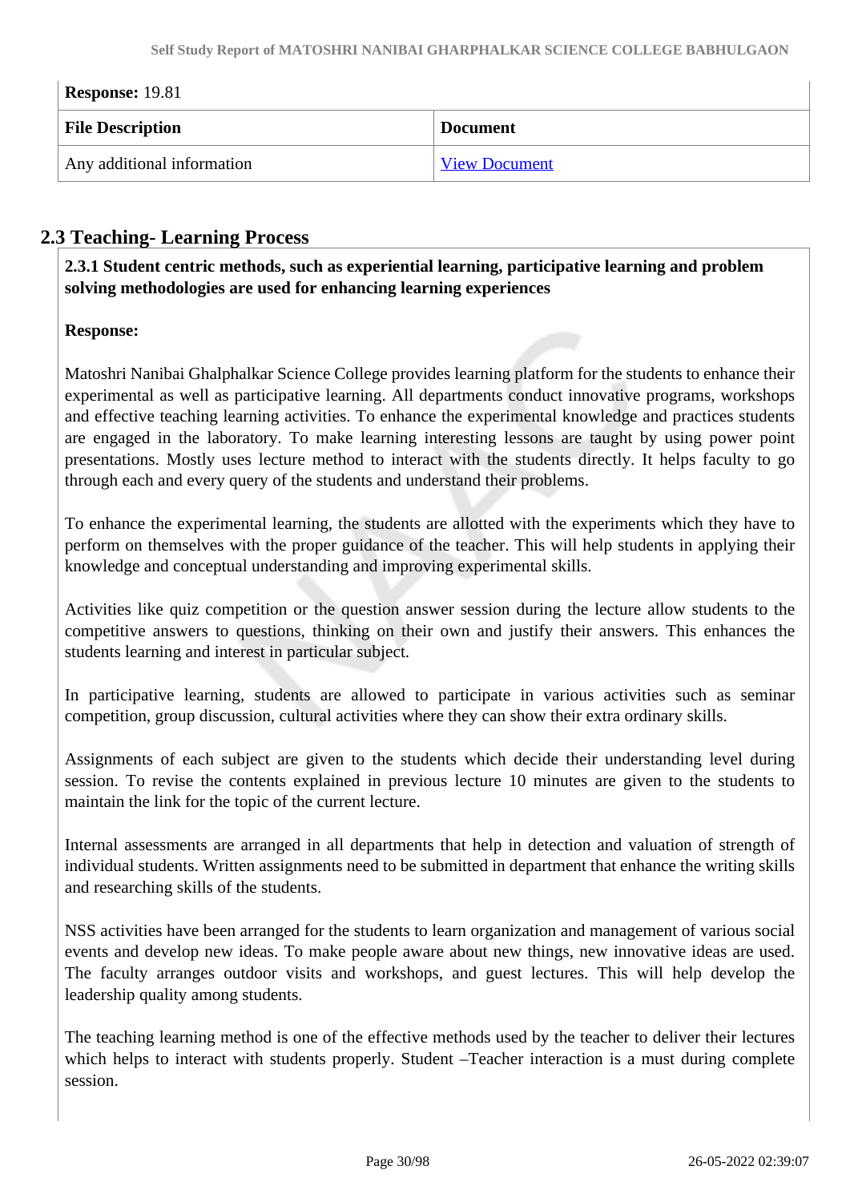**Response:** 19.81

| File Description | Document |
|---|---|
| Any additional information | View Document |

## 2.3 Teaching- Learning Process

**2.3.1 Student centric methods, such as experiential learning, participative learning and problem solving methodologies are used for enhancing learning experiences**

**Response:**

Matoshri Nanibai Ghalphalkar Science College provides learning platform for the students to enhance their experimental as well as participative learning. All departments conduct innovative programs, workshops and effective teaching learning activities. To enhance the experimental knowledge and practices students are engaged in the laboratory. To make learning interesting lessons are taught by using power point presentations. Mostly uses lecture method to interact with the students directly. It helps faculty to go through each and every query of the students and understand their problems.

To enhance the experimental learning, the students are allotted with the experiments which they have to perform on themselves with the proper guidance of the teacher. This will help students in applying their knowledge and conceptual understanding and improving experimental skills.

Activities like quiz competition or the question answer session during the lecture allow students to the competitive answers to questions, thinking on their own and justify their answers. This enhances the students learning and interest in particular subject.

In participative learning, students are allowed to participate in various activities such as seminar competition, group discussion, cultural activities where they can show their extra ordinary skills.

Assignments of each subject are given to the students which decide their understanding level during session. To revise the contents explained in previous lecture 10 minutes are given to the students to maintain the link for the topic of the current lecture.

Internal assessments are arranged in all departments that help in detection and valuation of strength of individual students. Written assignments need to be submitted in department that enhance the writing skills and researching skills of the students.

NSS activities have been arranged for the students to learn organization and management of various social events and develop new ideas. To make people aware about new things, new innovative ideas are used. The faculty arranges outdoor visits and workshops, and guest lectures. This will help develop the leadership quality among students.

The teaching learning method is one of the effective methods used by the teacher to deliver their lectures which helps to interact with students properly. Student –Teacher interaction is a must during complete session.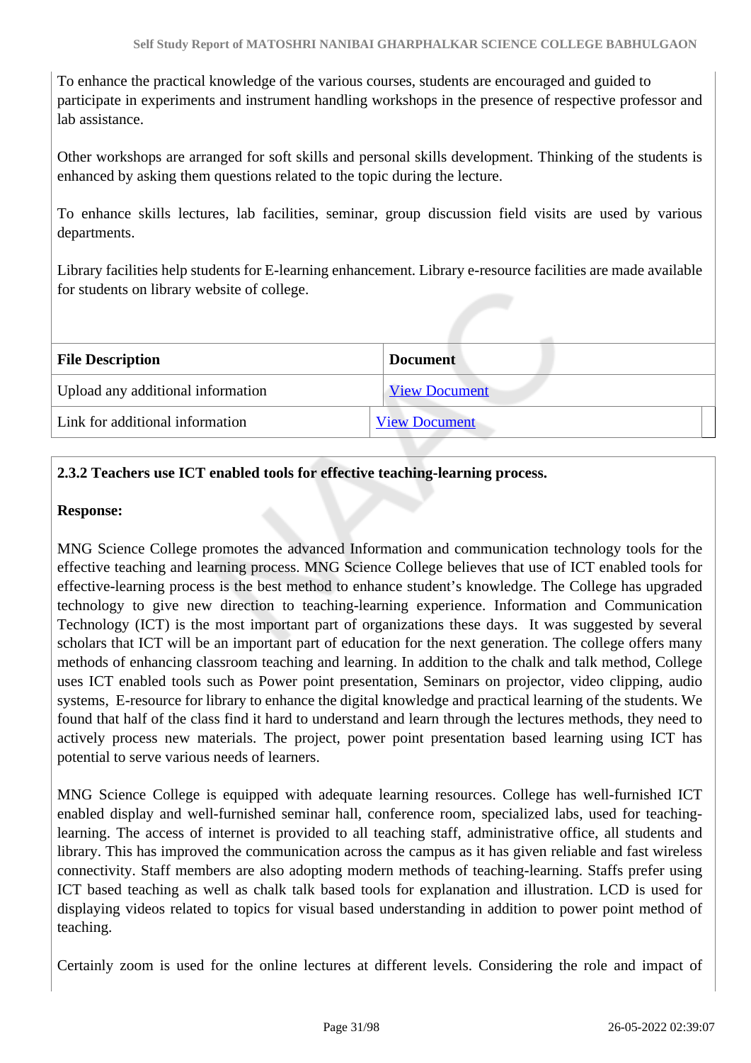To enhance the practical knowledge of the various courses, students are encouraged and guided to participate in experiments and instrument handling workshops in the presence of respective professor and lab assistance.

Other workshops are arranged for soft skills and personal skills development. Thinking of the students is enhanced by asking them questions related to the topic during the lecture.

To enhance skills lectures, lab facilities, seminar, group discussion field visits are used by various departments.

Library facilities help students for E-learning enhancement. Library e-resource facilities are made available for students on library website of college.

| File Description | Document |
|---|---|
| Upload any additional information | View Document |
| Link for additional information | View Document |

**2.3.2 Teachers use ICT enabled tools for effective teaching-learning process.**

**Response:**

MNG Science College promotes the advanced Information and communication technology tools for the effective teaching and learning process. MNG Science College believes that use of ICT enabled tools for effective-learning process is the best method to enhance student's knowledge. The College has upgraded technology to give new direction to teaching-learning experience. Information and Communication Technology (ICT) is the most important part of organizations these days. It was suggested by several scholars that ICT will be an important part of education for the next generation. The college offers many methods of enhancing classroom teaching and learning. In addition to the chalk and talk method, College uses ICT enabled tools such as Power point presentation, Seminars on projector, video clipping, audio systems, E-resource for library to enhance the digital knowledge and practical learning of the students. We found that half of the class find it hard to understand and learn through the lectures methods, they need to actively process new materials. The project, power point presentation based learning using ICT has potential to serve various needs of learners.

MNG Science College is equipped with adequate learning resources. College has well-furnished ICT enabled display and well-furnished seminar hall, conference room, specialized labs, used for teaching-learning. The access of internet is provided to all teaching staff, administrative office, all students and library. This has improved the communication across the campus as it has given reliable and fast wireless connectivity. Staff members are also adopting modern methods of teaching-learning. Staffs prefer using ICT based teaching as well as chalk talk based tools for explanation and illustration. LCD is used for displaying videos related to topics for visual based understanding in addition to power point method of teaching.

Certainly zoom is used for the online lectures at different levels. Considering the role and impact of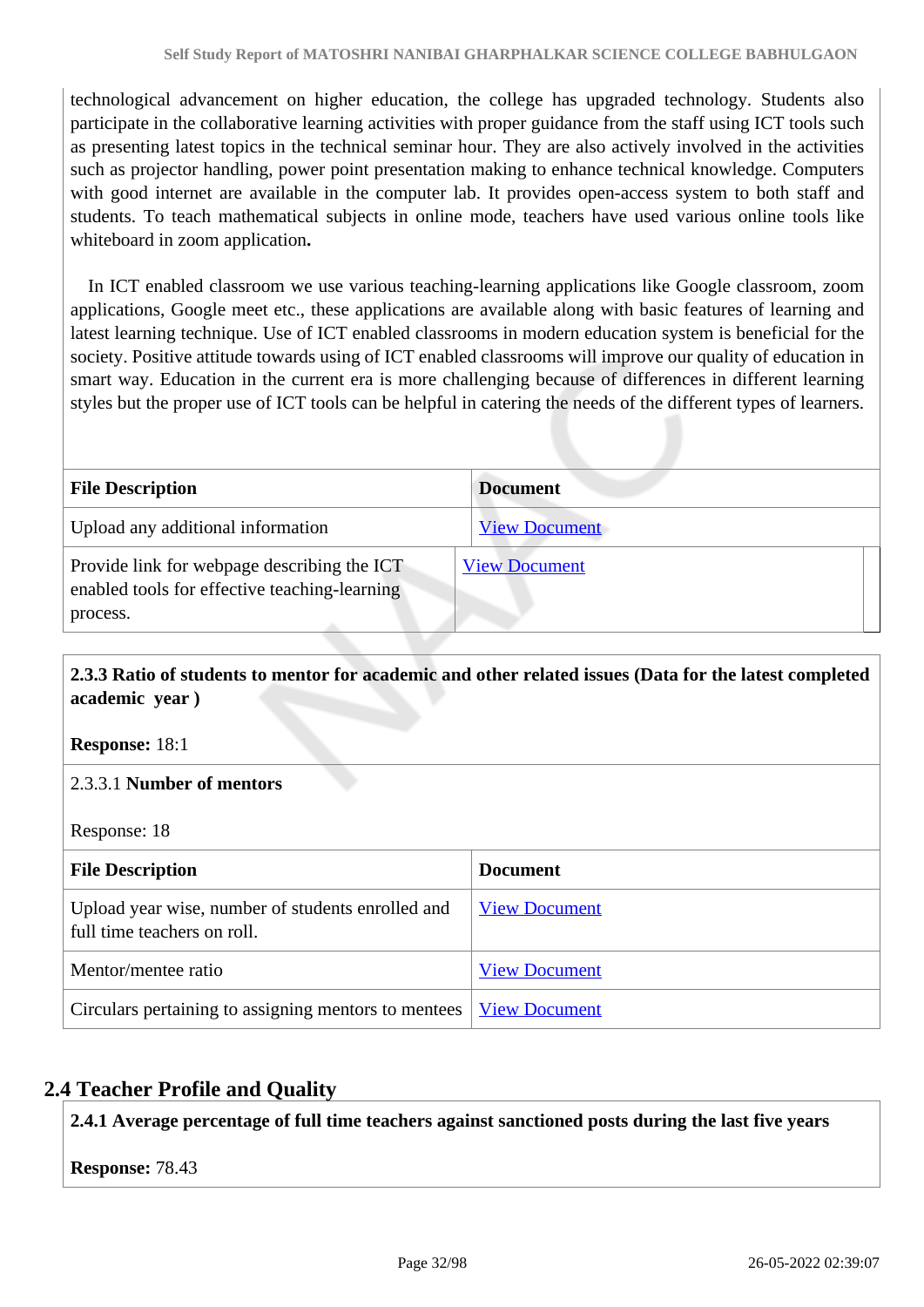technological advancement on higher education, the college has upgraded technology. Students also participate in the collaborative learning activities with proper guidance from the staff using ICT tools such as presenting latest topics in the technical seminar hour. They are also actively involved in the activities such as projector handling, power point presentation making to enhance technical knowledge. Computers with good internet are available in the computer lab. It provides open-access system to both staff and students. To teach mathematical subjects in online mode, teachers have used various online tools like whiteboard in zoom application**.**

In ICT enabled classroom we use various teaching-learning applications like Google classroom, zoom applications, Google meet etc., these applications are available along with basic features of learning and latest learning technique. Use of ICT enabled classrooms in modern education system is beneficial for the society. Positive attitude towards using of ICT enabled classrooms will improve our quality of education in smart way. Education in the current era is more challenging because of differences in different learning styles but the proper use of ICT tools can be helpful in catering the needs of the different types of learners.

| File Description | Document |
|---|---|
| Upload any additional information | View Document |
| Provide link for webpage describing the ICT enabled tools for effective teaching-learning process. | View Document |

**2.3.3 Ratio of students to mentor for academic and other related issues (Data for the latest completed academic year )**

**Response:** 18:1

2.3.3.1 **Number of mentors**

Response: 18

| File Description | Document |
|---|---|
| Upload year wise, number of students enrolled and full time teachers on roll. | View Document |
| Mentor/mentee ratio | View Document |
| Circulars pertaining to assigning mentors to mentees | View Document |

## 2.4 Teacher Profile and Quality

**2.4.1 Average percentage of full time teachers against sanctioned posts during the last five years**

**Response:** 78.43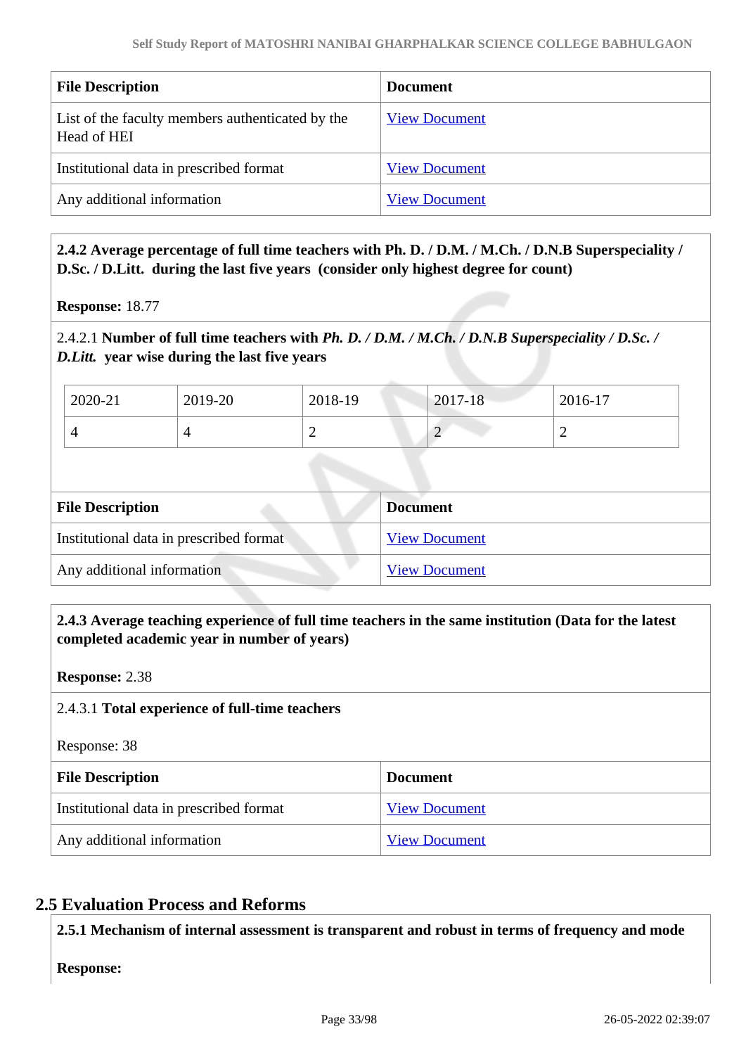| File Description | Document |
|---|---|
| List of the faculty members authenticated by the Head of HEI | View Document |
| Institutional data in prescribed format | View Document |
| Any additional information | View Document |

**2.4.2 Average percentage of full time teachers with Ph. D. / D.M. / M.Ch. / D.N.B Superspeciality / D.Sc. / D.Litt. during the last five years (consider only highest degree for count)**

**Response:** 18.77

2.4.2.1 **Number of full time teachers with *Ph. D. / D.M. / M.Ch. / D.N.B Superspeciality / D.Sc. / D.Litt.* year wise during the last five years**

| 2020-21 | 2019-20 | 2018-19 | 2017-18 | 2016-17 |
|---|---|---|---|---|
| 4 | 4 | 2 | 2 | 2 |

| File Description | Document |
|---|---|
| Institutional data in prescribed format | View Document |
| Any additional information | View Document |

**2.4.3 Average teaching experience of full time teachers in the same institution (Data for the latest completed academic year in number of years)**

**Response:** 2.38

2.4.3.1 **Total experience of full-time teachers**

Response: 38

| File Description | Document |
|---|---|
| Institutional data in prescribed format | View Document |
| Any additional information | View Document |

## 2.5 Evaluation Process and Reforms

**2.5.1 Mechanism of internal assessment is transparent and robust in terms of frequency and mode**

**Response:**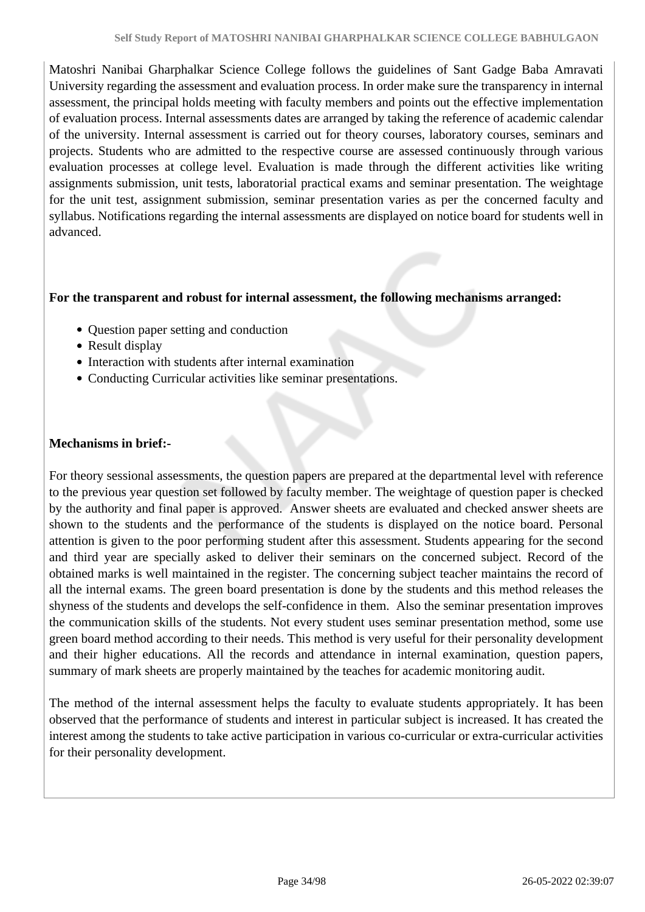Matoshri Nanibai Gharphalkar Science College follows the guidelines of Sant Gadge Baba Amravati University regarding the assessment and evaluation process. In order make sure the transparency in internal assessment, the principal holds meeting with faculty members and points out the effective implementation of evaluation process. Internal assessments dates are arranged by taking the reference of academic calendar of the university. Internal assessment is carried out for theory courses, laboratory courses, seminars and projects. Students who are admitted to the respective course are assessed continuously through various evaluation processes at college level. Evaluation is made through the different activities like writing assignments submission, unit tests, laboratorial practical exams and seminar presentation. The weightage for the unit test, assignment submission, seminar presentation varies as per the concerned faculty and syllabus. Notifications regarding the internal assessments are displayed on notice board for students well in advanced.

**For the transparent and robust for internal assessment, the following mechanisms arranged:**

- Question paper setting and conduction
- Result display
- Interaction with students after internal examination
- Conducting Curricular activities like seminar presentations.

**Mechanisms in brief:-**

For theory sessional assessments, the question papers are prepared at the departmental level with reference to the previous year question set followed by faculty member. The weightage of question paper is checked by the authority and final paper is approved. Answer sheets are evaluated and checked answer sheets are shown to the students and the performance of the students is displayed on the notice board. Personal attention is given to the poor performing student after this assessment. Students appearing for the second and third year are specially asked to deliver their seminars on the concerned subject. Record of the obtained marks is well maintained in the register. The concerning subject teacher maintains the record of all the internal exams. The green board presentation is done by the students and this method releases the shyness of the students and develops the self-confidence in them. Also the seminar presentation improves the communication skills of the students. Not every student uses seminar presentation method, some use green board method according to their needs. This method is very useful for their personality development and their higher educations. All the records and attendance in internal examination, question papers, summary of mark sheets are properly maintained by the teaches for academic monitoring audit.

The method of the internal assessment helps the faculty to evaluate students appropriately. It has been observed that the performance of students and interest in particular subject is increased. It has created the interest among the students to take active participation in various co-curricular or extra-curricular activities for their personality development.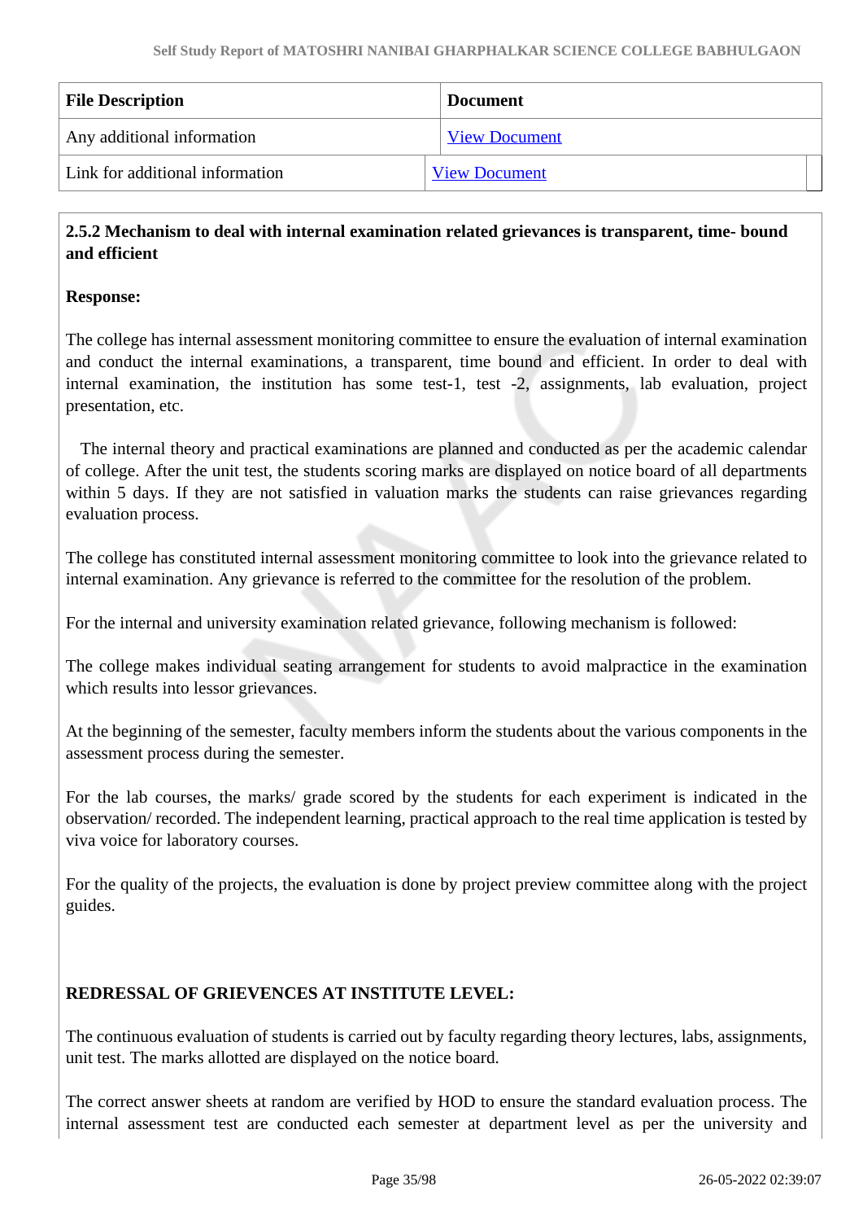| File Description | Document |
|---|---|
| Any additional information | View Document |
| Link for additional information | View Document |

**2.5.2 Mechanism to deal with internal examination related grievances is transparent, time- bound and efficient**

**Response:**

The college has internal assessment monitoring committee to ensure the evaluation of internal examination and conduct the internal examinations, a transparent, time bound and efficient. In order to deal with internal examination, the institution has some test-1, test -2, assignments, lab evaluation, project presentation, etc.

The internal theory and practical examinations are planned and conducted as per the academic calendar of college. After the unit test, the students scoring marks are displayed on notice board of all departments within 5 days. If they are not satisfied in valuation marks the students can raise grievances regarding evaluation process.

The college has constituted internal assessment monitoring committee to look into the grievance related to internal examination. Any grievance is referred to the committee for the resolution of the problem.

For the internal and university examination related grievance, following mechanism is followed:

The college makes individual seating arrangement for students to avoid malpractice in the examination which results into lessor grievances.

At the beginning of the semester, faculty members inform the students about the various components in the assessment process during the semester.

For the lab courses, the marks/ grade scored by the students for each experiment is indicated in the observation/ recorded. The independent learning, practical approach to the real time application is tested by viva voice for laboratory courses.

For the quality of the projects, the evaluation is done by project preview committee along with the project guides.

**REDRESSAL OF GRIEVENCES AT INSTITUTE LEVEL:**

The continuous evaluation of students is carried out by faculty regarding theory lectures, labs, assignments, unit test. The marks allotted are displayed on the notice board.

The correct answer sheets at random are verified by HOD to ensure the standard evaluation process. The internal assessment test are conducted each semester at department level as per the university and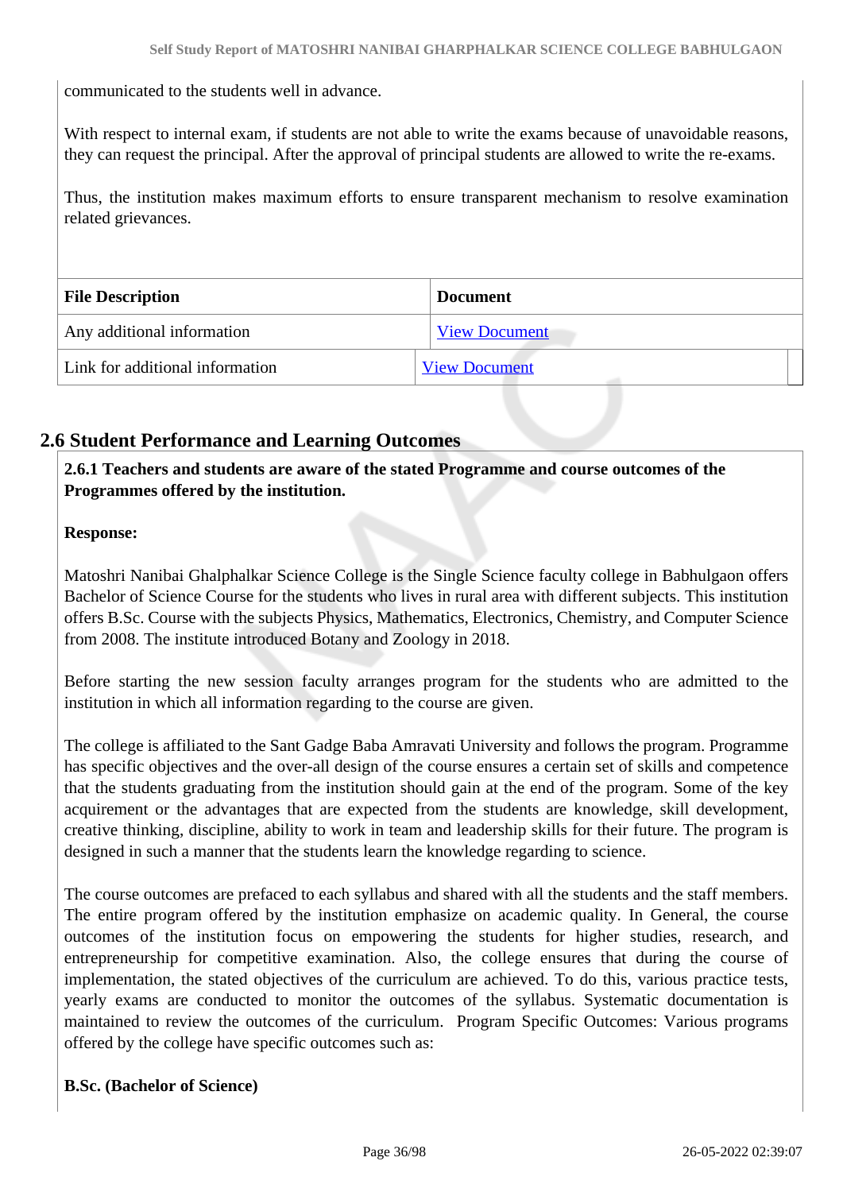communicated to the students well in advance.

With respect to internal exam, if students are not able to write the exams because of unavoidable reasons, they can request the principal. After the approval of principal students are allowed to write the re-exams.

Thus, the institution makes maximum efforts to ensure transparent mechanism to resolve examination related grievances.

| File Description | Document |
|---|---|
| Any additional information | View Document |
| Link for additional information | View Document |

## 2.6 Student Performance and Learning Outcomes

**2.6.1 Teachers and students are aware of the stated Programme and course outcomes of the Programmes offered by the institution.**

**Response:**

Matoshri Nanibai Ghalphalkar Science College is the Single Science faculty college in Babhulgaon offers Bachelor of Science Course for the students who lives in rural area with different subjects. This institution offers B.Sc. Course with the subjects Physics, Mathematics, Electronics, Chemistry, and Computer Science from 2008. The institute introduced Botany and Zoology in 2018.

Before starting the new session faculty arranges program for the students who are admitted to the institution in which all information regarding to the course are given.

The college is affiliated to the Sant Gadge Baba Amravati University and follows the program. Programme has specific objectives and the over-all design of the course ensures a certain set of skills and competence that the students graduating from the institution should gain at the end of the program. Some of the key acquirement or the advantages that are expected from the students are knowledge, skill development, creative thinking, discipline, ability to work in team and leadership skills for their future. The program is designed in such a manner that the students learn the knowledge regarding to science.

The course outcomes are prefaced to each syllabus and shared with all the students and the staff members. The entire program offered by the institution emphasize on academic quality. In General, the course outcomes of the institution focus on empowering the students for higher studies, research, and entrepreneurship for competitive examination. Also, the college ensures that during the course of implementation, the stated objectives of the curriculum are achieved. To do this, various practice tests, yearly exams are conducted to monitor the outcomes of the syllabus. Systematic documentation is maintained to review the outcomes of the curriculum. Program Specific Outcomes: Various programs offered by the college have specific outcomes such as:

**B.Sc. (Bachelor of Science)**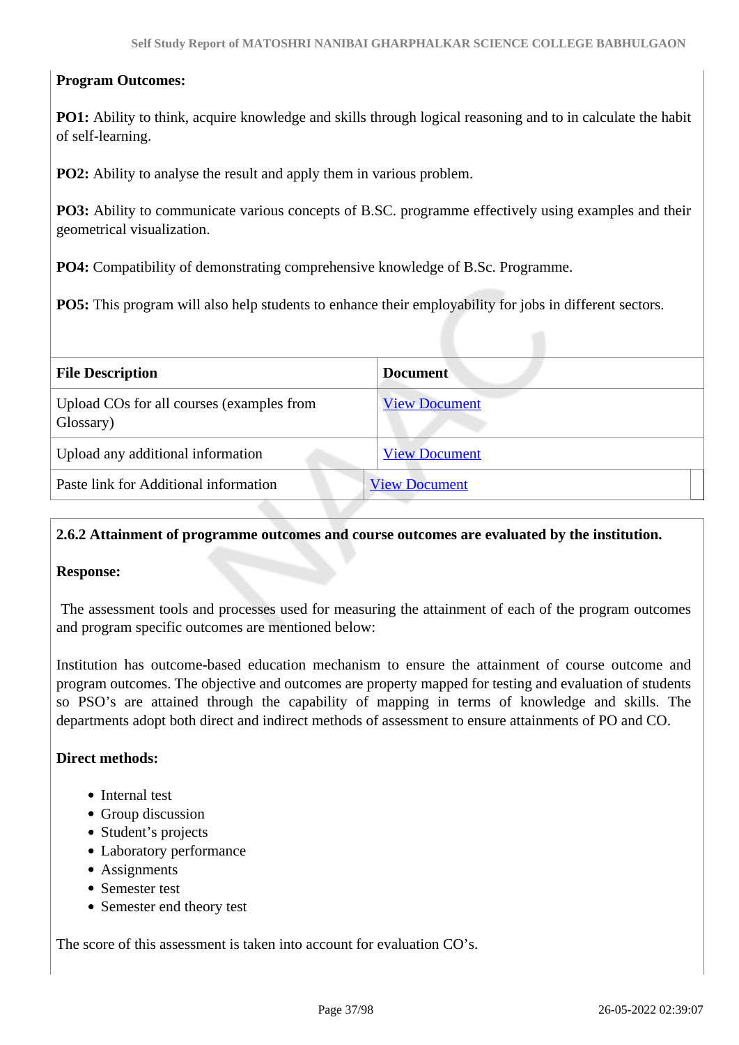**Program Outcomes:**

**PO1:** Ability to think, acquire knowledge and skills through logical reasoning and to in calculate the habit of self-learning.

**PO2:** Ability to analyse the result and apply them in various problem.

**PO3:** Ability to communicate various concepts of B.SC. programme effectively using examples and their geometrical visualization.

**PO4:** Compatibility of demonstrating comprehensive knowledge of B.Sc. Programme.

**PO5:** This program will also help students to enhance their employability for jobs in different sectors.

| File Description | Document |
|---|---|
| Upload COs for all courses (examples from Glossary) | View Document |
| Upload any additional information | View Document |
| Paste link for Additional information | View Document |

**2.6.2 Attainment of programme outcomes and course outcomes are evaluated by the institution.**

**Response:**

The assessment tools and processes used for measuring the attainment of each of the program outcomes and program specific outcomes are mentioned below:

Institution has outcome-based education mechanism to ensure the attainment of course outcome and program outcomes. The objective and outcomes are property mapped for testing and evaluation of students so PSO's are attained through the capability of mapping in terms of knowledge and skills. The departments adopt both direct and indirect methods of assessment to ensure attainments of PO and CO.

**Direct methods:**

- Internal test
- Group discussion
- Student's projects
- Laboratory performance
- Assignments
- Semester test
- Semester end theory test

The score of this assessment is taken into account for evaluation CO's.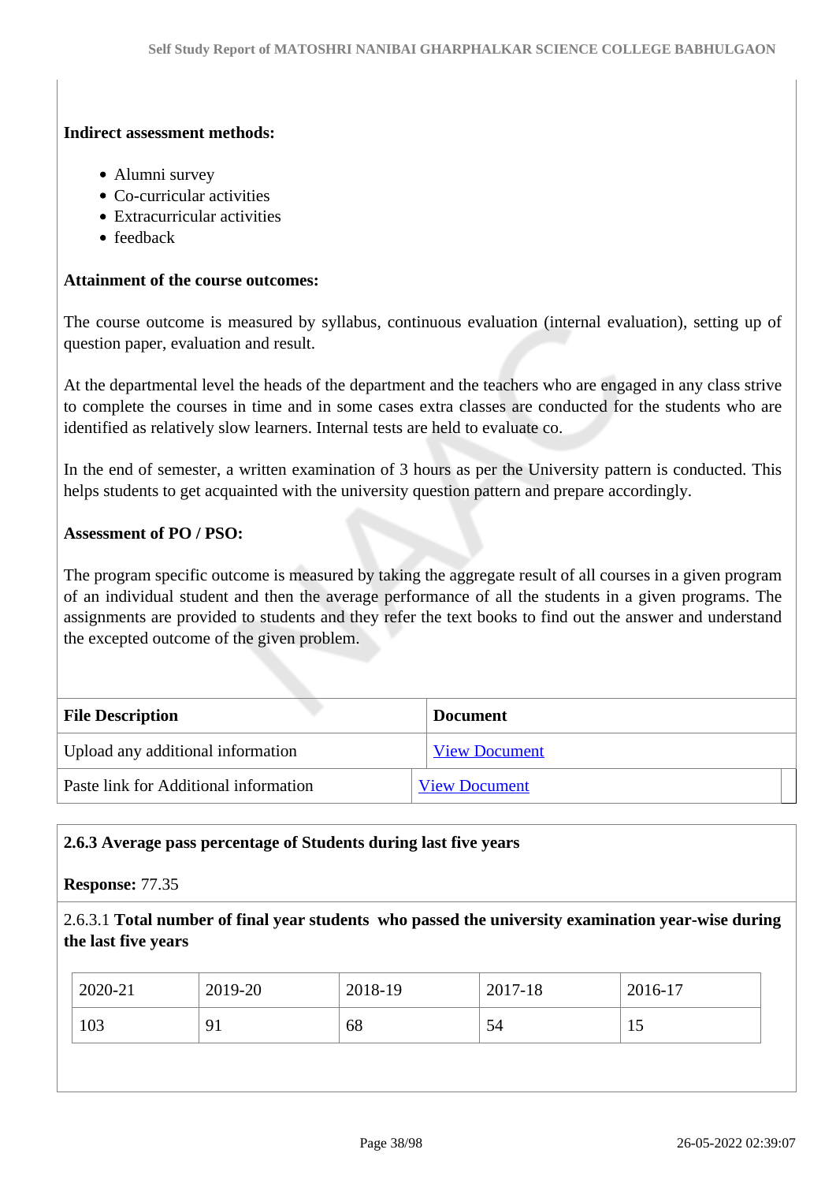**Indirect assessment methods:**

- Alumni survey
- Co-curricular activities
- Extracurricular activities
- feedback

**Attainment of the course outcomes:**

The course outcome is measured by syllabus, continuous evaluation (internal evaluation), setting up of question paper, evaluation and result.

At the departmental level the heads of the department and the teachers who are engaged in any class strive to complete the courses in time and in some cases extra classes are conducted for the students who are identified as relatively slow learners. Internal tests are held to evaluate co.

In the end of semester, a written examination of 3 hours as per the University pattern is conducted. This helps students to get acquainted with the university question pattern and prepare accordingly.

**Assessment of PO / PSO:**

The program specific outcome is measured by taking the aggregate result of all courses in a given program of an individual student and then the average performance of all the students in a given programs. The assignments are provided to students and they refer the text books to find out the answer and understand the excepted outcome of the given problem.

| File Description | Document |
|---|---|
| Upload any additional information | View Document |
| Paste link for Additional information | View Document |

**2.6.3 Average pass percentage of Students during last five years**

**Response:** 77.35

2.6.3.1 **Total number of final year students who passed the university examination year-wise during the last five years**

| 2020-21 | 2019-20 | 2018-19 | 2017-18 | 2016-17 |
|---|---|---|---|---|
| 103 | 91 | 68 | 54 | 15 |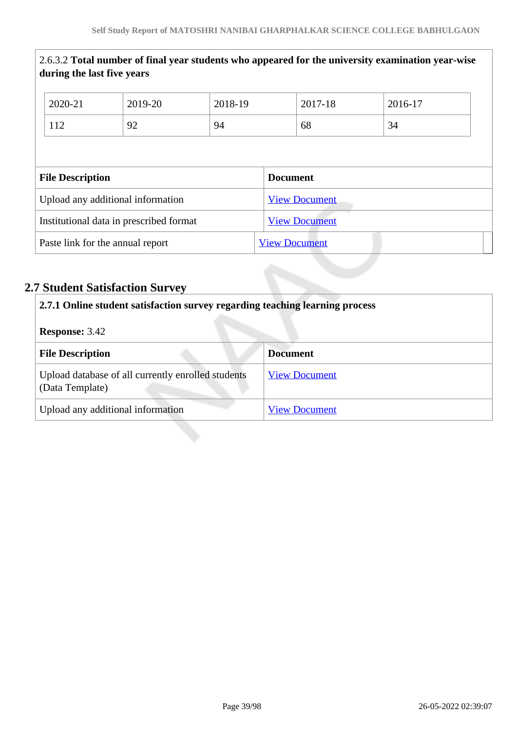2.6.3.2 **Total number of final year students who appeared for the university examination year-wise during the last five years**

| 2020-21 | 2019-20 | 2018-19 | 2017-18 | 2016-17 |
|---|---|---|---|---|
| 112 | 92 | 94 | 68 | 34 |

| File Description | Document |
|---|---|
| Upload any additional information | View Document |
| Institutional data in prescribed format | View Document |
| Paste link for the annual report | View Document |

## 2.7 Student Satisfaction Survey

**2.7.1 Online student satisfaction survey regarding teaching learning process**

**Response:** 3.42

| File Description | Document |
|---|---|
| Upload database of all currently enrolled students (Data Template) | View Document |
| Upload any additional information | View Document |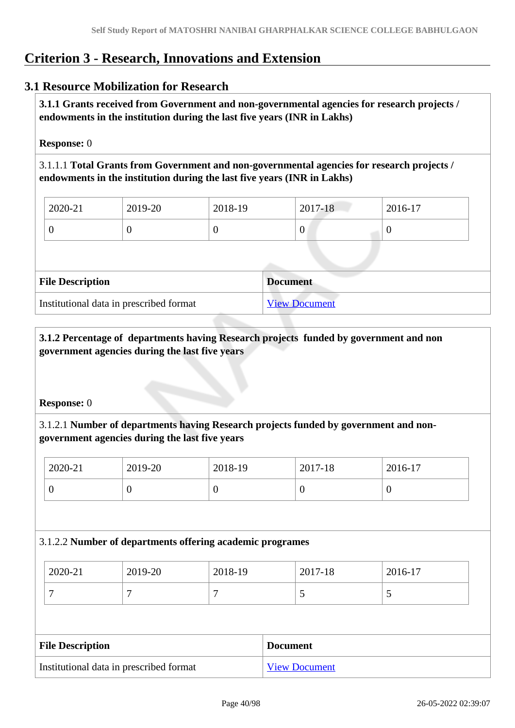# Criterion 3 - Research, Innovations and Extension

## 3.1 Resource Mobilization for Research

**3.1.1 Grants received from Government and non-governmental agencies for research projects / endowments in the institution during the last five years (INR in Lakhs)**

**Response:** 0

3.1.1.1 **Total Grants from Government and non-governmental agencies for research projects / endowments in the institution during the last five years (INR in Lakhs)**

| 2020-21 | 2019-20 | 2018-19 | 2017-18 | 2016-17 |
|---|---|---|---|---|
| 0 | 0 | 0 | 0 | 0 |

| File Description | Document |
|---|---|
| Institutional data in prescribed format | View Document |

**3.1.2 Percentage of departments having Research projects funded by government and non government agencies during the last five years**

**Response:** 0

3.1.2.1 **Number of departments having Research projects funded by government and non-government agencies during the last five years**

| 2020-21 | 2019-20 | 2018-19 | 2017-18 | 2016-17 |
|---|---|---|---|---|
| 0 | 0 | 0 | 0 | 0 |

3.1.2.2 **Number of departments offering academic programes**

| 2020-21 | 2019-20 | 2018-19 | 2017-18 | 2016-17 |
|---|---|---|---|---|
| 7 | 7 | 7 | 5 | 5 |

| File Description | Document |
|---|---|
| Institutional data in prescribed format | View Document |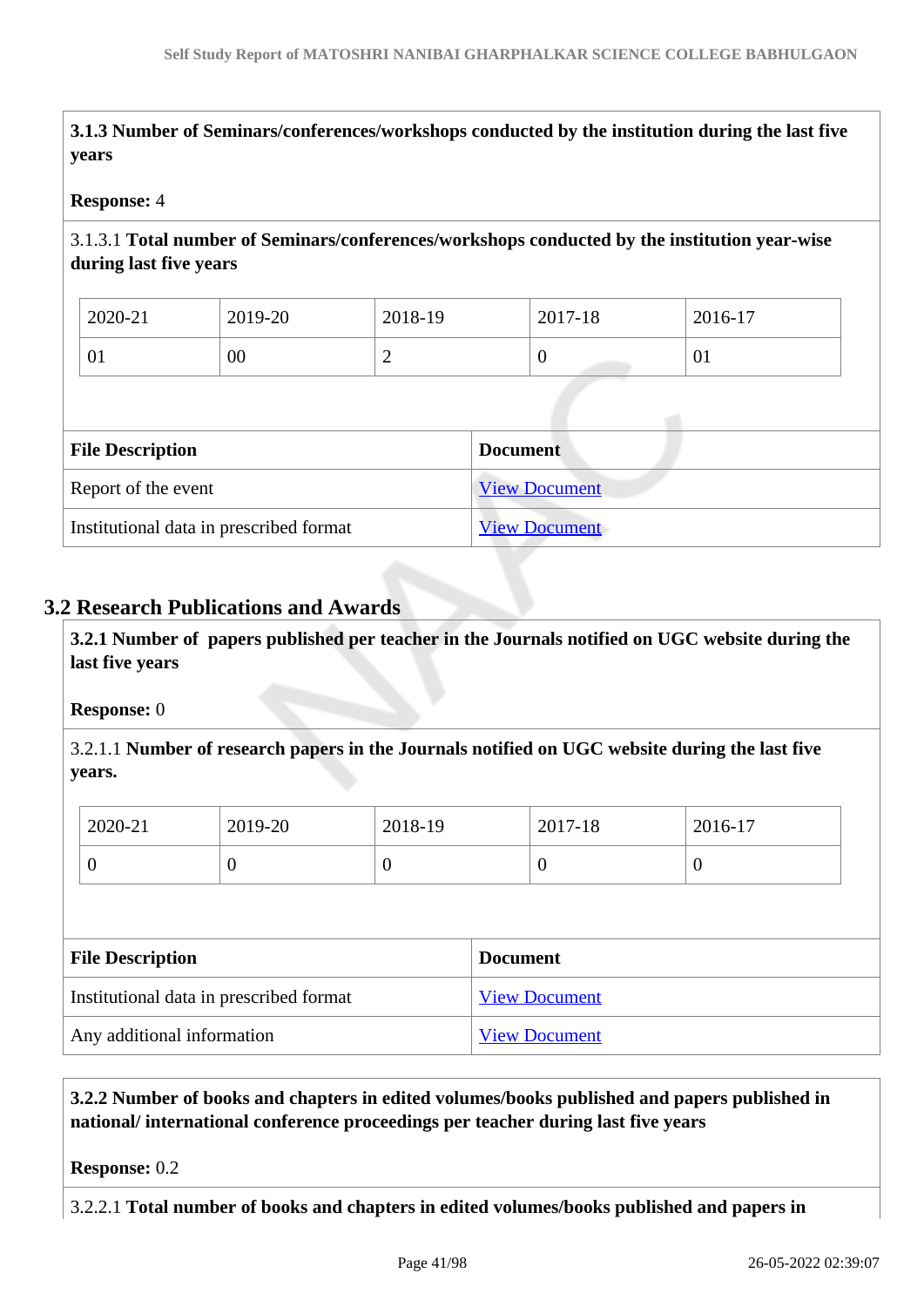**3.1.3 Number of Seminars/conferences/workshops conducted by the institution during the last five years**

**Response:** 4

3.1.3.1 **Total number of Seminars/conferences/workshops conducted by the institution year-wise during last five years**

| 2020-21 | 2019-20 | 2018-19 | 2017-18 | 2016-17 |
|---|---|---|---|---|
| 01 | 00 | 2 | 0 | 01 |

| File Description | Document |
|---|---|
| Report of the event | View Document |
| Institutional data in prescribed format | View Document |

## 3.2 Research Publications and Awards

**3.2.1 Number of papers published per teacher in the Journals notified on UGC website during the last five years**

**Response:** 0

3.2.1.1 **Number of research papers in the Journals notified on UGC website during the last five years.**

| 2020-21 | 2019-20 | 2018-19 | 2017-18 | 2016-17 |
|---|---|---|---|---|
| 0 | 0 | 0 | 0 | 0 |

| File Description | Document |
|---|---|
| Institutional data in prescribed format | View Document |
| Any additional information | View Document |

**3.2.2 Number of books and chapters in edited volumes/books published and papers published in national/ international conference proceedings per teacher during last five years**

**Response:** 0.2

3.2.2.1 **Total number of books and chapters in edited volumes/books published and papers in**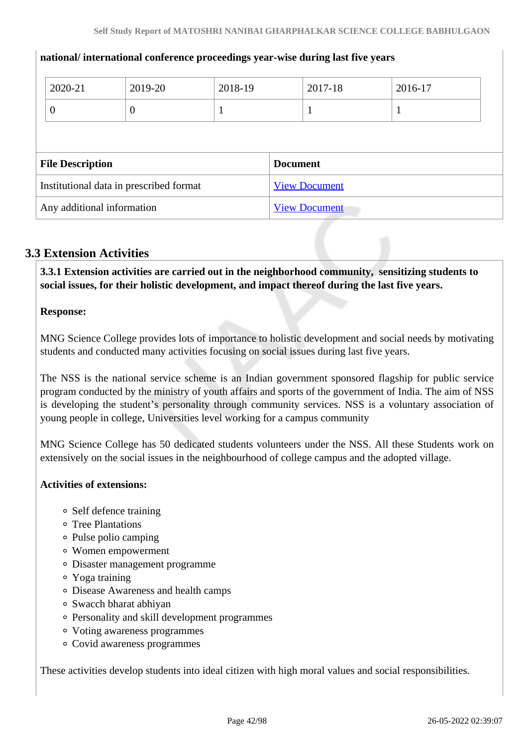**national/ international conference proceedings year-wise during last five years**

| 2020-21 | 2019-20 | 2018-19 | 2017-18 | 2016-17 |
|---|---|---|---|---|
| 0 | 0 | 1 | 1 | 1 |

| File Description | Document |
|---|---|
| Institutional data in prescribed format | View Document |
| Any additional information | View Document |

## 3.3 Extension Activities

**3.3.1 Extension activities are carried out in the neighborhood community, sensitizing students to social issues, for their holistic development, and impact thereof during the last five years.**

**Response:**

MNG Science College provides lots of importance to holistic development and social needs by motivating students and conducted many activities focusing on social issues during last five years.

The NSS is the national service scheme is an Indian government sponsored flagship for public service program conducted by the ministry of youth affairs and sports of the government of India. The aim of NSS is developing the student's personality through community services. NSS is a voluntary association of young people in college, Universities level working for a campus community

MNG Science College has 50 dedicated students volunteers under the NSS. All these Students work on extensively on the social issues in the neighbourhood of college campus and the adopted village.

**Activities of extensions:**

- Self defence training
- Tree Plantations
- Pulse polio camping
- Women empowerment
- Disaster management programme
- Yoga training
- Disease Awareness and health camps
- Swacch bharat abhiyan
- Personality and skill development programmes
- Voting awareness programmes
- Covid awareness programmes

These activities develop students into ideal citizen with high moral values and social responsibilities.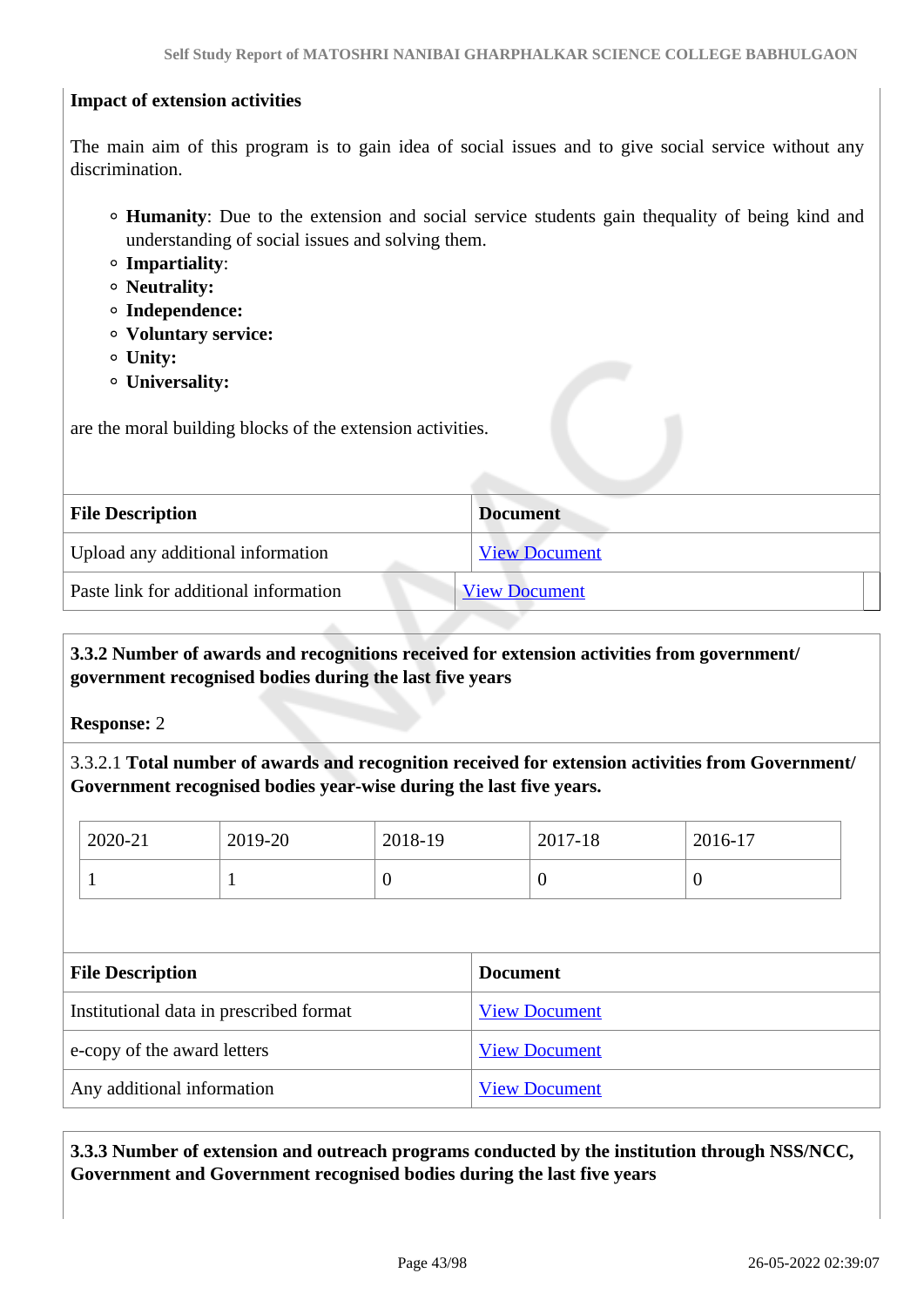**Impact of extension activities**

The main aim of this program is to gain idea of social issues and to give social service without any discrimination.

- **Humanity**: Due to the extension and social service students gain thequality of being kind and understanding of social issues and solving them.
- **Impartiality**:
- **Neutrality:**
- **Independence:**
- **Voluntary service:**
- **Unity:**
- **Universality:**

are the moral building blocks of the extension activities.

| File Description | Document |
|---|---|
| Upload any additional information | View Document |
| Paste link for additional information | View Document |

**3.3.2 Number of awards and recognitions received for extension activities from government/ government recognised bodies during the last five years**

**Response:** 2

3.3.2.1 **Total number of awards and recognition received for extension activities from Government/ Government recognised bodies year-wise during the last five years.**

| 2020-21 | 2019-20 | 2018-19 | 2017-18 | 2016-17 |
|---|---|---|---|---|
| 1 | 1 | 0 | 0 | 0 |

| File Description | Document |
|---|---|
| Institutional data in prescribed format | View Document |
| e-copy of the award letters | View Document |
| Any additional information | View Document |

**3.3.3 Number of extension and outreach programs conducted by the institution through NSS/NCC, Government and Government recognised bodies during the last five years**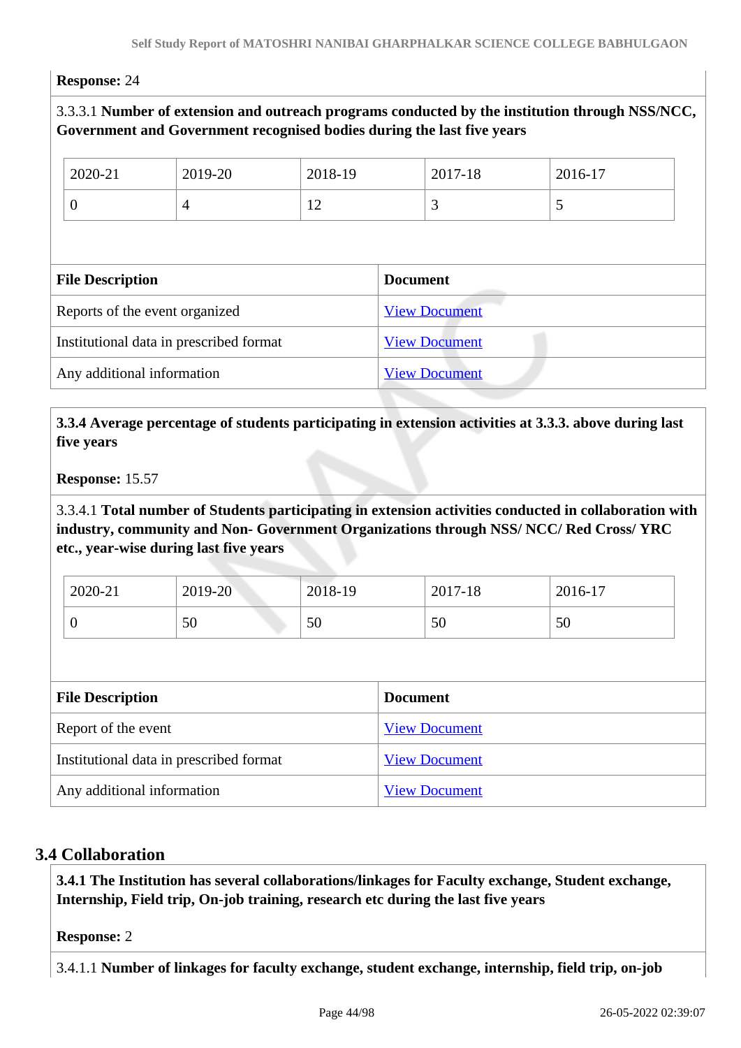**Response:** 24

3.3.3.1 **Number of extension and outreach programs conducted by the institution through NSS/NCC, Government and Government recognised bodies during the last five years**

| 2020-21 | 2019-20 | 2018-19 | 2017-18 | 2016-17 |
|---|---|---|---|---|
| 0 | 4 | 12 | 3 | 5 |

| File Description | Document |
|---|---|
| Reports of the event organized | View Document |
| Institutional data in prescribed format | View Document |
| Any additional information | View Document |

**3.3.4 Average percentage of students participating in extension activities at 3.3.3. above during last five years**

**Response:** 15.57

3.3.4.1 **Total number of Students participating in extension activities conducted in collaboration with industry, community and Non- Government Organizations through NSS/ NCC/ Red Cross/ YRC etc., year-wise during last five years**

| 2020-21 | 2019-20 | 2018-19 | 2017-18 | 2016-17 |
|---|---|---|---|---|
| 0 | 50 | 50 | 50 | 50 |

| File Description | Document |
|---|---|
| Report of the event | View Document |
| Institutional data in prescribed format | View Document |
| Any additional information | View Document |

## 3.4 Collaboration

**3.4.1 The Institution has several collaborations/linkages for Faculty exchange, Student exchange, Internship, Field trip, On-job training, research etc during the last five years**

**Response:** 2

3.4.1.1 **Number of linkages for faculty exchange, student exchange, internship, field trip, on-job**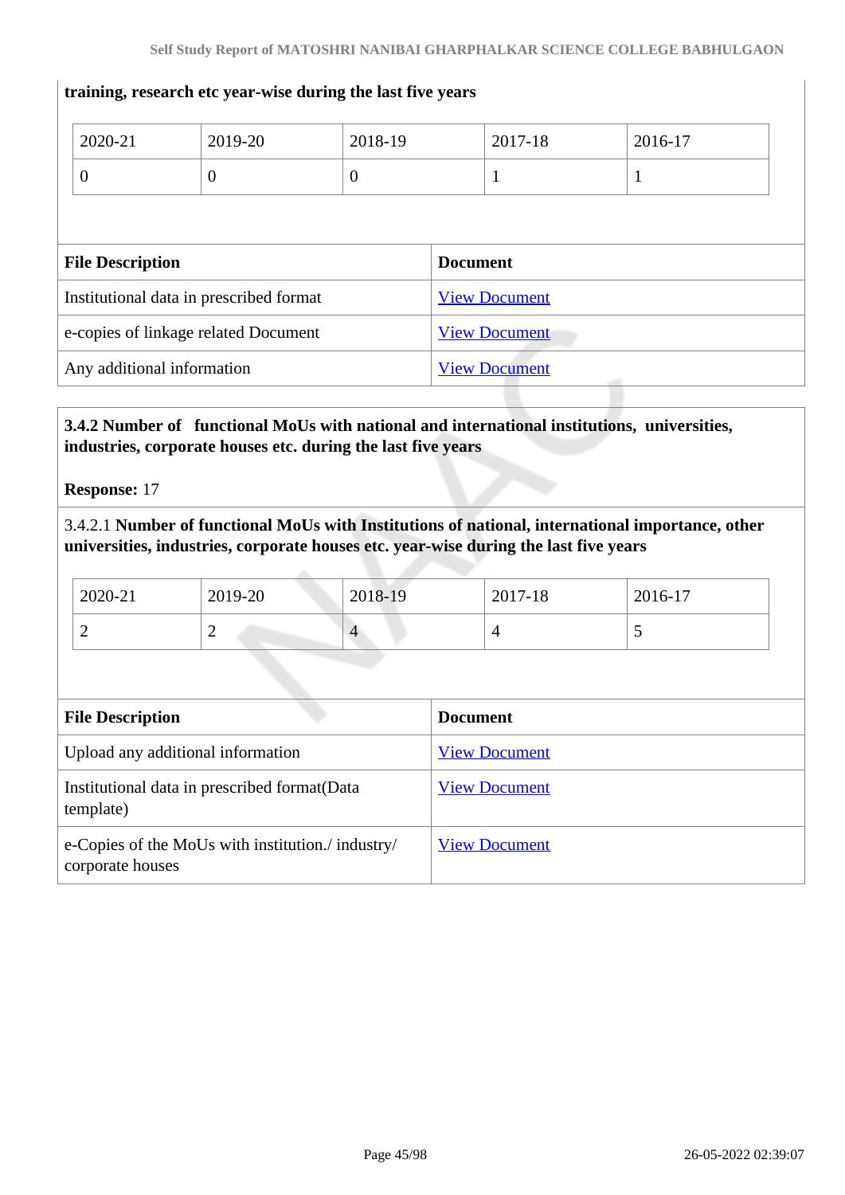**training, research etc year-wise during the last five years**

| 2020-21 | 2019-20 | 2018-19 | 2017-18 | 2016-17 |
|---|---|---|---|---|
| 0 | 0 | 0 | 1 | 1 |

| File Description | Document |
|---|---|
| Institutional data in prescribed format | View Document |
| e-copies of linkage related Document | View Document |
| Any additional information | View Document |

**3.4.2 Number of functional MoUs with national and international institutions, universities, industries, corporate houses etc. during the last five years**

**Response:** 17

3.4.2.1 **Number of functional MoUs with Institutions of national, international importance, other universities, industries, corporate houses etc. year-wise during the last five years**

| 2020-21 | 2019-20 | 2018-19 | 2017-18 | 2016-17 |
|---|---|---|---|---|
| 2 | 2 | 4 | 4 | 5 |

| File Description | Document |
|---|---|
| Upload any additional information | View Document |
| Institutional data in prescribed format(Data template) | View Document |
| e-Copies of the MoUs with institution./ industry/ corporate houses | View Document |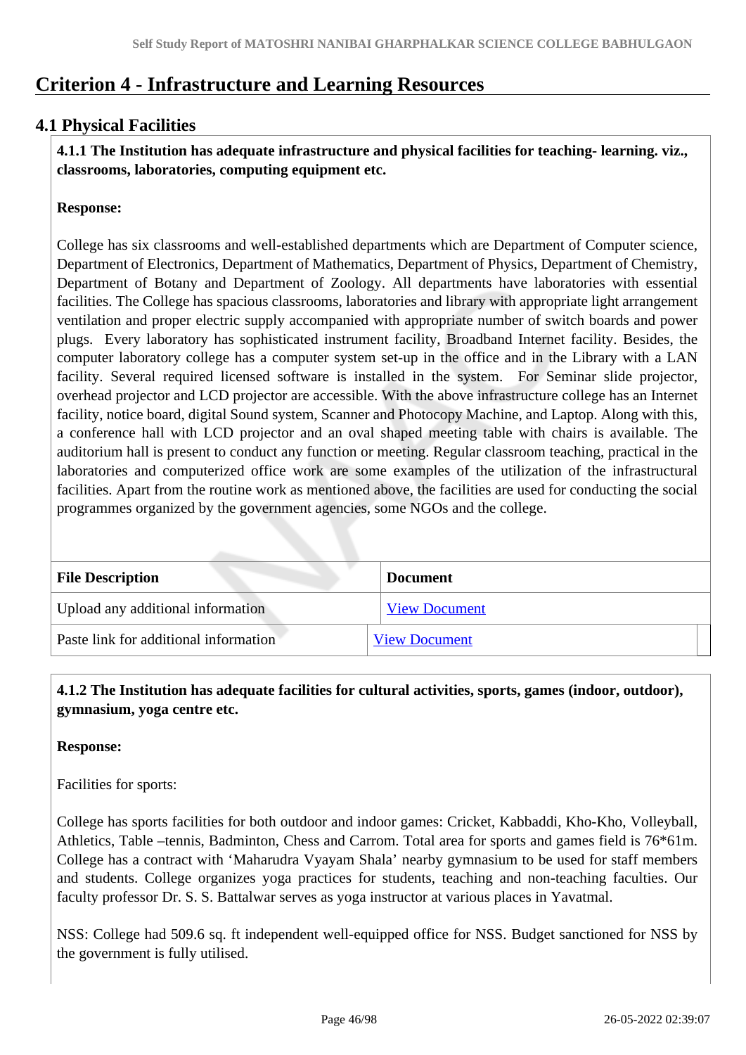# Criterion 4 - Infrastructure and Learning Resources

## 4.1 Physical Facilities

**4.1.1 The Institution has adequate infrastructure and physical facilities for teaching- learning. viz., classrooms, laboratories, computing equipment etc.**

**Response:**

College has six classrooms and well-established departments which are Department of Computer science, Department of Electronics, Department of Mathematics, Department of Physics, Department of Chemistry, Department of Botany and Department of Zoology. All departments have laboratories with essential facilities. The College has spacious classrooms, laboratories and library with appropriate light arrangement ventilation and proper electric supply accompanied with appropriate number of switch boards and power plugs. Every laboratory has sophisticated instrument facility, Broadband Internet facility. Besides, the computer laboratory college has a computer system set-up in the office and in the Library with a LAN facility. Several required licensed software is installed in the system. For Seminar slide projector, overhead projector and LCD projector are accessible. With the above infrastructure college has an Internet facility, notice board, digital Sound system, Scanner and Photocopy Machine, and Laptop. Along with this, a conference hall with LCD projector and an oval shaped meeting table with chairs is available. The auditorium hall is present to conduct any function or meeting. Regular classroom teaching, practical in the laboratories and computerized office work are some examples of the utilization of the infrastructural facilities. Apart from the routine work as mentioned above, the facilities are used for conducting the social programmes organized by the government agencies, some NGOs and the college.

| File Description | Document |
|---|---|
| Upload any additional information | View Document |
| Paste link for additional information | View Document |

**4.1.2 The Institution has adequate facilities for cultural activities, sports, games (indoor, outdoor), gymnasium, yoga centre etc.**

**Response:**

Facilities for sports:

College has sports facilities for both outdoor and indoor games: Cricket, Kabbaddi, Kho-Kho, Volleyball, Athletics, Table –tennis, Badminton, Chess and Carrom. Total area for sports and games field is 76*61m. College has a contract with 'Maharudra Vyayam Shala' nearby gymnasium to be used for staff members and students. College organizes yoga practices for students, teaching and non-teaching faculties. Our faculty professor Dr. S. S. Battalwar serves as yoga instructor at various places in Yavatmal.

NSS: College had 509.6 sq. ft independent well-equipped office for NSS. Budget sanctioned for NSS by the government is fully utilised.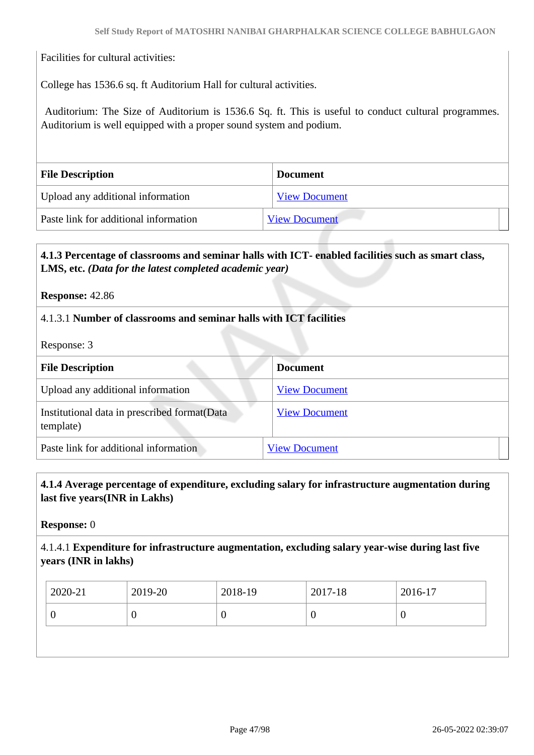Facilities for cultural activities:

College has 1536.6 sq. ft Auditorium Hall for cultural activities.

Auditorium: The Size of Auditorium is 1536.6 Sq. ft. This is useful to conduct cultural programmes. Auditorium is well equipped with a proper sound system and podium.

| File Description | Document |
|---|---|
| Upload any additional information | View Document |
| Paste link for additional information | View Document |

**4.1.3 Percentage of classrooms and seminar halls with ICT- enabled facilities such as smart class, LMS, etc.** ***(Data for the latest completed academic year)***

**Response:** 42.86

4.1.3.1 **Number of classrooms and seminar halls with ICT facilities**

Response: 3

| File Description | Document |
|---|---|
| Upload any additional information | View Document |
| Institutional data in prescribed format(Data template) | View Document |
| Paste link for additional information | View Document |

**4.1.4 Average percentage of expenditure, excluding salary for infrastructure augmentation during last five years(INR in Lakhs)**

**Response:** 0

4.1.4.1 **Expenditure for infrastructure augmentation, excluding salary year-wise during last five years (INR in lakhs)**

| 2020-21 | 2019-20 | 2018-19 | 2017-18 | 2016-17 |
|---|---|---|---|---|
| 0 | 0 | 0 | 0 | 0 |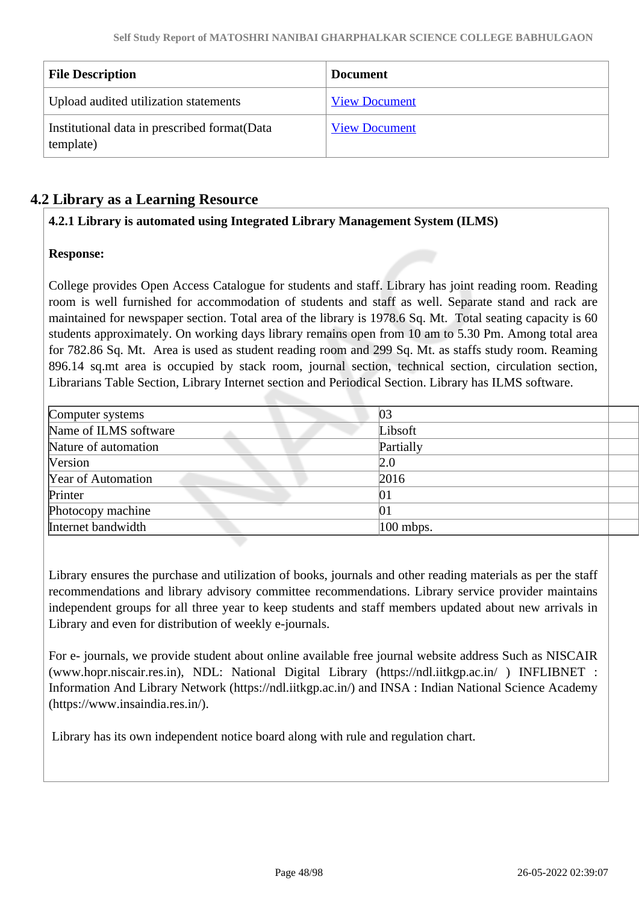| File Description | Document |
|---|---|
| Upload audited utilization statements | View Document |
| Institutional data in prescribed format(Data template) | View Document |

## 4.2 Library as a Learning Resource

**4.2.1 Library is automated using Integrated Library Management System (ILMS)**

**Response:**

College provides Open Access Catalogue for students and staff. Library has joint reading room. Reading room is well furnished for accommodation of students and staff as well. Separate stand and rack are maintained for newspaper section. Total area of the library is 1978.6 Sq. Mt. Total seating capacity is 60 students approximately. On working days library remains open from 10 am to 5.30 Pm. Among total area for 782.86 Sq. Mt. Area is used as student reading room and 299 Sq. Mt. as staffs study room. Reaming 896.14 sq.mt area is occupied by stack room, journal section, technical section, circulation section, Librarians Table Section, Library Internet section and Periodical Section. Library has ILMS software.

| Computer systems | 03 |
|---|---|
| Name of ILMS software | Libsoft |
| Nature of automation | Partially |
| Version | 2.0 |
| Year of Automation | 2016 |
| Printer | 01 |
| Photocopy machine | 01 |
| Internet bandwidth | 100 mbps. |

Library ensures the purchase and utilization of books, journals and other reading materials as per the staff recommendations and library advisory committee recommendations. Library service provider maintains independent groups for all three year to keep students and staff members updated about new arrivals in Library and even for distribution of weekly e-journals.

For e- journals, we provide student about online available free journal website address Such as NISCAIR (www.hopr.niscair.res.in), NDL: National Digital Library (https://ndl.iitkgp.ac.in/ ) INFLIBNET : Information And Library Network (https://ndl.iitkgp.ac.in/) and INSA : Indian National Science Academy (https://www.insaindia.res.in/).

Library has its own independent notice board along with rule and regulation chart.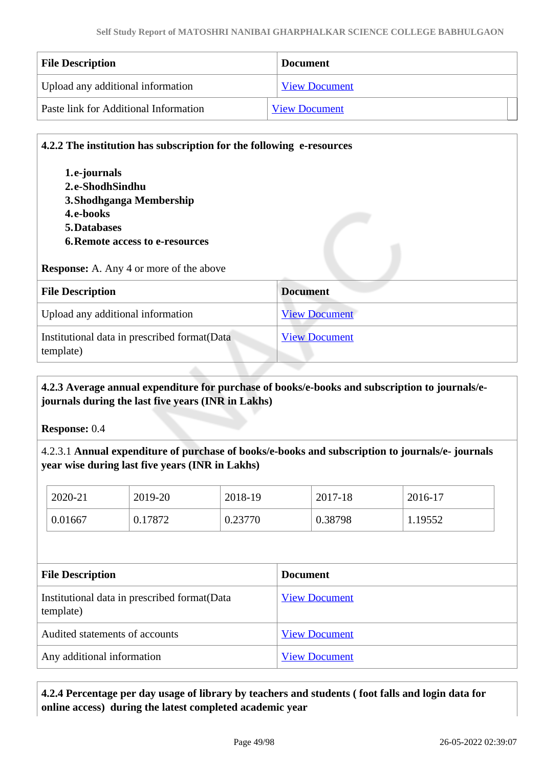| File Description | Document |
|---|---|
| Upload any additional information | View Document |
| Paste link for Additional Information | View Document |

**4.2.2 The institution has subscription for the following e-resources**

1. **e-journals**
2. **e-ShodhSindhu**
3. **Shodhganga Membership**
4. **e-books**
5. **Databases**
6. **Remote access to e-resources**

**Response:** A. Any 4 or more of the above

| File Description | Document |
|---|---|
| Upload any additional information | View Document |
| Institutional data in prescribed format(Data template) | View Document |

**4.2.3 Average annual expenditure for purchase of books/e-books and subscription to journals/e-journals during the last five years (INR in Lakhs)**

**Response:** 0.4

4.2.3.1 **Annual expenditure of purchase of books/e-books and subscription to journals/e- journals year wise during last five years (INR in Lakhs)**

| 2020-21 | 2019-20 | 2018-19 | 2017-18 | 2016-17 |
|---|---|---|---|---|
| 0.01667 | 0.17872 | 0.23770 | 0.38798 | 1.19552 |

| File Description | Document |
|---|---|
| Institutional data in prescribed format(Data template) | View Document |
| Audited statements of accounts | View Document |
| Any additional information | View Document |

**4.2.4 Percentage per day usage of library by teachers and students ( foot falls and login data for online access) during the latest completed academic year**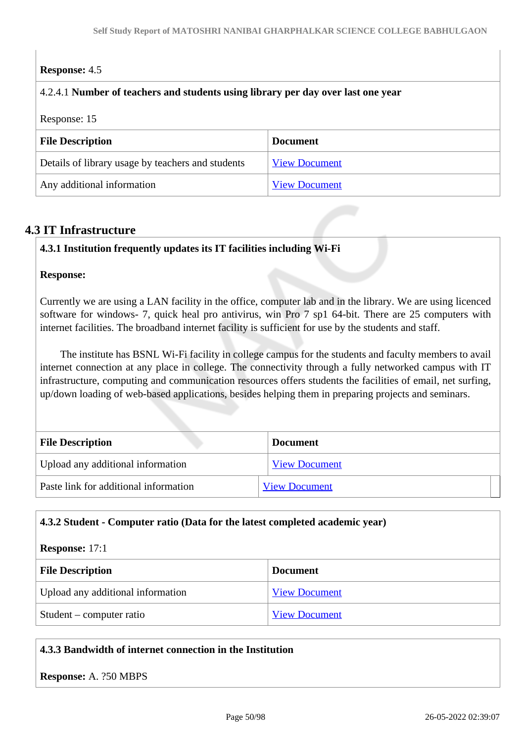**Response:** 4.5

4.2.4.1 **Number of teachers and students using library per day over last one year**

Response: 15

| File Description | Document |
|---|---|
| Details of library usage by teachers and students | View Document |
| Any additional information | View Document |

## 4.3 IT Infrastructure

**4.3.1 Institution frequently updates its IT facilities including Wi-Fi**

**Response:**

Currently we are using a LAN facility in the office, computer lab and in the library. We are using licenced software for windows- 7, quick heal pro antivirus, win Pro 7 sp1 64-bit. There are 25 computers with internet facilities. The broadband internet facility is sufficient for use by the students and staff.

The institute has BSNL Wi-Fi facility in college campus for the students and faculty members to avail internet connection at any place in college. The connectivity through a fully networked campus with IT infrastructure, computing and communication resources offers students the facilities of email, net surfing, up/down loading of web-based applications, besides helping them in preparing projects and seminars.

| File Description | Document |
|---|---|
| Upload any additional information | View Document |
| Paste link for additional information | View Document |

**4.3.2 Student - Computer ratio (Data for the latest completed academic year)**

**Response:** 17:1

| File Description | Document |
|---|---|
| Upload any additional information | View Document |
| Student – computer ratio | View Document |

**4.3.3 Bandwidth of internet connection in the Institution**

**Response:** A. ?50 MBPS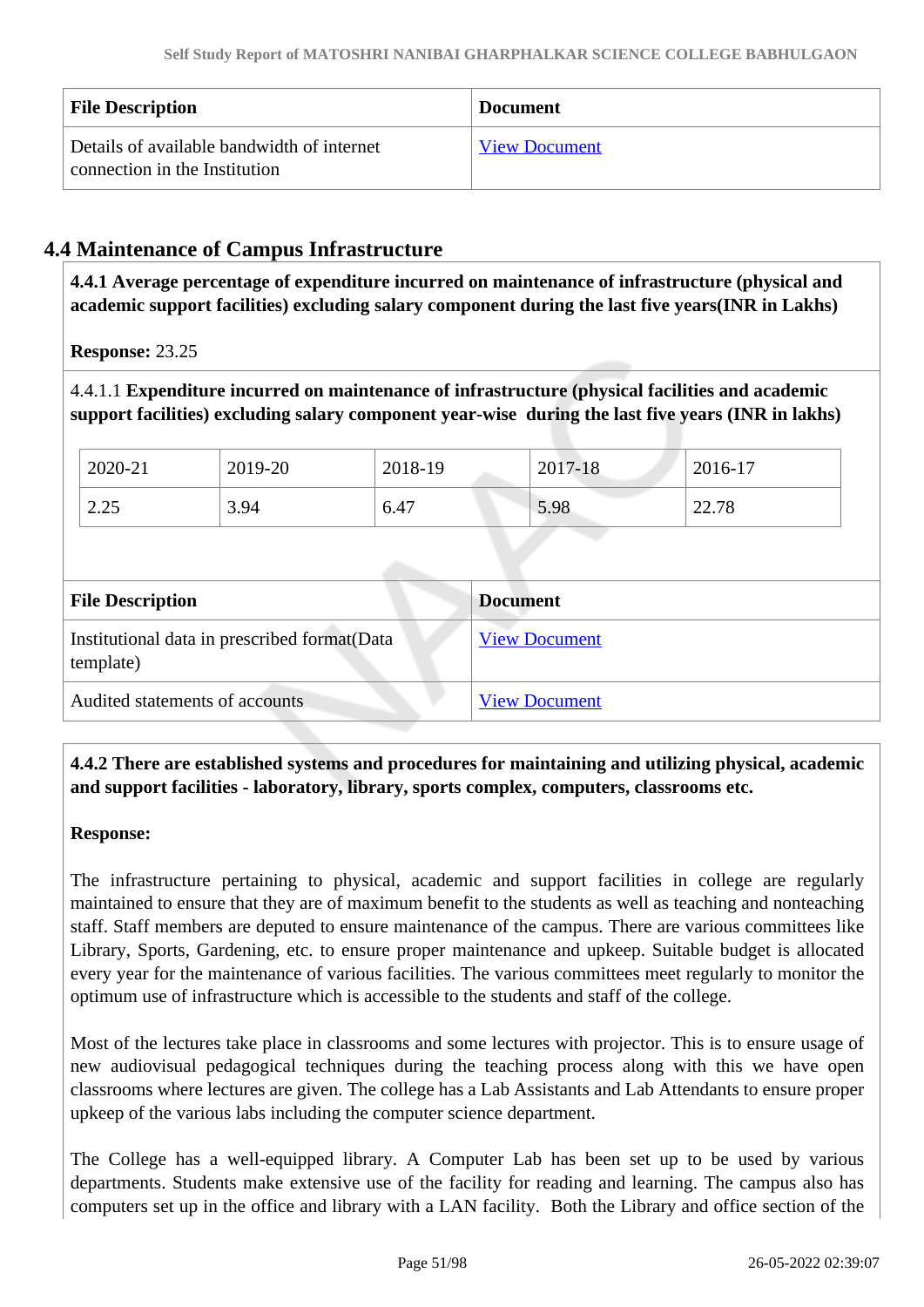| File Description | Document |
|---|---|
| Details of available bandwidth of internet connection in the Institution | View Document |

## 4.4 Maintenance of Campus Infrastructure

**4.4.1 Average percentage of expenditure incurred on maintenance of infrastructure (physical and academic support facilities) excluding salary component during the last five years(INR in Lakhs)**

**Response:** 23.25

4.4.1.1 **Expenditure incurred on maintenance of infrastructure (physical facilities and academic support facilities) excluding salary component year-wise during the last five years (INR in lakhs)**

| 2020-21 | 2019-20 | 2018-19 | 2017-18 | 2016-17 |
|---|---|---|---|---|
| 2.25 | 3.94 | 6.47 | 5.98 | 22.78 |

| File Description | Document |
|---|---|
| Institutional data in prescribed format(Data template) | View Document |
| Audited statements of accounts | View Document |

**4.4.2 There are established systems and procedures for maintaining and utilizing physical, academic and support facilities - laboratory, library, sports complex, computers, classrooms etc.**

**Response:**

The infrastructure pertaining to physical, academic and support facilities in college are regularly maintained to ensure that they are of maximum benefit to the students as well as teaching and nonteaching staff. Staff members are deputed to ensure maintenance of the campus. There are various committees like Library, Sports, Gardening, etc. to ensure proper maintenance and upkeep. Suitable budget is allocated every year for the maintenance of various facilities. The various committees meet regularly to monitor the optimum use of infrastructure which is accessible to the students and staff of the college.

Most of the lectures take place in classrooms and some lectures with projector. This is to ensure usage of new audiovisual pedagogical techniques during the teaching process along with this we have open classrooms where lectures are given. The college has a Lab Assistants and Lab Attendants to ensure proper upkeep of the various labs including the computer science department.

The College has a well-equipped library. A Computer Lab has been set up to be used by various departments. Students make extensive use of the facility for reading and learning. The campus also has computers set up in the office and library with a LAN facility. Both the Library and office section of the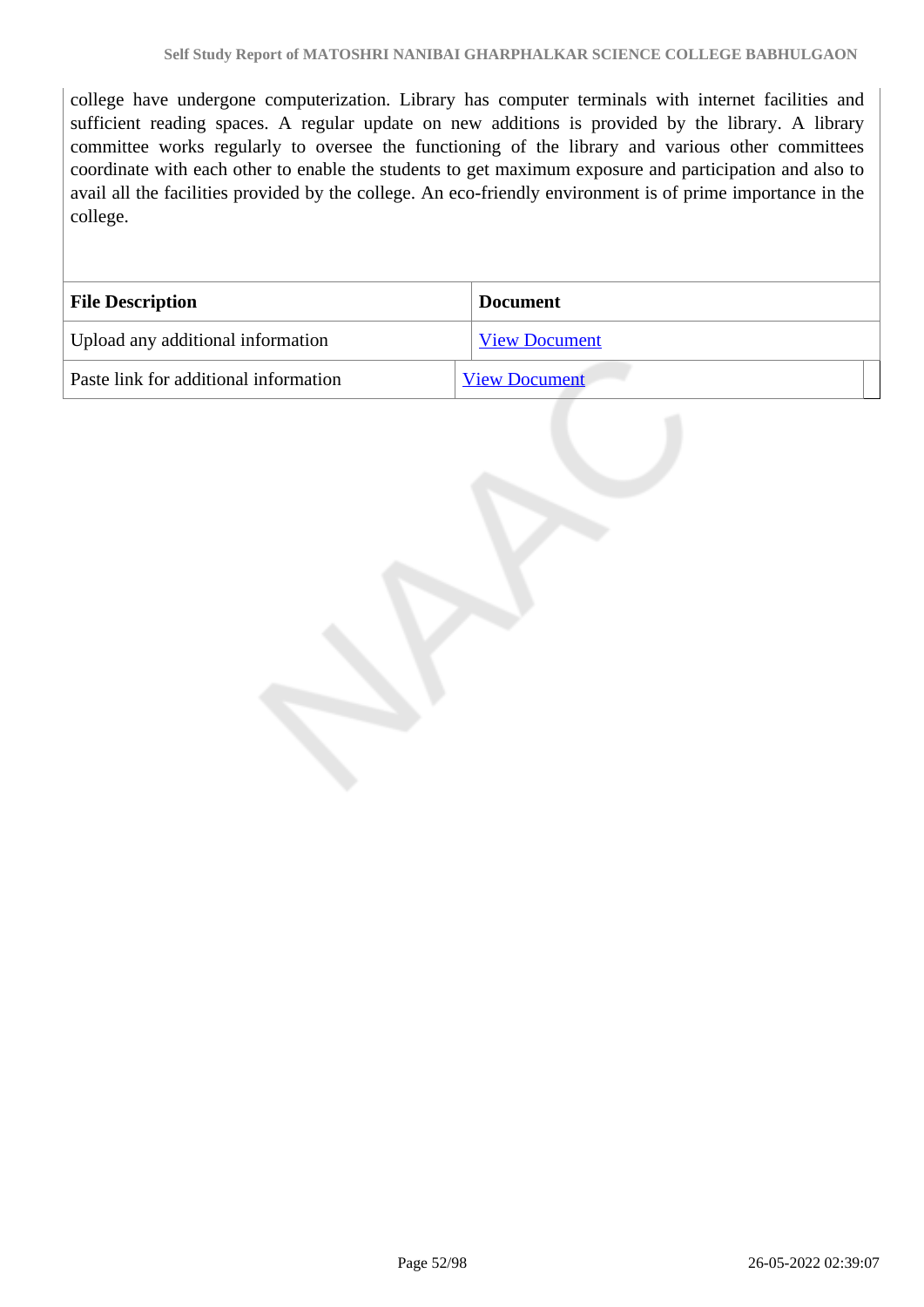college have undergone computerization. Library has computer terminals with internet facilities and sufficient reading spaces. A regular update on new additions is provided by the library. A library committee works regularly to oversee the functioning of the library and various other committees coordinate with each other to enable the students to get maximum exposure and participation and also to avail all the facilities provided by the college. An eco-friendly environment is of prime importance in the college.

| File Description | Document |
|---|---|
| Upload any additional information | View Document |
| Paste link for additional information | View Document |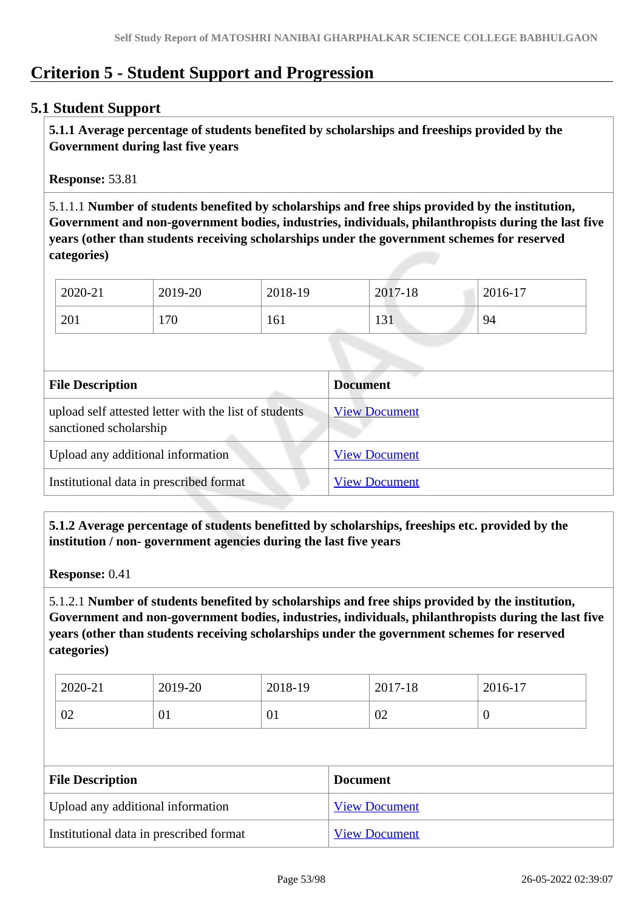# Criterion 5 - Student Support and Progression

## 5.1 Student Support

**5.1.1 Average percentage of students benefited by scholarships and freeships provided by the Government during last five years**

**Response:** 53.81

5.1.1.1 **Number of students benefited by scholarships and free ships provided by the institution, Government and non-government bodies, industries, individuals, philanthropists during the last five years (other than students receiving scholarships under the government schemes for reserved categories)**

| 2020-21 | 2019-20 | 2018-19 | 2017-18 | 2016-17 |
|---|---|---|---|---|
| 201 | 170 | 161 | 131 | 94 |

| File Description | Document |
|---|---|
| upload self attested letter with the list of students sanctioned scholarship | View Document |
| Upload any additional information | View Document |
| Institutional data in prescribed format | View Document |

**5.1.2 Average percentage of students benefitted by scholarships, freeships etc. provided by the institution / non- government agencies during the last five years**

**Response:** 0.41

5.1.2.1 **Number of students benefited by scholarships and free ships provided by the institution, Government and non-government bodies, industries, individuals, philanthropists during the last five years (other than students receiving scholarships under the government schemes for reserved categories)**

| 2020-21 | 2019-20 | 2018-19 | 2017-18 | 2016-17 |
|---|---|---|---|---|
| 02 | 01 | 01 | 02 | 0 |

| File Description | Document |
|---|---|
| Upload any additional information | View Document |
| Institutional data in prescribed format | View Document |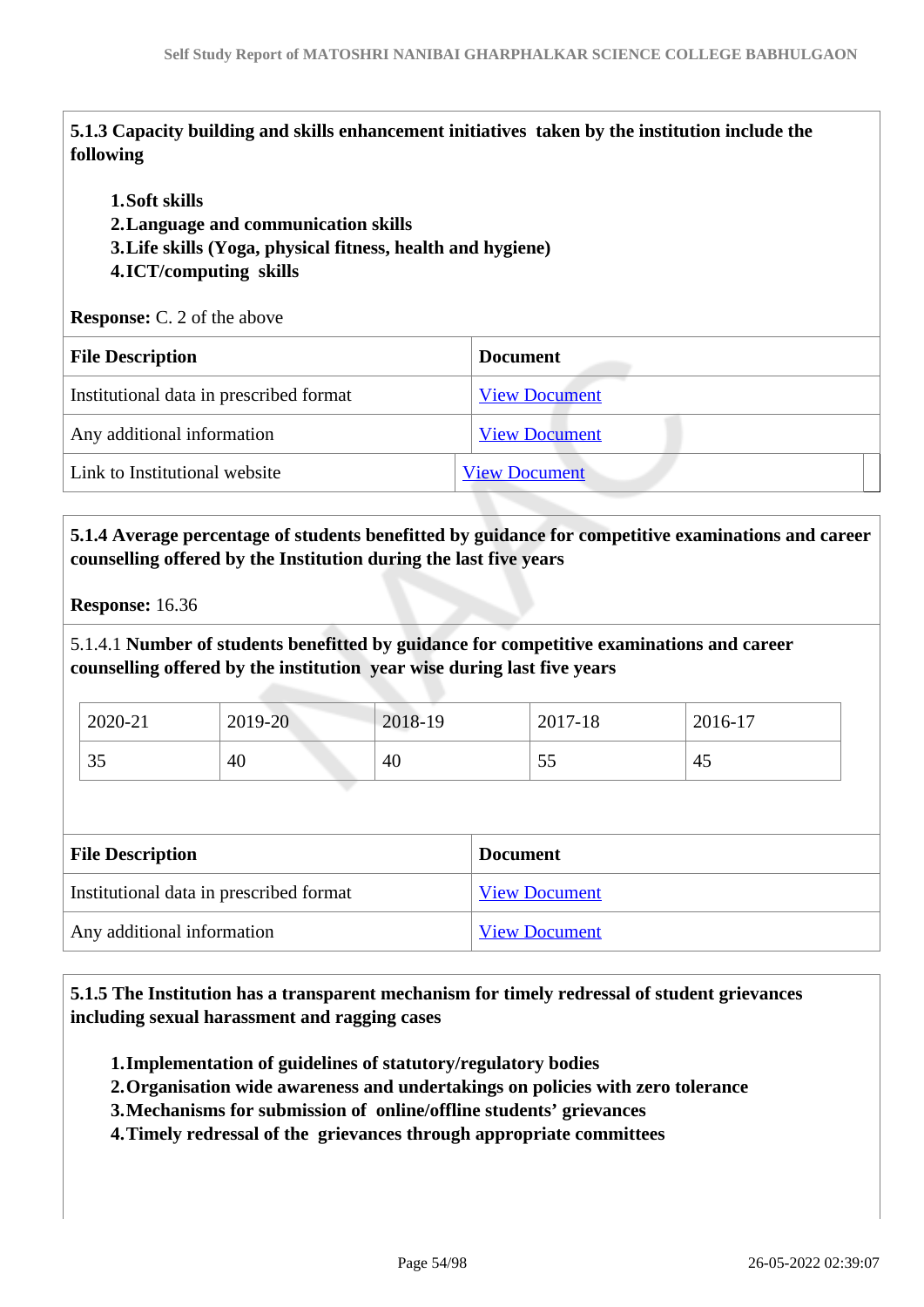**5.1.3 Capacity building and skills enhancement initiatives taken by the institution include the following**

1. **Soft skills**
2. **Language and communication skills**
3. **Life skills (Yoga, physical fitness, health and hygiene)**
4. **ICT/computing skills**

**Response:** C. 2 of the above

| File Description | Document |
|---|---|
| Institutional data in prescribed format | View Document |
| Any additional information | View Document |
| Link to Institutional website | View Document |

**5.1.4 Average percentage of students benefitted by guidance for competitive examinations and career counselling offered by the Institution during the last five years**

**Response:** 16.36

5.1.4.1 **Number of students benefitted by guidance for competitive examinations and career counselling offered by the institution year wise during last five years**

| 2020-21 | 2019-20 | 2018-19 | 2017-18 | 2016-17 |
|---|---|---|---|---|
| 35 | 40 | 40 | 55 | 45 |

| File Description | Document |
|---|---|
| Institutional data in prescribed format | View Document |
| Any additional information | View Document |

**5.1.5 The Institution has a transparent mechanism for timely redressal of student grievances including sexual harassment and ragging cases**

1. **Implementation of guidelines of statutory/regulatory bodies**
2. **Organisation wide awareness and undertakings on policies with zero tolerance**
3. **Mechanisms for submission of online/offline students' grievances**
4. **Timely redressal of the grievances through appropriate committees**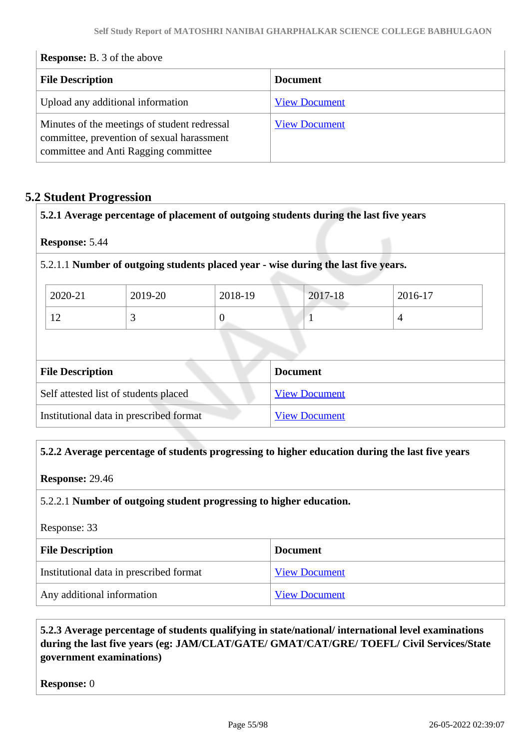**Response:** B. 3 of the above

| File Description | Document |
|---|---|
| Upload any additional information | View Document |
| Minutes of the meetings of student redressal committee, prevention of sexual harassment committee and Anti Ragging committee | View Document |

## 5.2 Student Progression

**5.2.1 Average percentage of placement of outgoing students during the last five years**

**Response:** 5.44

5.2.1.1 **Number of outgoing students placed year - wise during the last five years.**

| 2020-21 | 2019-20 | 2018-19 | 2017-18 | 2016-17 |
|---|---|---|---|---|
| 12 | 3 | 0 | 1 | 4 |

| File Description | Document |
|---|---|
| Self attested list of students placed | View Document |
| Institutional data in prescribed format | View Document |

**5.2.2 Average percentage of students progressing to higher education during the last five years**

**Response:** 29.46

5.2.2.1 **Number of outgoing student progressing to higher education.**

Response: 33

| File Description | Document |
|---|---|
| Institutional data in prescribed format | View Document |
| Any additional information | View Document |

**5.2.3 Average percentage of students qualifying in state/national/ international level examinations during the last five years (eg: JAM/CLAT/GATE/ GMAT/CAT/GRE/ TOEFL/ Civil Services/State government examinations)**

**Response:** 0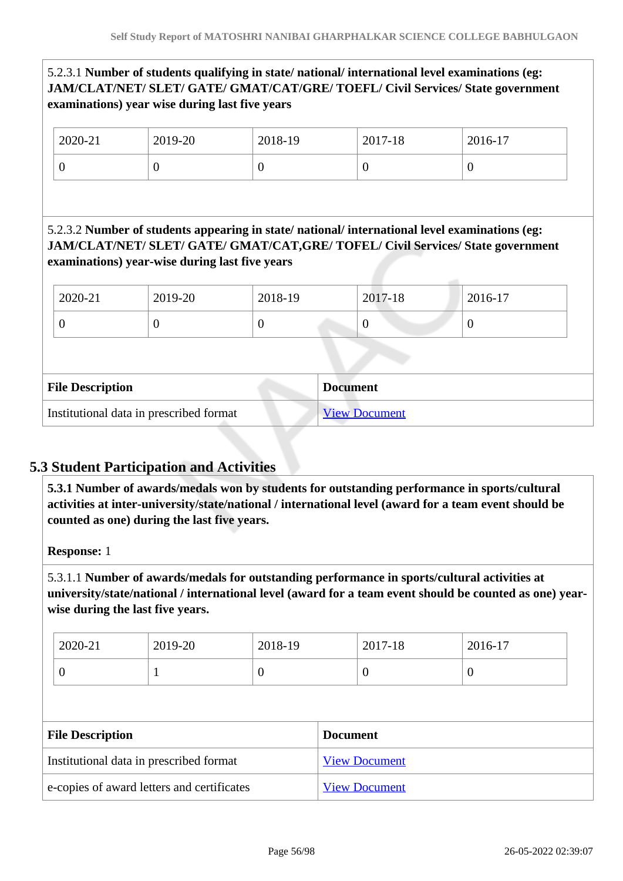5.2.3.1 **Number of students qualifying in state/ national/ international level examinations (eg: JAM/CLAT/NET/ SLET/ GATE/ GMAT/CAT/GRE/ TOEFL/ Civil Services/ State government examinations) year wise during last five years**

| 2020-21 | 2019-20 | 2018-19 | 2017-18 | 2016-17 |
|---|---|---|---|---|
| 0 | 0 | 0 | 0 | 0 |

5.2.3.2 **Number of students appearing in state/ national/ international level examinations (eg: JAM/CLAT/NET/ SLET/ GATE/ GMAT/CAT,GRE/ TOFEL/ Civil Services/ State government examinations) year-wise during last five years**

| 2020-21 | 2019-20 | 2018-19 | 2017-18 | 2016-17 |
|---|---|---|---|---|
| 0 | 0 | 0 | 0 | 0 |

| File Description | Document |
|---|---|
| Institutional data in prescribed format | View Document |

## 5.3 Student Participation and Activities

**5.3.1 Number of awards/medals won by students for outstanding performance in sports/cultural activities at inter-university/state/national / international level (award for a team event should be counted as one) during the last five years.**

**Response:** 1

5.3.1.1 **Number of awards/medals for outstanding performance in sports/cultural activities at university/state/national / international level (award for a team event should be counted as one) year-wise during the last five years.**

| 2020-21 | 2019-20 | 2018-19 | 2017-18 | 2016-17 |
|---|---|---|---|---|
| 0 | 1 | 0 | 0 | 0 |

| File Description | Document |
|---|---|
| Institutional data in prescribed format | View Document |
| e-copies of award letters and certificates | View Document |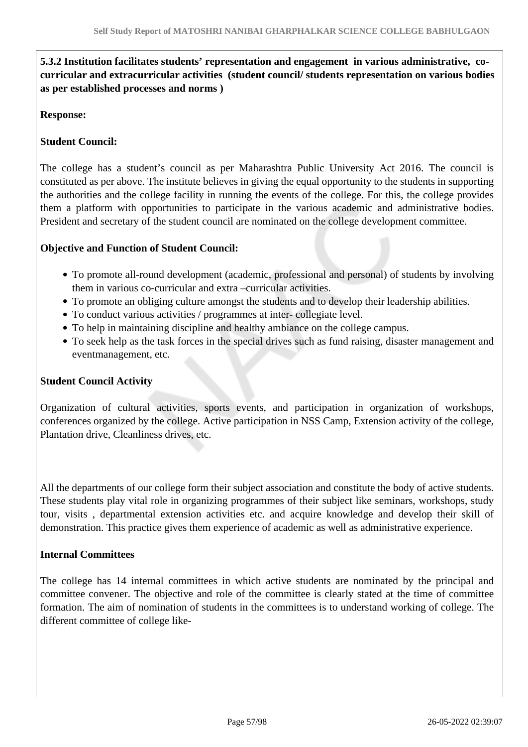**5.3.2 Institution facilitates students' representation and engagement in various administrative, co-curricular and extracurricular activities (student council/ students representation on various bodies as per established processes and norms )**

**Response:**

**Student Council:**

The college has a student's council as per Maharashtra Public University Act 2016. The council is constituted as per above. The institute believes in giving the equal opportunity to the students in supporting the authorities and the college facility in running the events of the college. For this, the college provides them a platform with opportunities to participate in the various academic and administrative bodies. President and secretary of the student council are nominated on the college development committee.

**Objective and Function of Student Council:**

- To promote all-round development (academic, professional and personal) of students by involving them in various co-curricular and extra –curricular activities.
- To promote an obliging culture amongst the students and to develop their leadership abilities.
- To conduct various activities / programmes at inter- collegiate level.
- To help in maintaining discipline and healthy ambiance on the college campus.
- To seek help as the task forces in the special drives such as fund raising, disaster management and eventmanagement, etc.

**Student Council Activity**

Organization of cultural activities, sports events, and participation in organization of workshops, conferences organized by the college. Active participation in NSS Camp, Extension activity of the college, Plantation drive, Cleanliness drives, etc.

All the departments of our college form their subject association and constitute the body of active students. These students play vital role in organizing programmes of their subject like seminars, workshops, study tour, visits , departmental extension activities etc. and acquire knowledge and develop their skill of demonstration. This practice gives them experience of academic as well as administrative experience.

**Internal Committees**

The college has 14 internal committees in which active students are nominated by the principal and committee convener. The objective and role of the committee is clearly stated at the time of committee formation. The aim of nomination of students in the committees is to understand working of college. The different committee of college like-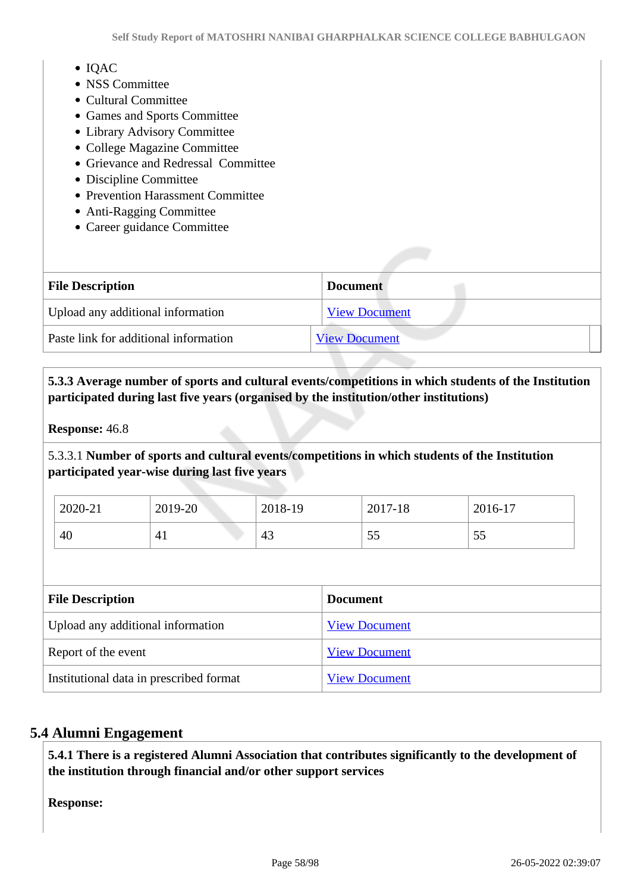- IQAC
- NSS Committee
- Cultural Committee
- Games and Sports Committee
- Library Advisory Committee
- College Magazine Committee
- Grievance and Redressal  Committee
- Discipline Committee
- Prevention Harassment Committee
- Anti-Ragging Committee
- Career guidance Committee

| File Description | Document |
|---|---|
| Upload any additional information | View Document |
| Paste link for additional information | View Document |

**5.3.3 Average number of sports and cultural events/competitions in which students of the Institution participated during last five years (organised by the institution/other institutions)**

**Response:** 46.8

5.3.3.1 **Number of sports and cultural events/competitions in which students of the Institution participated year-wise during last five years**

| 2020-21 | 2019-20 | 2018-19 | 2017-18 | 2016-17 |
|---|---|---|---|---|
| 40 | 41 | 43 | 55 | 55 |

| File Description | Document |
|---|---|
| Upload any additional information | View Document |
| Report of the event | View Document |
| Institutional data in prescribed format | View Document |

## 5.4 Alumni Engagement

**5.4.1 There is a registered Alumni Association that contributes significantly to the development of the institution through financial and/or other support services**

**Response:**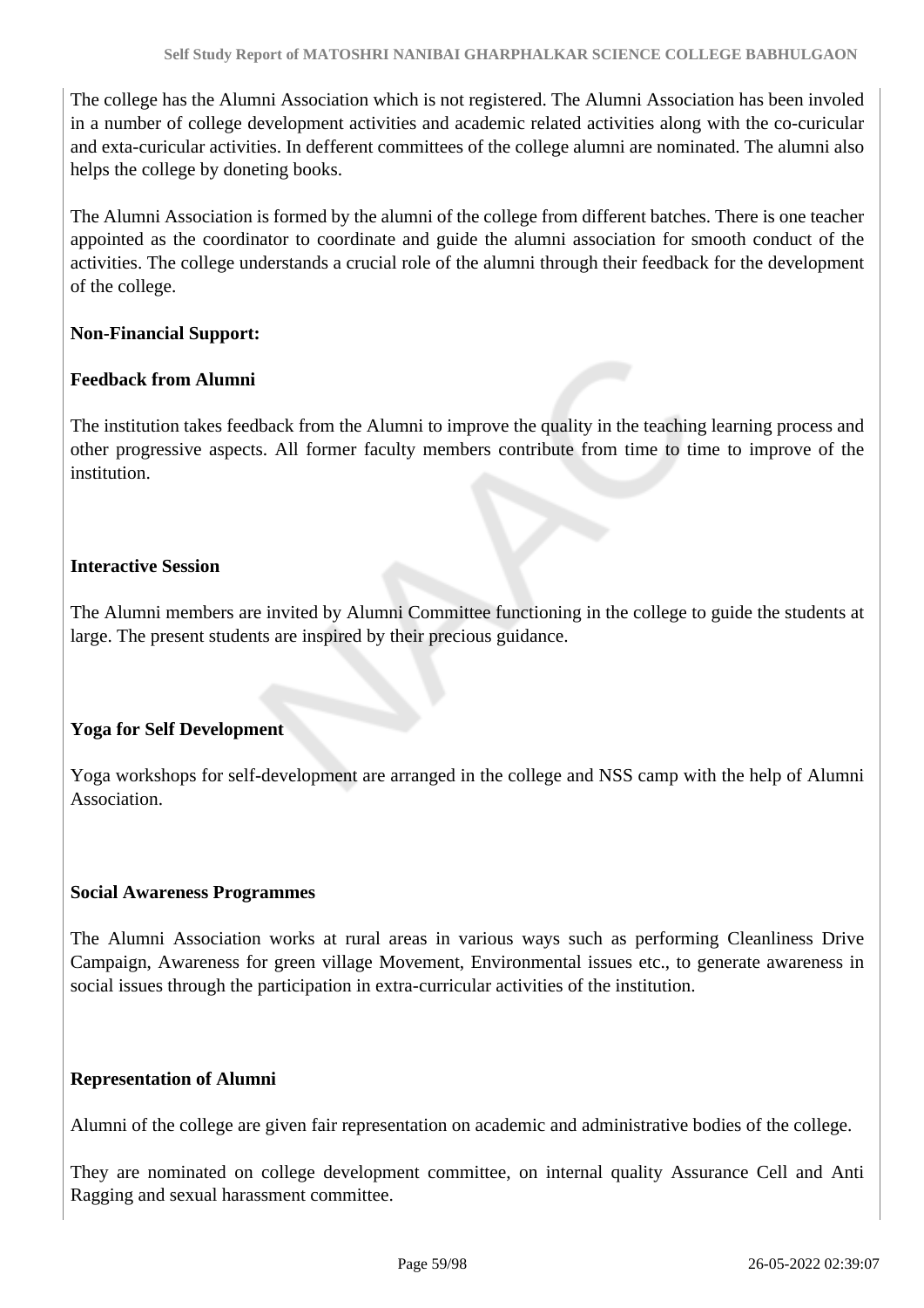The college has the Alumni Association which is not registered. The Alumni Association has been involed in a number of college development activities and academic related activities along with the co-curicular and exta-curicular activities. In defferent committees of the college alumni are nominated. The alumni also helps the college by doneting books.

The Alumni Association is formed by the alumni of the college from different batches. There is one teacher appointed as the coordinator to coordinate and guide the alumni association for smooth conduct of the activities. The college understands a crucial role of the alumni through their feedback for the development of the college.

**Non-Financial Support:**

**Feedback from Alumni**

The institution takes feedback from the Alumni to improve the quality in the teaching learning process and other progressive aspects. All former faculty members contribute from time to time to improve of the institution.

**Interactive Session**

The Alumni members are invited by Alumni Committee functioning in the college to guide the students at large. The present students are inspired by their precious guidance.

**Yoga for Self Development**

Yoga workshops for self-development are arranged in the college and NSS camp with the help of Alumni Association.

**Social Awareness Programmes**

The Alumni Association works at rural areas in various ways such as performing Cleanliness Drive Campaign, Awareness for green village Movement, Environmental issues etc., to generate awareness in social issues through the participation in extra-curricular activities of the institution.

**Representation of Alumni**

Alumni of the college are given fair representation on academic and administrative bodies of the college.

They are nominated on college development committee, on internal quality Assurance Cell and Anti Ragging and sexual harassment committee.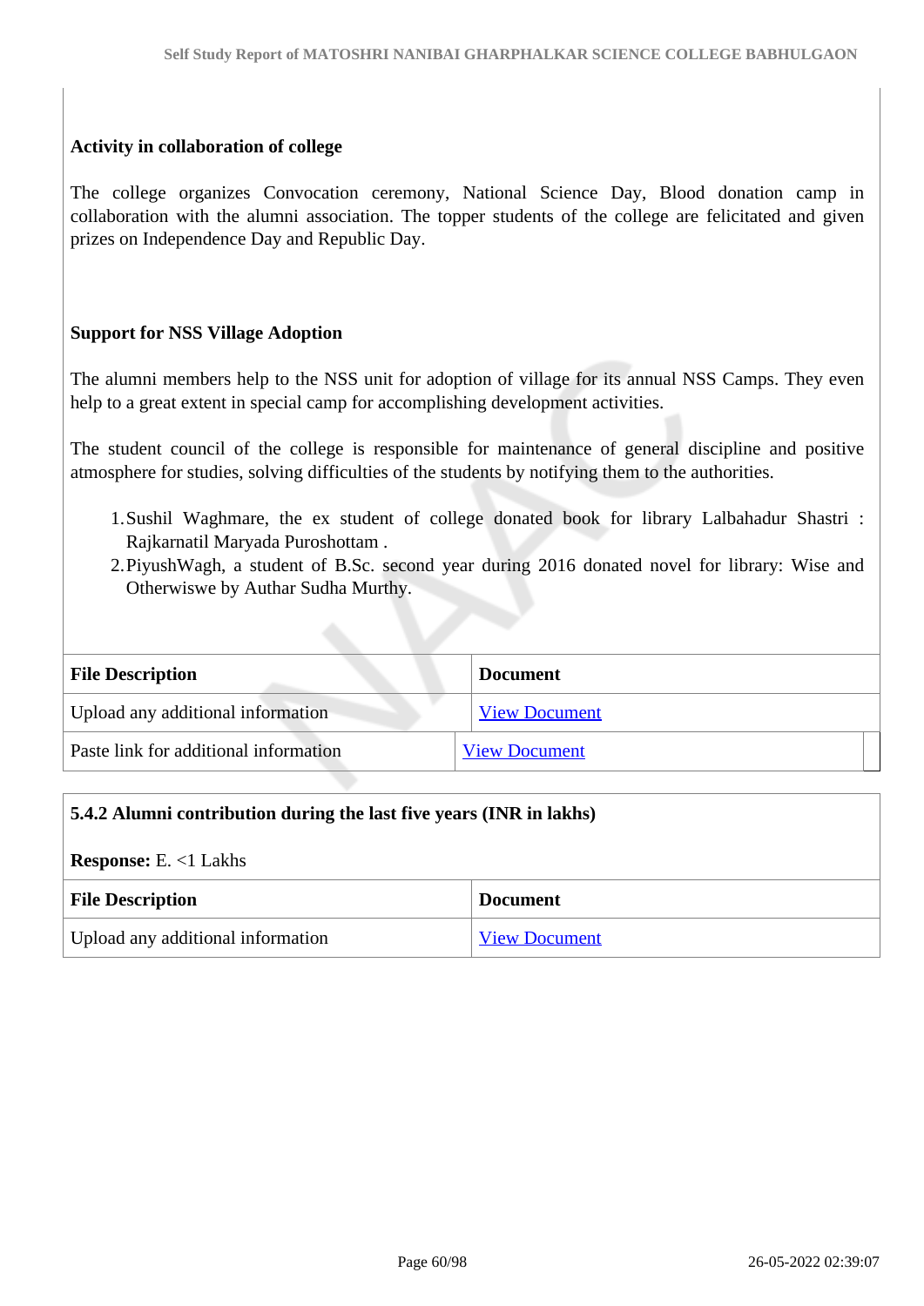**Activity in collaboration of college**

The college organizes Convocation ceremony, National Science Day, Blood donation camp in collaboration with the alumni association. The topper students of the college are felicitated and given prizes on Independence Day and Republic Day.

**Support for NSS Village Adoption**

The alumni members help to the NSS unit for adoption of village for its annual NSS Camps. They even help to a great extent in special camp for accomplishing development activities.

The student council of the college is responsible for maintenance of general discipline and positive atmosphere for studies, solving difficulties of the students by notifying them to the authorities.

1. Sushil Waghmare, the ex student of college donated book for library Lalbahadur Shastri : Rajkarnatil Maryada Puroshottam .
2. PiyushWagh, a student of B.Sc. second year during 2016 donated novel for library: Wise and Otherwiswe by Authar Sudha Murthy.

| File Description | Document |
|---|---|
| Upload any additional information | View Document |
| Paste link for additional information | View Document |

**5.4.2 Alumni contribution during the last five years (INR in lakhs)**

**Response:** E. <1 Lakhs

| File Description | Document |
|---|---|
| Upload any additional information | View Document |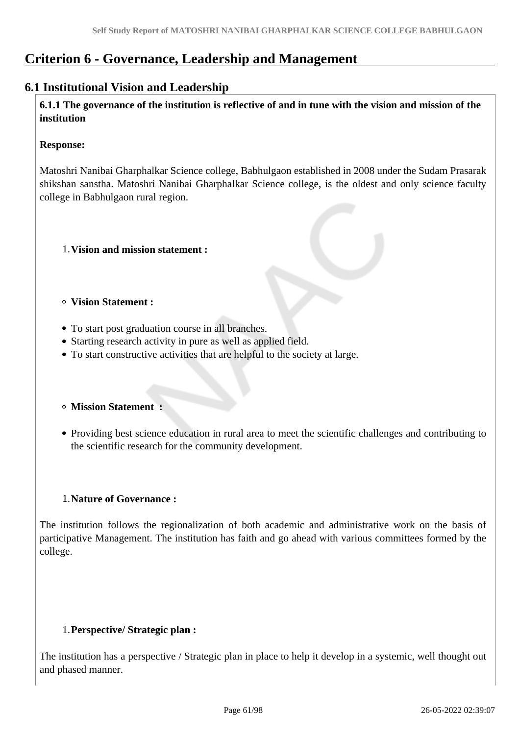# Criterion 6 - Governance, Leadership and Management

## 6.1 Institutional Vision and Leadership

**6.1.1 The governance of the institution is reflective of and in tune with the vision and mission of the institution**

**Response:**

Matoshri Nanibai Gharphalkar Science college, Babhulgaon established in 2008 under the Sudam Prasarak shikshan sanstha. Matoshri Nanibai Gharphalkar Science college, is the oldest and only science faculty college in Babhulgaon rural region.

1. **Vision and mission statement :**

- **Vision Statement :**

- To start post graduation course in all branches.
- Starting research activity in pure as well as applied field.
- To start constructive activities that are helpful to the society at large.

- **Mission Statement :**

- Providing best science education in rural area to meet the scientific challenges and contributing to the scientific research for the community development.

1. **Nature of Governance :**

The institution follows the regionalization of both academic and administrative work on the basis of participative Management. The institution has faith and go ahead with various committees formed by the college.

1. **Perspective/ Strategic plan :**

The institution has a perspective / Strategic plan in place to help it develop in a systemic, well thought out and phased manner.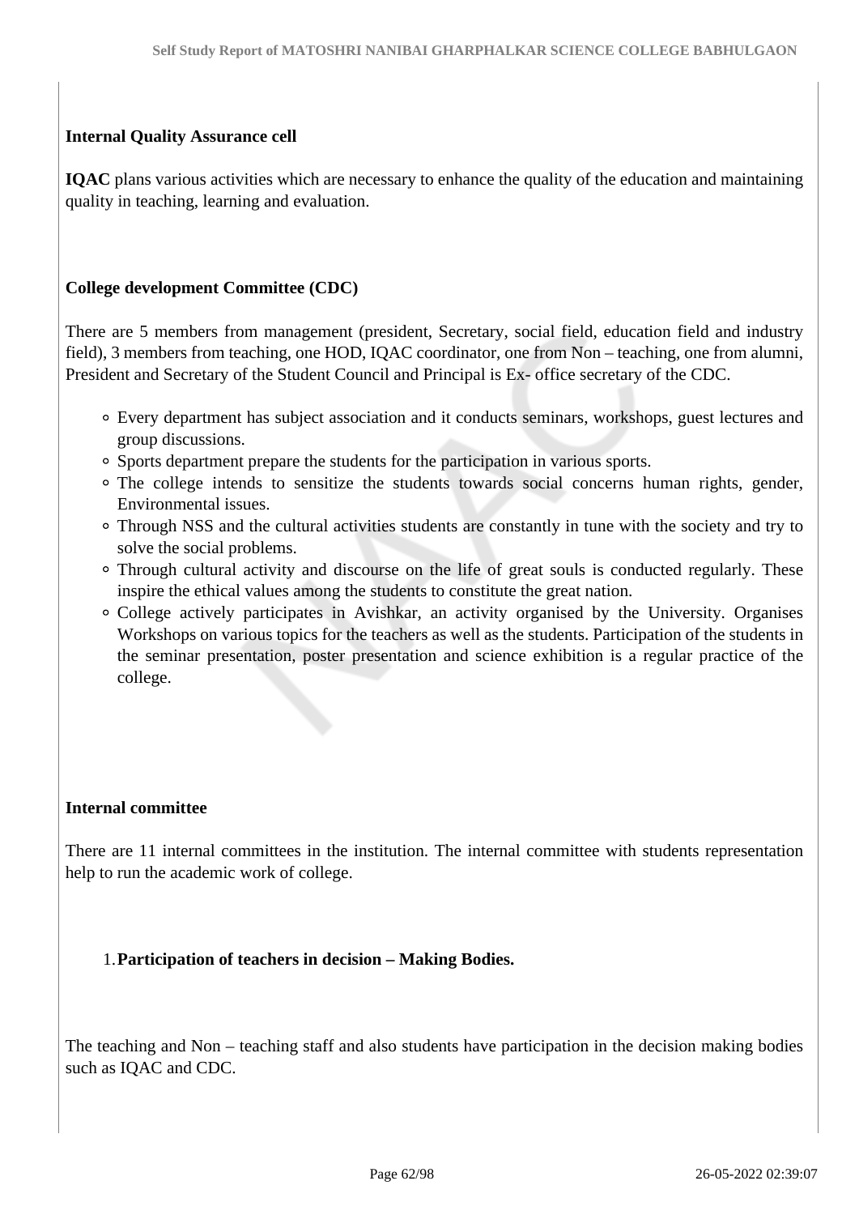**Internal Quality Assurance cell**

**IQAC** plans various activities which are necessary to enhance the quality of the education and maintaining quality in teaching, learning and evaluation.

**College development Committee (CDC)**

There are 5 members from management (president, Secretary, social field, education field and industry field), 3 members from teaching, one HOD, IQAC coordinator, one from Non – teaching, one from alumni, President and Secretary of the Student Council and Principal is Ex- office secretary of the CDC.

- Every department has subject association and it conducts seminars, workshops, guest lectures and group discussions.
- Sports department prepare the students for the participation in various sports.
- The college intends to sensitize the students towards social concerns human rights, gender, Environmental issues.
- Through NSS and the cultural activities students are constantly in tune with the society and try to solve the social problems.
- Through cultural activity and discourse on the life of great souls is conducted regularly. These inspire the ethical values among the students to constitute the great nation.
- College actively participates in Avishkar, an activity organised by the University. Organises Workshops on various topics for the teachers as well as the students. Participation of the students in the seminar presentation, poster presentation and science exhibition is a regular practice of the college.

**Internal committee**

There are 11 internal committees in the institution. The internal committee with students representation help to run the academic work of college.

1. **Participation of teachers in decision – Making Bodies.**

The teaching and Non – teaching staff and also students have participation in the decision making bodies such as IQAC and CDC.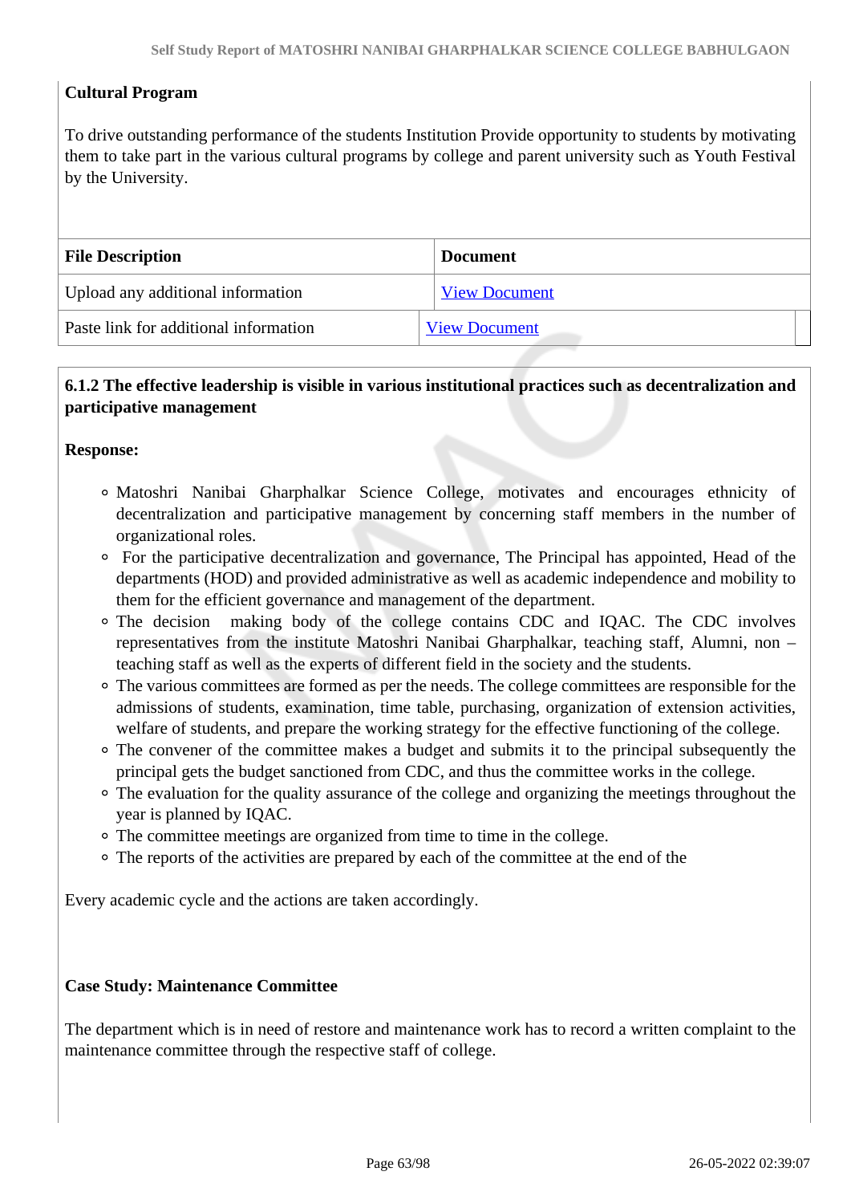**Cultural Program**

To drive outstanding performance of the students Institution Provide opportunity to students by motivating them to take part in the various cultural programs by college and parent university such as Youth Festival by the University.

| File Description | Document |
|---|---|
| Upload any additional information | View Document |
| Paste link for additional information | View Document |

**6.1.2 The effective leadership is visible in various institutional practices such as decentralization and participative management**

**Response:**

- Matoshri Nanibai Gharphalkar Science College, motivates and encourages ethnicity of decentralization and participative management by concerning staff members in the number of organizational roles.
- For the participative decentralization and governance, The Principal has appointed, Head of the departments (HOD) and provided administrative as well as academic independence and mobility to them for the efficient governance and management of the department.
- The decision making body of the college contains CDC and IQAC. The CDC involves representatives from the institute Matoshri Nanibai Gharphalkar, teaching staff, Alumni, non – teaching staff as well as the experts of different field in the society and the students.
- The various committees are formed as per the needs. The college committees are responsible for the admissions of students, examination, time table, purchasing, organization of extension activities, welfare of students, and prepare the working strategy for the effective functioning of the college.
- The convener of the committee makes a budget and submits it to the principal subsequently the principal gets the budget sanctioned from CDC, and thus the committee works in the college.
- The evaluation for the quality assurance of the college and organizing the meetings throughout the year is planned by IQAC.
- The committee meetings are organized from time to time in the college.
- The reports of the activities are prepared by each of the committee at the end of the

Every academic cycle and the actions are taken accordingly.

**Case Study: Maintenance Committee**

The department which is in need of restore and maintenance work has to record a written complaint to the maintenance committee through the respective staff of college.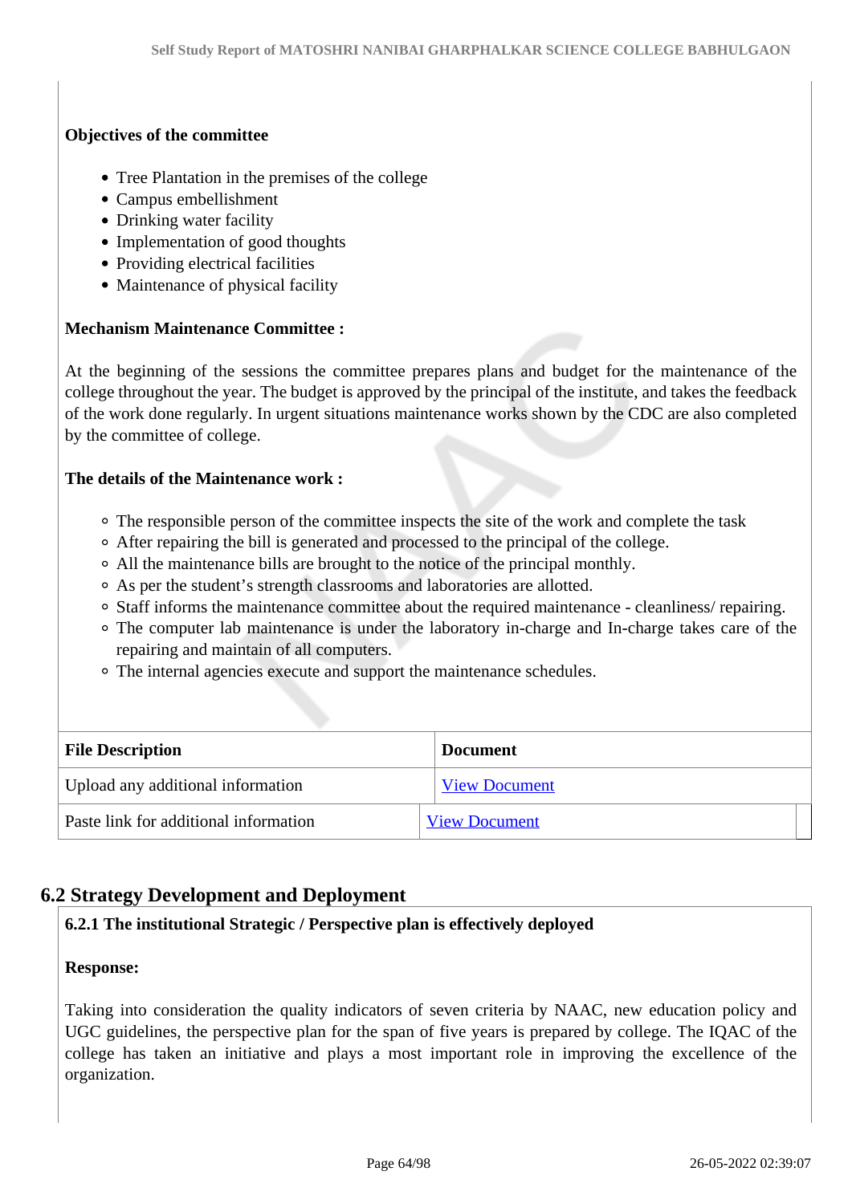**Objectives of the committee**

- Tree Plantation in the premises of the college
- Campus embellishment
- Drinking water facility
- Implementation of good thoughts
- Providing electrical facilities
- Maintenance of physical facility

**Mechanism Maintenance Committee :**

At the beginning of the sessions the committee prepares plans and budget for the maintenance of the college throughout the year. The budget is approved by the principal of the institute, and takes the feedback of the work done regularly. In urgent situations maintenance works shown by the CDC are also completed by the committee of college.

**The details of the Maintenance work :**

- The responsible person of the committee inspects the site of the work and complete the task
- After repairing the bill is generated and processed to the principal of the college.
- All the maintenance bills are brought to the notice of the principal monthly.
- As per the student's strength classrooms and laboratories are allotted.
- Staff informs the maintenance committee about the required maintenance - cleanliness/ repairing.
- The computer lab maintenance is under the laboratory in-charge and In-charge takes care of the repairing and maintain of all computers.
- The internal agencies execute and support the maintenance schedules.

| File Description | Document |
|---|---|
| Upload any additional information | View Document |
| Paste link for additional information | View Document |

## 6.2 Strategy Development and Deployment

**6.2.1 The institutional Strategic / Perspective plan is effectively deployed**

**Response:**

Taking into consideration the quality indicators of seven criteria by NAAC, new education policy and UGC guidelines, the perspective plan for the span of five years is prepared by college. The IQAC of the college has taken an initiative and plays a most important role in improving the excellence of the organization.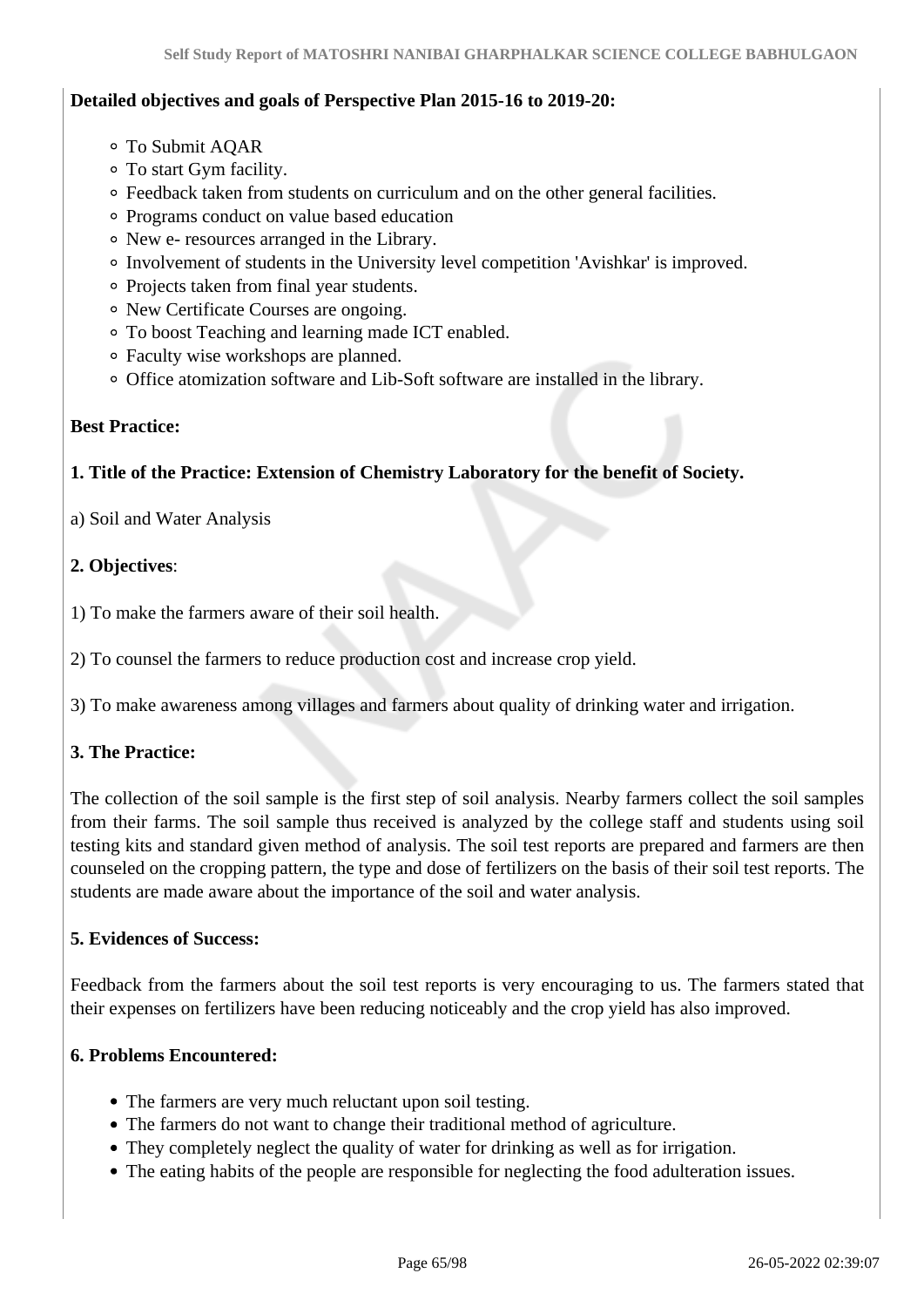**Detailed objectives and goals of Perspective Plan 2015-16 to 2019-20:**

- To Submit AQAR
- To start Gym facility.
- Feedback taken from students on curriculum and on the other general facilities.
- Programs conduct on value based education
- New e- resources arranged in the Library.
- Involvement of students in the University level competition 'Avishkar' is improved.
- Projects taken from final year students.
- New Certificate Courses are ongoing.
- To boost Teaching and learning made ICT enabled.
- Faculty wise workshops are planned.
- Office atomization software and Lib-Soft software are installed in the library.

**Best Practice:**

**1. Title of the Practice: Extension of Chemistry Laboratory for the benefit of Society.**

a) Soil and Water Analysis

**2. Objectives**:

1) To make the farmers aware of their soil health.

2) To counsel the farmers to reduce production cost and increase crop yield.

3) To make awareness among villages and farmers about quality of drinking water and irrigation.

**3. The Practice:**

The collection of the soil sample is the first step of soil analysis. Nearby farmers collect the soil samples from their farms. The soil sample thus received is analyzed by the college staff and students using soil testing kits and standard given method of analysis. The soil test reports are prepared and farmers are then counseled on the cropping pattern, the type and dose of fertilizers on the basis of their soil test reports. The students are made aware about the importance of the soil and water analysis.

**5. Evidences of Success:**

Feedback from the farmers about the soil test reports is very encouraging to us. The farmers stated that their expenses on fertilizers have been reducing noticeably and the crop yield has also improved.

**6. Problems Encountered:**

- The farmers are very much reluctant upon soil testing.
- The farmers do not want to change their traditional method of agriculture.
- They completely neglect the quality of water for drinking as well as for irrigation.
- The eating habits of the people are responsible for neglecting the food adulteration issues.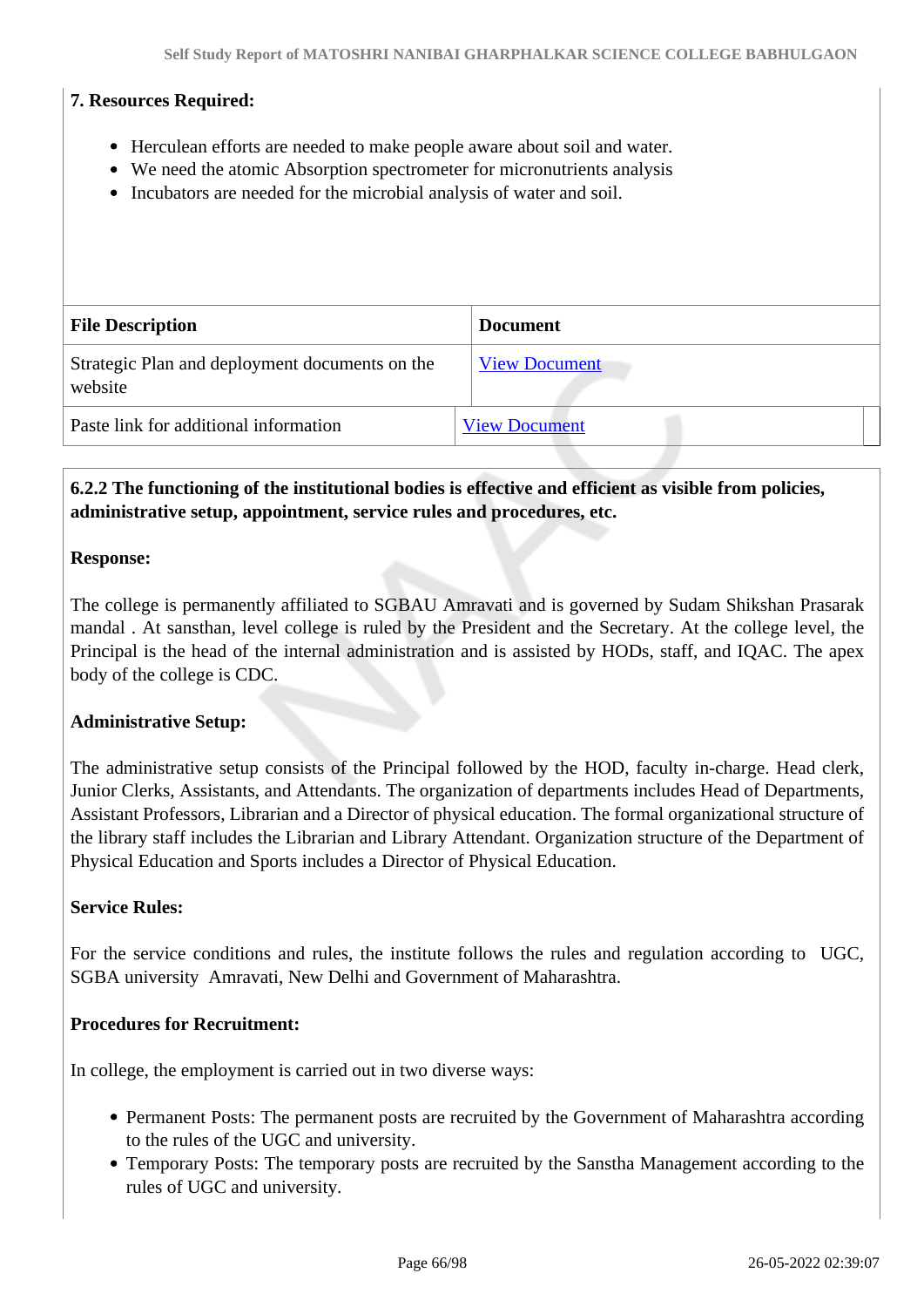**7. Resources Required:**

- Herculean efforts are needed to make people aware about soil and water.
- We need the atomic Absorption spectrometer for micronutrients analysis
- Incubators are needed for the microbial analysis of water and soil.

| File Description | Document |
| --- | --- |
| Strategic Plan and deployment documents on the website | View Document |
| Paste link for additional information | View Document |

**6.2.2 The functioning of the institutional bodies is effective and efficient as visible from policies, administrative setup, appointment, service rules and procedures, etc.**

**Response:**

The college is permanently affiliated to SGBAU Amravati and is governed by Sudam Shikshan Prasarak mandal . At sansthan, level college is ruled by the President and the Secretary. At the college level, the Principal is the head of the internal administration and is assisted by HODs, staff, and IQAC. The apex body of the college is CDC.

**Administrative Setup:**

The administrative setup consists of the Principal followed by the HOD, faculty in-charge. Head clerk, Junior Clerks, Assistants, and Attendants. The organization of departments includes Head of Departments, Assistant Professors, Librarian and a Director of physical education. The formal organizational structure of the library staff includes the Librarian and Library Attendant. Organization structure of the Department of Physical Education and Sports includes a Director of Physical Education.

**Service Rules:**

For the service conditions and rules, the institute follows the rules and regulation according to UGC, SGBA university Amravati, New Delhi and Government of Maharashtra.

**Procedures for Recruitment:**

In college, the employment is carried out in two diverse ways:

- Permanent Posts: The permanent posts are recruited by the Government of Maharashtra according to the rules of the UGC and university.
- Temporary Posts: The temporary posts are recruited by the Sanstha Management according to the rules of UGC and university.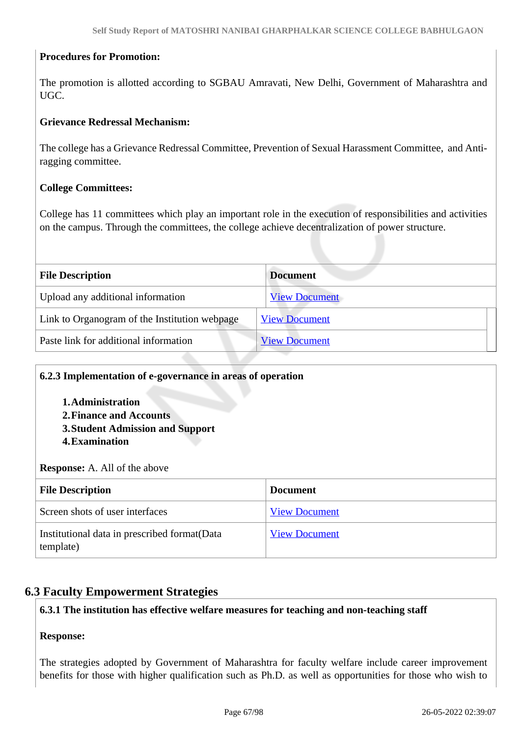**Procedures for Promotion:**

The promotion is allotted according to SGBAU Amravati, New Delhi, Government of Maharashtra and UGC.

**Grievance Redressal Mechanism:**

The college has a Grievance Redressal Committee, Prevention of Sexual Harassment Committee, and Anti-ragging committee.

**College Committees:**

College has 11 committees which play an important role in the execution of responsibilities and activities on the campus. Through the committees, the college achieve decentralization of power structure.

| File Description | Document |
|---|---|
| Upload any additional information | View Document |
| Link to Organogram of the Institution webpage | View Document |
| Paste link for additional information | View Document |

**6.2.3 Implementation of e-governance in areas of operation**

1. **Administration**
2. **Finance and Accounts**
3. **Student Admission and Support**
4. **Examination**

**Response:** A. All of the above

| File Description | Document |
|---|---|
| Screen shots of user interfaces | View Document |
| Institutional data in prescribed format(Data template) | View Document |

## 6.3 Faculty Empowerment Strategies

**6.3.1 The institution has effective welfare measures for teaching and non-teaching staff**

**Response:**

The strategies adopted by Government of Maharashtra for faculty welfare include career improvement benefits for those with higher qualification such as Ph.D. as well as opportunities for those who wish to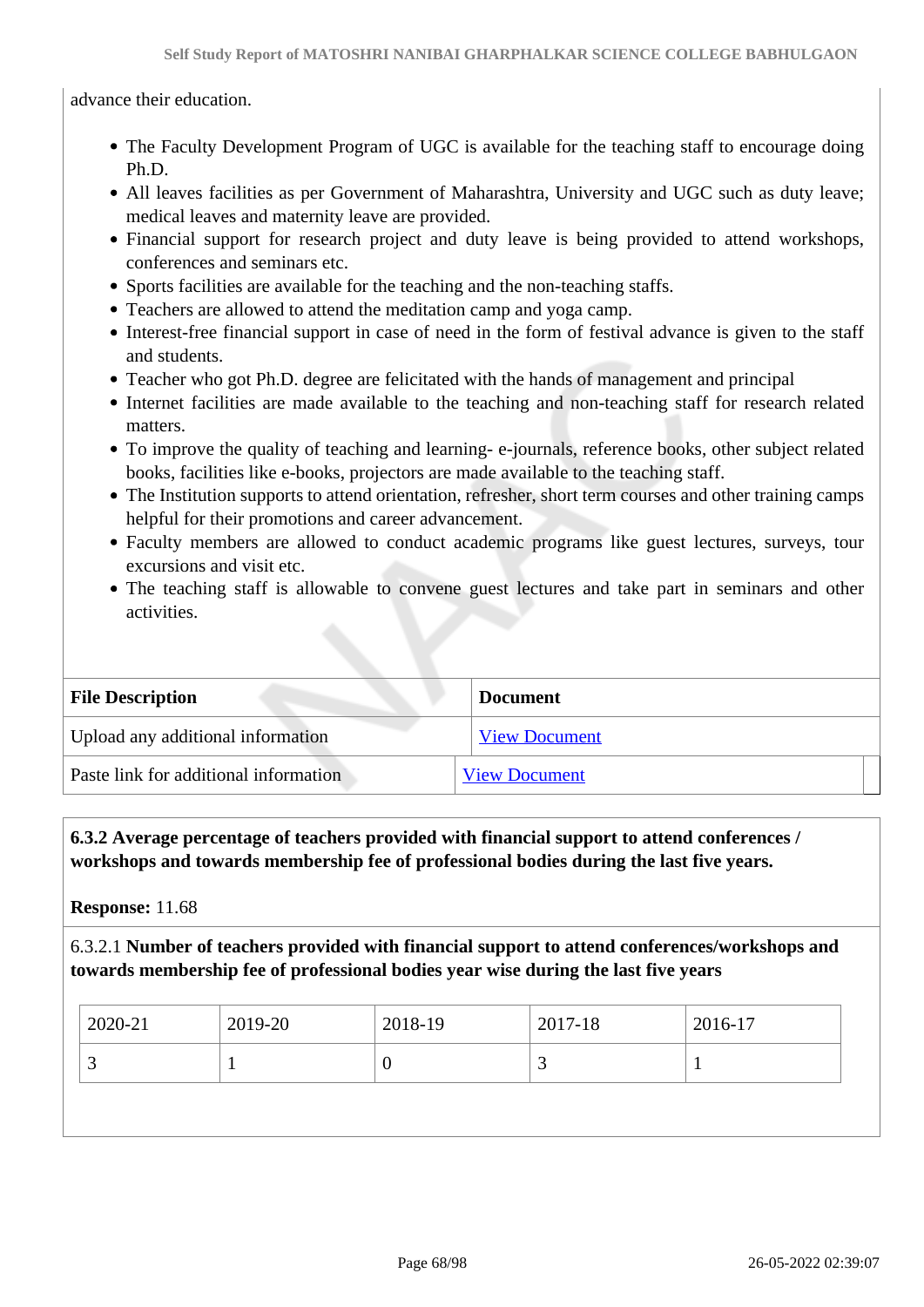advance their education.

- The Faculty Development Program of UGC is available for the teaching staff to encourage doing Ph.D.
- All leaves facilities as per Government of Maharashtra, University and UGC such as duty leave; medical leaves and maternity leave are provided.
- Financial support for research project and duty leave is being provided to attend workshops, conferences and seminars etc.
- Sports facilities are available for the teaching and the non-teaching staffs.
- Teachers are allowed to attend the meditation camp and yoga camp.
- Interest-free financial support in case of need in the form of festival advance is given to the staff and students.
- Teacher who got Ph.D. degree are felicitated with the hands of management and principal
- Internet facilities are made available to the teaching and non-teaching staff for research related matters.
- To improve the quality of teaching and learning- e-journals, reference books, other subject related books, facilities like e-books, projectors are made available to the teaching staff.
- The Institution supports to attend orientation, refresher, short term courses and other training camps helpful for their promotions and career advancement.
- Faculty members are allowed to conduct academic programs like guest lectures, surveys, tour excursions and visit etc.
- The teaching staff is allowable to convene guest lectures and take part in seminars and other activities.

| File Description | Document |
|---|---|
| Upload any additional information | View Document |
| Paste link for additional information | View Document |

**6.3.2 Average percentage of teachers provided with financial support to attend conferences / workshops and towards membership fee of professional bodies during the last five years.**

**Response:** 11.68

6.3.2.1 **Number of teachers provided with financial support to attend conferences/workshops and towards membership fee of professional bodies year wise during the last five years**

| 2020-21 | 2019-20 | 2018-19 | 2017-18 | 2016-17 |
|---|---|---|---|---|
| 3 | 1 | 0 | 3 | 1 |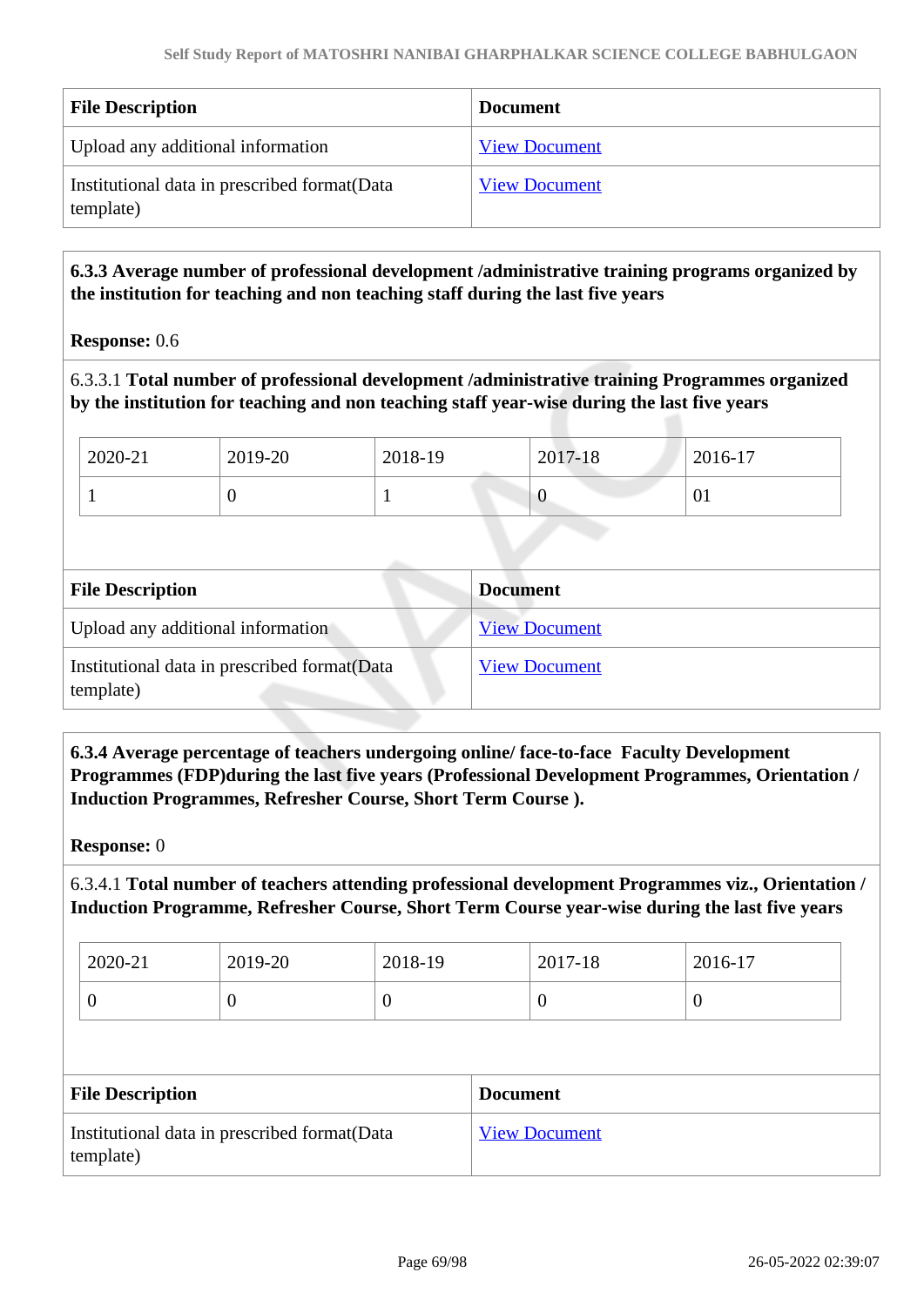| File Description | Document |
|---|---|
| Upload any additional information | View Document |
| Institutional data in prescribed format(Data template) | View Document |

**6.3.3 Average number of professional development /administrative training programs organized by the institution for teaching and non teaching staff during the last five years**

**Response:** 0.6

6.3.3.1 **Total number of professional development /administrative training Programmes organized by the institution for teaching and non teaching staff year-wise during the last five years**

| 2020-21 | 2019-20 | 2018-19 | 2017-18 | 2016-17 |
|---|---|---|---|---|
| 1 | 0 | 1 | 0 | 01 |

| File Description | Document |
|---|---|
| Upload any additional information | View Document |
| Institutional data in prescribed format(Data template) | View Document |

**6.3.4 Average percentage of teachers undergoing online/ face-to-face Faculty Development Programmes (FDP)during the last five years (Professional Development Programmes, Orientation / Induction Programmes, Refresher Course, Short Term Course ).**

**Response:** 0

6.3.4.1 **Total number of teachers attending professional development Programmes viz., Orientation / Induction Programme, Refresher Course, Short Term Course year-wise during the last five years**

| 2020-21 | 2019-20 | 2018-19 | 2017-18 | 2016-17 |
|---|---|---|---|---|
| 0 | 0 | 0 | 0 | 0 |

| File Description | Document |
|---|---|
| Institutional data in prescribed format(Data template) | View Document |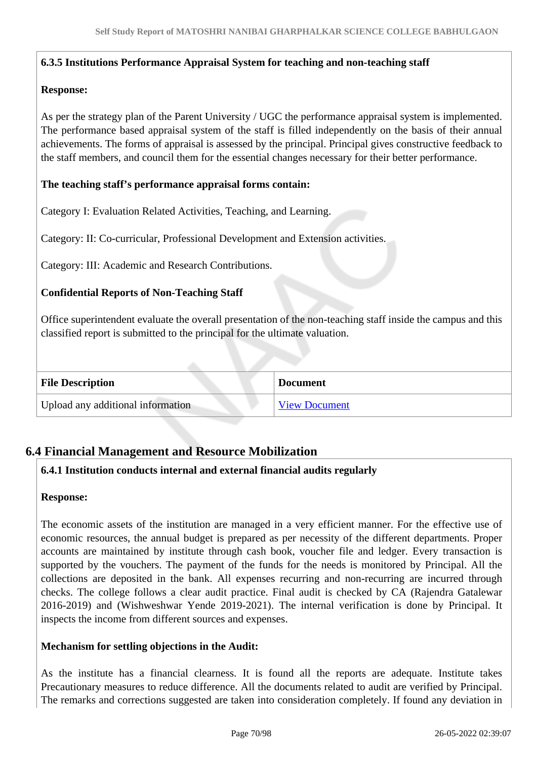**6.3.5 Institutions Performance Appraisal System for teaching and non-teaching staff**

**Response:**

As per the strategy plan of the Parent University / UGC the performance appraisal system is implemented. The performance based appraisal system of the staff is filled independently on the basis of their annual achievements. The forms of appraisal is assessed by the principal. Principal gives constructive feedback to the staff members, and council them for the essential changes necessary for their better performance.

**The teaching staff's performance appraisal forms contain:**

Category I: Evaluation Related Activities, Teaching, and Learning.

Category: II: Co-curricular, Professional Development and Extension activities.

Category: III: Academic and Research Contributions.

**Confidential Reports of Non-Teaching Staff**

Office superintendent evaluate the overall presentation of the non-teaching staff inside the campus and this classified report is submitted to the principal for the ultimate valuation.

| File Description | Document |
|---|---|
| Upload any additional information | View Document |

## 6.4 Financial Management and Resource Mobilization

**6.4.1 Institution conducts internal and external financial audits regularly**

**Response:**

The economic assets of the institution are managed in a very efficient manner. For the effective use of economic resources, the annual budget is prepared as per necessity of the different departments. Proper accounts are maintained by institute through cash book, voucher file and ledger. Every transaction is supported by the vouchers. The payment of the funds for the needs is monitored by Principal. All the collections are deposited in the bank. All expenses recurring and non-recurring are incurred through checks. The college follows a clear audit practice. Final audit is checked by CA (Rajendra Gatalewar 2016-2019) and (Wishweshwar Yende 2019-2021). The internal verification is done by Principal. It inspects the income from different sources and expenses.

**Mechanism for settling objections in the Audit:**

As the institute has a financial clearness. It is found all the reports are adequate. Institute takes Precautionary measures to reduce difference. All the documents related to audit are verified by Principal. The remarks and corrections suggested are taken into consideration completely. If found any deviation in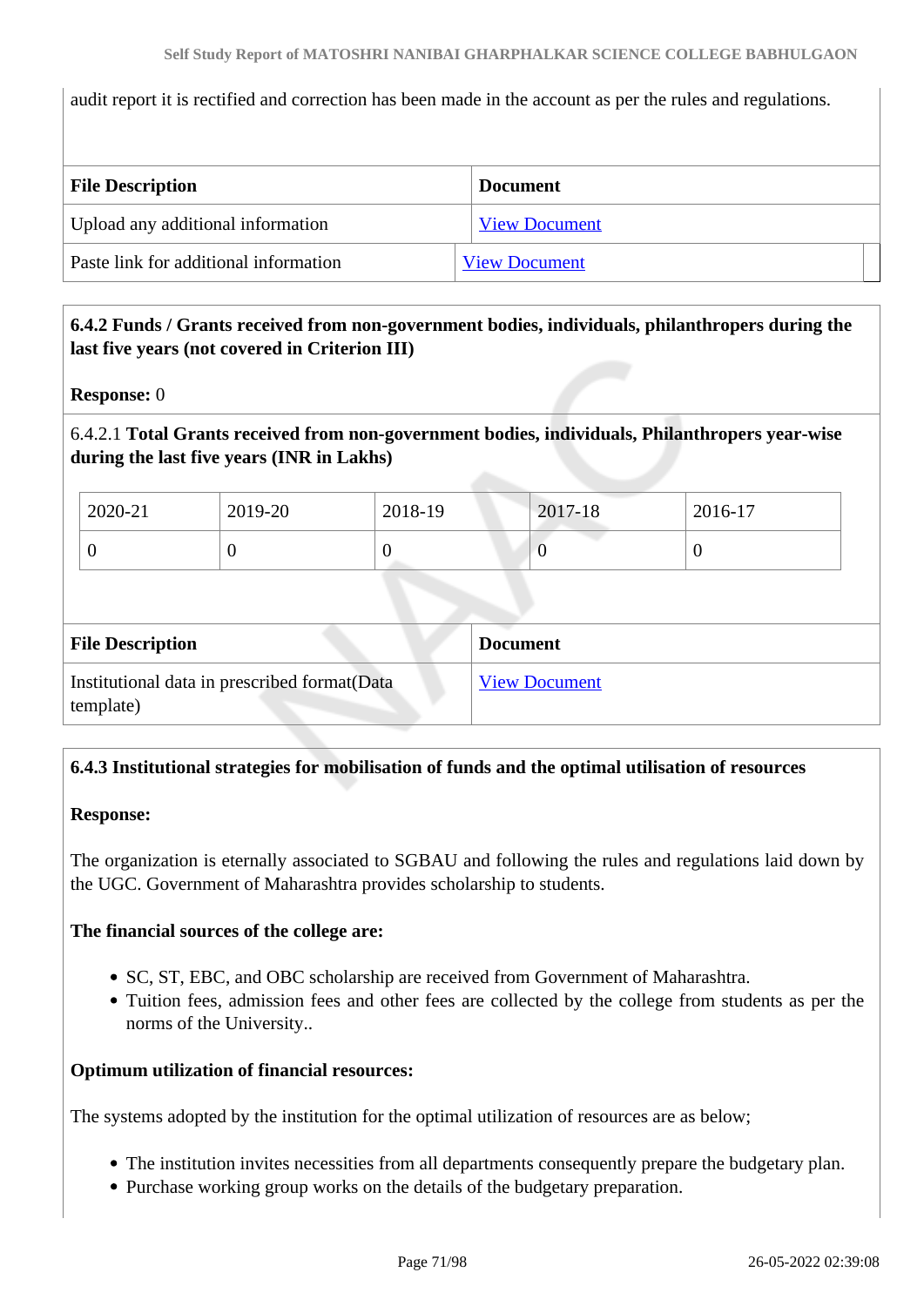audit report it is rectified and correction has been made in the account as per the rules and regulations.

| File Description | Document |
| --- | --- |
| Upload any additional information | View Document |
| Paste link for additional information | View Document |

**6.4.2 Funds / Grants received from non-government bodies, individuals, philanthropers during the last five years (not covered in Criterion III)**

**Response:** 0

6.4.2.1 **Total Grants received from non-government bodies, individuals, Philanthropers year-wise during the last five years (INR in Lakhs)**

| 2020-21 | 2019-20 | 2018-19 | 2017-18 | 2016-17 |
| --- | --- | --- | --- | --- |
| 0 | 0 | 0 | 0 | 0 |

| File Description | Document |
| --- | --- |
| Institutional data in prescribed format(Data template) | View Document |

**6.4.3 Institutional strategies for mobilisation of funds and the optimal utilisation of resources**

**Response:**

The organization is eternally associated to SGBAU and following the rules and regulations laid down by the UGC. Government of Maharashtra provides scholarship to students.

**The financial sources of the college are:**

- SC, ST, EBC, and OBC scholarship are received from Government of Maharashtra.
- Tuition fees, admission fees and other fees are collected by the college from students as per the norms of the University..

**Optimum utilization of financial resources:**

The systems adopted by the institution for the optimal utilization of resources are as below;

- The institution invites necessities from all departments consequently prepare the budgetary plan.
- Purchase working group works on the details of the budgetary preparation.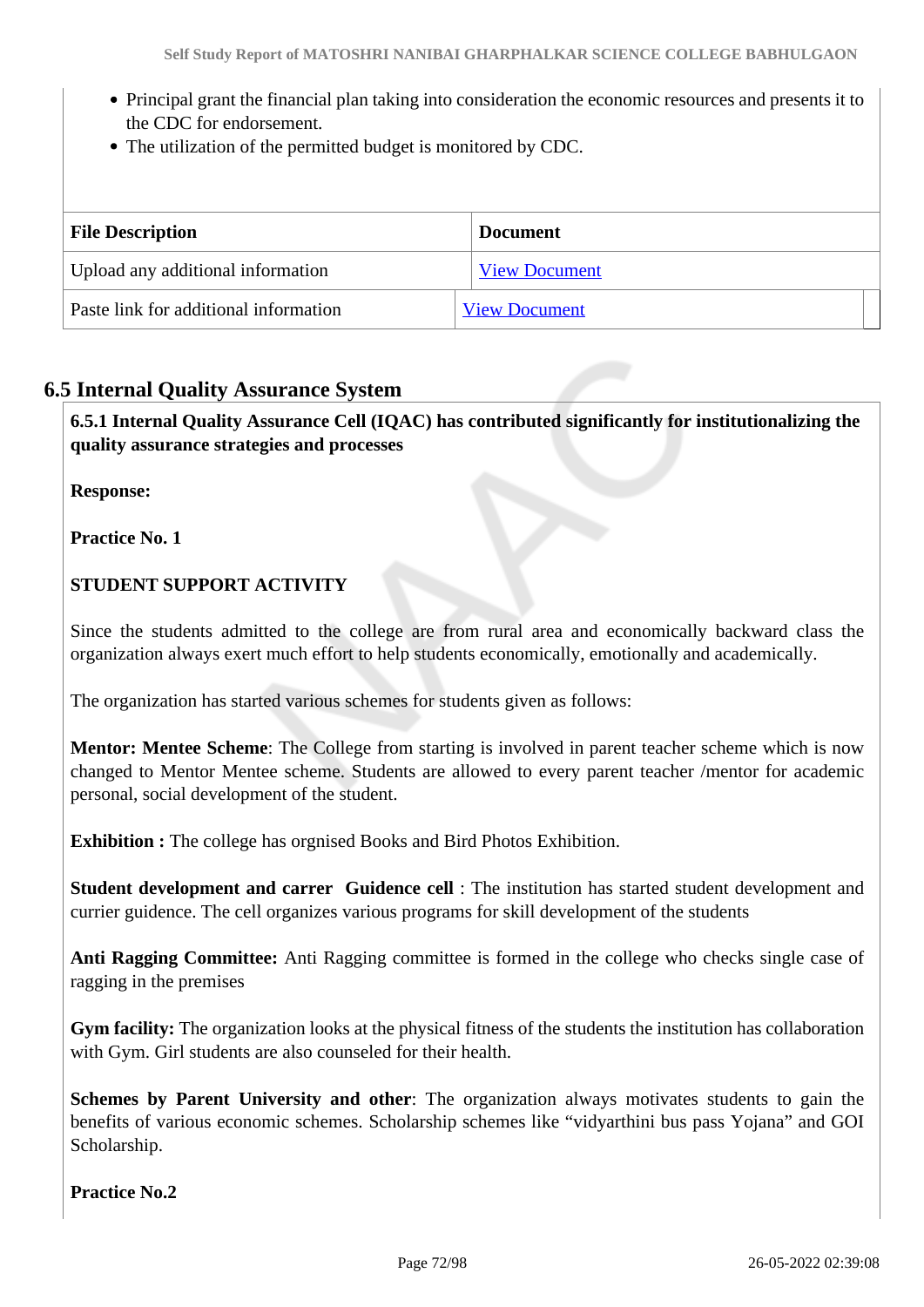- Principal grant the financial plan taking into consideration the economic resources and presents it to the CDC for endorsement.
- The utilization of the permitted budget is monitored by CDC.

| File Description | Document |
|---|---|
| Upload any additional information | View Document |
| Paste link for additional information | View Document |

## 6.5 Internal Quality Assurance System

**6.5.1 Internal Quality Assurance Cell (IQAC) has contributed significantly for institutionalizing the quality assurance strategies and processes**

**Response:**

**Practice No. 1**

**STUDENT SUPPORT ACTIVITY**

Since the students admitted to the college are from rural area and economically backward class the organization always exert much effort to help students economically, emotionally and academically.

The organization has started various schemes for students given as follows:

**Mentor: Mentee Scheme**: The College from starting is involved in parent teacher scheme which is now changed to Mentor Mentee scheme. Students are allowed to every parent teacher /mentor for academic personal, social development of the student.

**Exhibition :** The college has orgnised Books and Bird Photos Exhibition.

**Student development and carrer  Guidence cell** : The institution has started student development and currier guidence. The cell organizes various programs for skill development of the students

**Anti Ragging Committee:** Anti Ragging committee is formed in the college who checks single case of ragging in the premises

**Gym facility:** The organization looks at the physical fitness of the students the institution has collaboration with Gym. Girl students are also counseled for their health.

**Schemes by Parent University and other**: The organization always motivates students to gain the benefits of various economic schemes. Scholarship schemes like "vidyarthini bus pass Yojana" and GOI Scholarship.

**Practice No.2**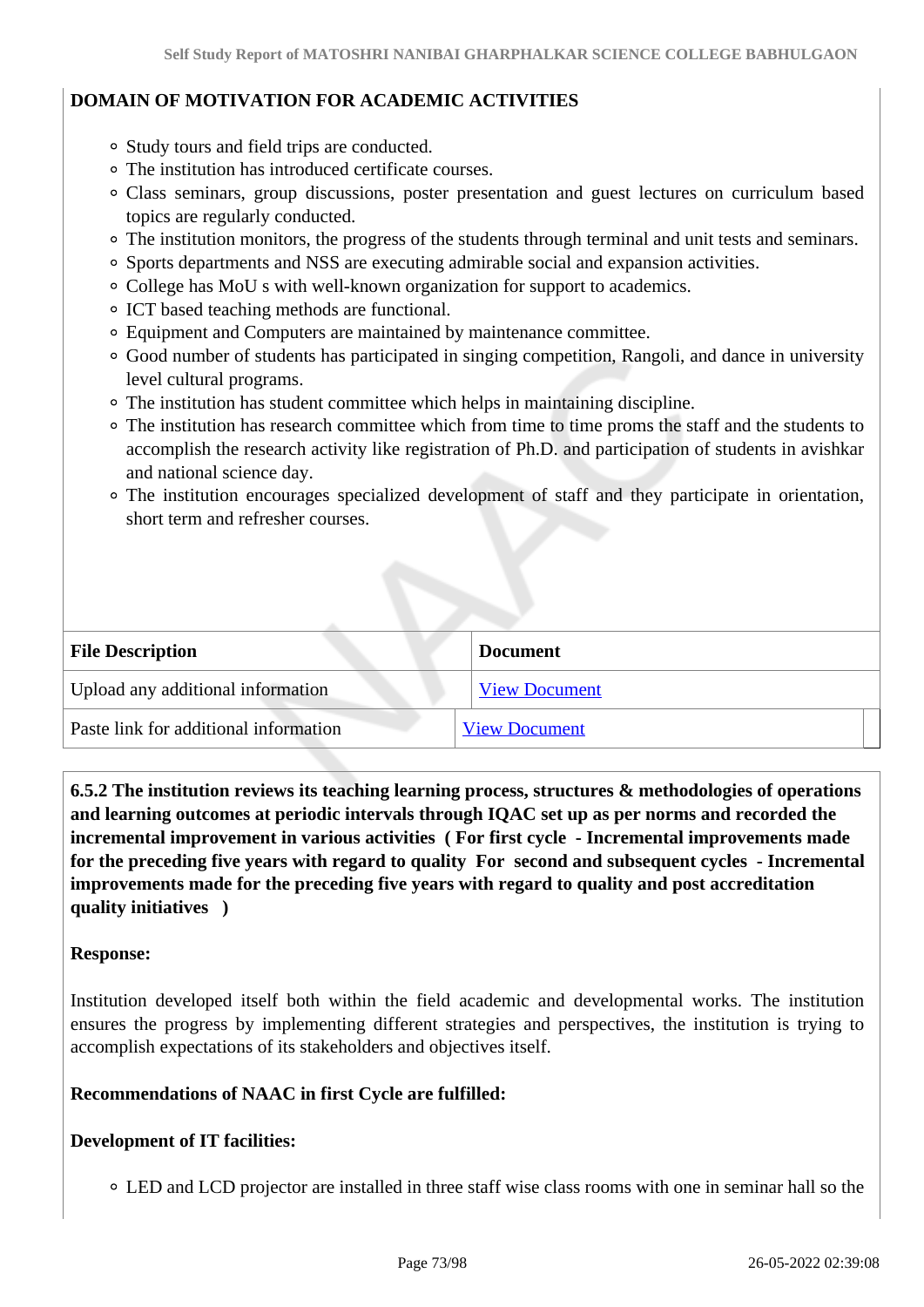**DOMAIN OF MOTIVATION FOR ACADEMIC ACTIVITIES**

- Study tours and field trips are conducted.
- The institution has introduced certificate courses.
- Class seminars, group discussions, poster presentation and guest lectures on curriculum based topics are regularly conducted.
- The institution monitors, the progress of the students through terminal and unit tests and seminars.
- Sports departments and NSS are executing admirable social and expansion activities.
- College has MoU s with well-known organization for support to academics.
- ICT based teaching methods are functional.
- Equipment and Computers are maintained by maintenance committee.
- Good number of students has participated in singing competition, Rangoli, and dance in university level cultural programs.
- The institution has student committee which helps in maintaining discipline.
- The institution has research committee which from time to time proms the staff and the students to accomplish the research activity like registration of Ph.D. and participation of students in avishkar and national science day.
- The institution encourages specialized development of staff and they participate in orientation, short term and refresher courses.

| File Description | Document |
|---|---|
| Upload any additional information | View Document |
| Paste link for additional information | View Document |

**6.5.2 The institution reviews its teaching learning process, structures & methodologies of operations and learning outcomes at periodic intervals through IQAC set up as per norms and recorded the incremental improvement in various activities ( For first cycle - Incremental improvements made for the preceding five years with regard to quality For second and subsequent cycles - Incremental improvements made for the preceding five years with regard to quality and post accreditation quality initiatives )**

**Response:**

Institution developed itself both within the field academic and developmental works. The institution ensures the progress by implementing different strategies and perspectives, the institution is trying to accomplish expectations of its stakeholders and objectives itself.

**Recommendations of NAAC in first Cycle are fulfilled:**

**Development of IT facilities:**

- LED and LCD projector are installed in three staff wise class rooms with one in seminar hall so the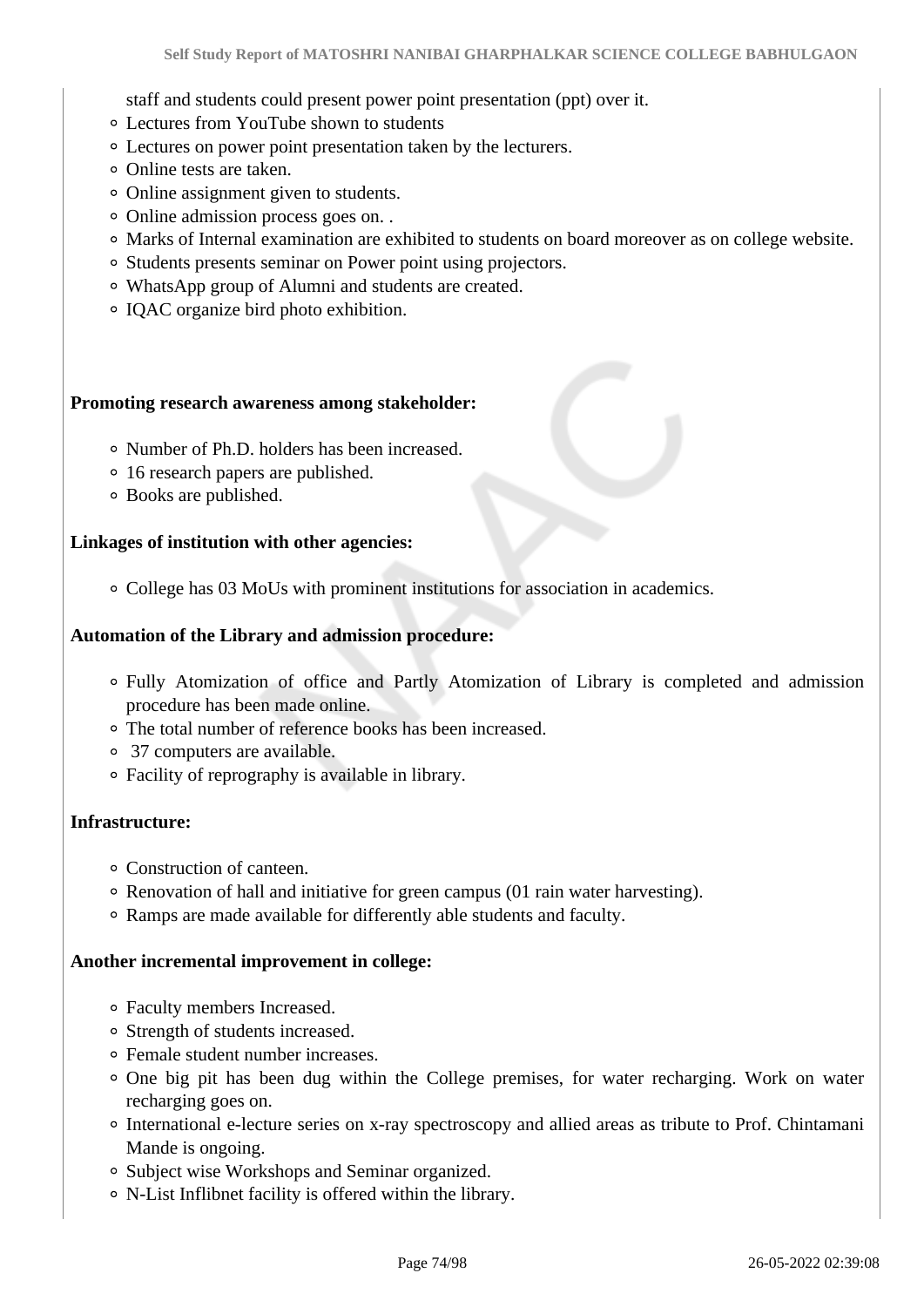staff and students could present power point presentation (ppt) over it.

- Lectures from YouTube shown to students
- Lectures on power point presentation taken by the lecturers.
- Online tests are taken.
- Online assignment given to students.
- Online admission process goes on. .
- Marks of Internal examination are exhibited to students on board moreover as on college website.
- Students presents seminar on Power point using projectors.
- WhatsApp group of Alumni and students are created.
- IQAC organize bird photo exhibition.

**Promoting research awareness among stakeholder:**

- Number of Ph.D. holders has been increased.
- 16 research papers are published.
- Books are published.

**Linkages of institution with other agencies:**

- College has 03 MoUs with prominent institutions for association in academics.

**Automation of the Library and admission procedure:**

- Fully Atomization of office and Partly Atomization of Library is completed and admission procedure has been made online.
- The total number of reference books has been increased.
- 37 computers are available.
- Facility of reprography is available in library.

**Infrastructure:**

- Construction of canteen.
- Renovation of hall and initiative for green campus (01 rain water harvesting).
- Ramps are made available for differently able students and faculty.

**Another incremental improvement in college:**

- Faculty members Increased.
- Strength of students increased.
- Female student number increases.
- One big pit has been dug within the College premises, for water recharging. Work on water recharging goes on.
- International e-lecture series on x-ray spectroscopy and allied areas as tribute to Prof. Chintamani Mande is ongoing.
- Subject wise Workshops and Seminar organized.
- N-List Inflibnet facility is offered within the library.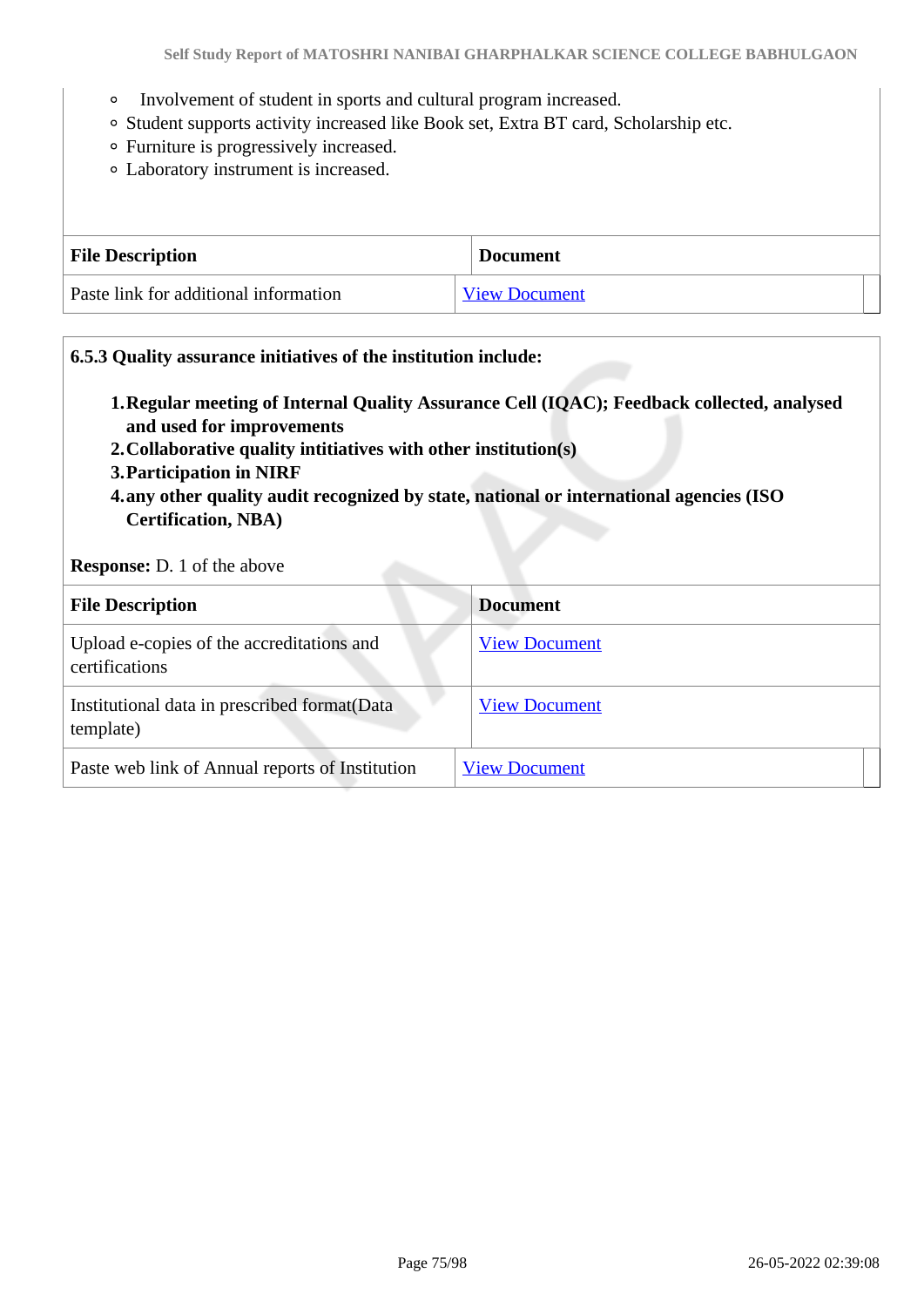- Involvement of student in sports and cultural program increased.
- Student supports activity increased like Book set, Extra BT card, Scholarship etc.
- Furniture is progressively increased.
- Laboratory instrument is increased.

| File Description | Document |
|---|---|
| Paste link for additional information | View Document |

**6.5.3 Quality assurance initiatives of the institution include:**

1. **Regular meeting of Internal Quality Assurance Cell (IQAC); Feedback collected, analysed and used for improvements**
2. **Collaborative quality intitiatives with other institution(s)**
3. **Participation in NIRF**
4. **any other quality audit recognized by state, national or international agencies (ISO Certification, NBA)**

**Response:** D. 1 of the above

| File Description | Document |
|---|---|
| Upload e-copies of the accreditations and certifications | View Document |
| Institutional data in prescribed format(Data template) | View Document |
| Paste web link of Annual reports of Institution | View Document |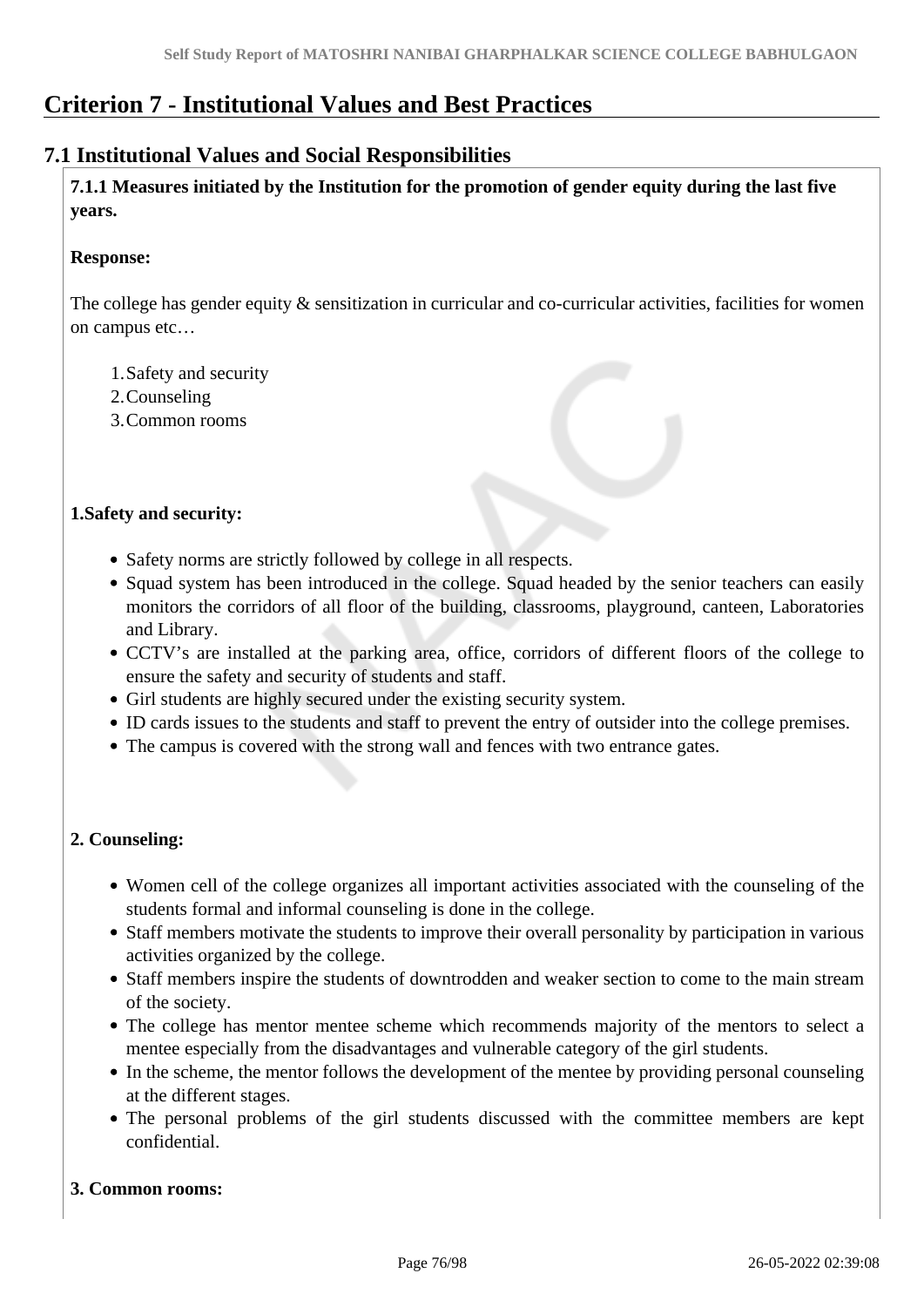# Criterion 7 - Institutional Values and Best Practices

## 7.1 Institutional Values and Social Responsibilities

**7.1.1 Measures initiated by the Institution for the promotion of gender equity during the last five years.**

**Response:**

The college has gender equity & sensitization in curricular and co-curricular activities, facilities for women on campus etc…

1. Safety and security
2. Counseling
3. Common rooms

**1.Safety and security:**

- Safety norms are strictly followed by college in all respects.
- Squad system has been introduced in the college. Squad headed by the senior teachers can easily monitors the corridors of all floor of the building, classrooms, playground, canteen, Laboratories and Library.
- CCTV's are installed at the parking area, office, corridors of different floors of the college to ensure the safety and security of students and staff.
- Girl students are highly secured under the existing security system.
- ID cards issues to the students and staff to prevent the entry of outsider into the college premises.
- The campus is covered with the strong wall and fences with two entrance gates.

**2. Counseling:**

- Women cell of the college organizes all important activities associated with the counseling of the students formal and informal counseling is done in the college.
- Staff members motivate the students to improve their overall personality by participation in various activities organized by the college.
- Staff members inspire the students of downtrodden and weaker section to come to the main stream of the society.
- The college has mentor mentee scheme which recommends majority of the mentors to select a mentee especially from the disadvantages and vulnerable category of the girl students.
- In the scheme, the mentor follows the development of the mentee by providing personal counseling at the different stages.
- The personal problems of the girl students discussed with the committee members are kept confidential.

**3. Common rooms:**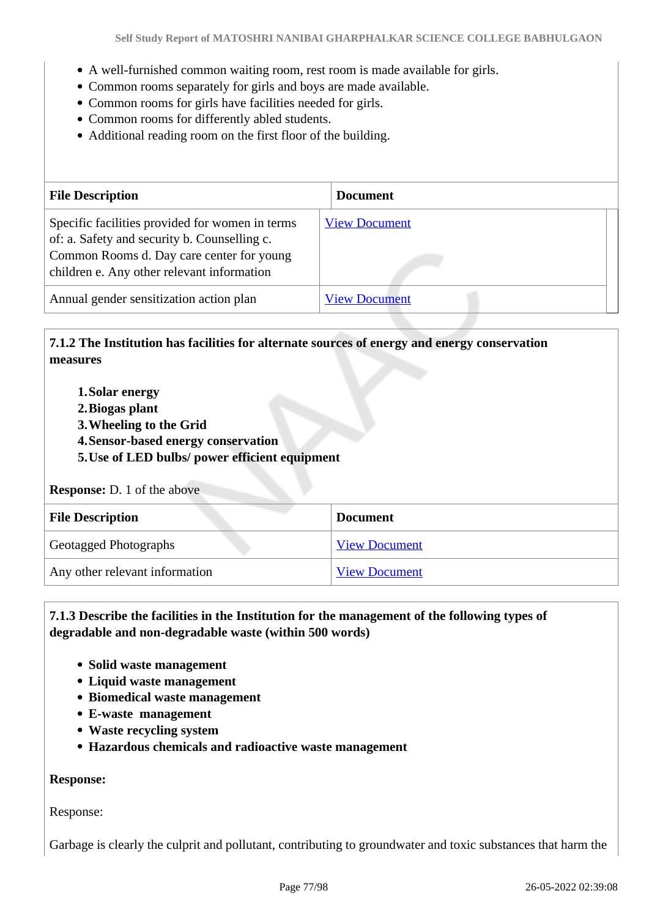- A well-furnished common waiting room, rest room is made available for girls.
- Common rooms separately for girls and boys are made available.
- Common rooms for girls have facilities needed for girls.
- Common rooms for differently abled students.
- Additional reading room on the first floor of the building.

| File Description | Document |
|---|---|
| Specific facilities provided for women in terms of: a. Safety and security b. Counselling c. Common Rooms d. Day care center for young children e. Any other relevant information | View Document |
| Annual gender sensitization action plan | View Document |

**7.1.2 The Institution has facilities for alternate sources of energy and energy conservation measures**

1. **Solar energy**
2. **Biogas plant**
3. **Wheeling to the Grid**
4. **Sensor-based energy conservation**
5. **Use of LED bulbs/ power efficient equipment**

**Response:** D. 1 of the above

| File Description | Document |
|---|---|
| Geotagged Photographs | View Document |
| Any other relevant information | View Document |

**7.1.3 Describe the facilities in the Institution for the management of the following types of degradable and non-degradable waste (within 500 words)**

- **Solid waste management**
- **Liquid waste management**
- **Biomedical waste management**
- **E-waste management**
- **Waste recycling system**
- **Hazardous chemicals and radioactive waste management**

**Response:**

Response:

Garbage is clearly the culprit and pollutant, contributing to groundwater and toxic substances that harm the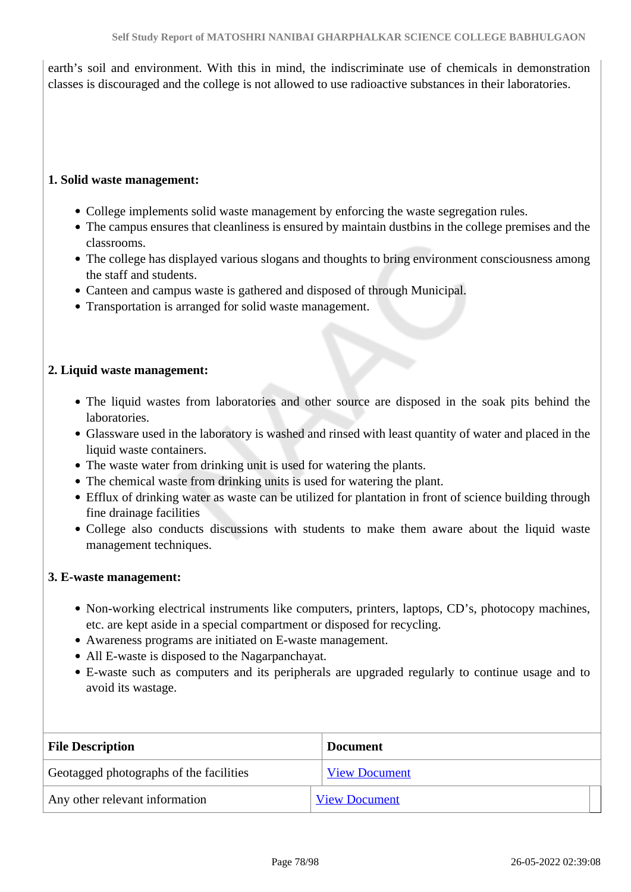earth's soil and environment. With this in mind, the indiscriminate use of chemicals in demonstration classes is discouraged and the college is not allowed to use radioactive substances in their laboratories.

**1. Solid waste management:**

- College implements solid waste management by enforcing the waste segregation rules.
- The campus ensures that cleanliness is ensured by maintain dustbins in the college premises and the classrooms.
- The college has displayed various slogans and thoughts to bring environment consciousness among the staff and students.
- Canteen and campus waste is gathered and disposed of through Municipal.
- Transportation is arranged for solid waste management.

**2. Liquid waste management:**

- The liquid wastes from laboratories and other source are disposed in the soak pits behind the laboratories.
- Glassware used in the laboratory is washed and rinsed with least quantity of water and placed in the liquid waste containers.
- The waste water from drinking unit is used for watering the plants.
- The chemical waste from drinking units is used for watering the plant.
- Efflux of drinking water as waste can be utilized for plantation in front of science building through fine drainage facilities
- College also conducts discussions with students to make them aware about the liquid waste management techniques.

**3. E-waste management:**

- Non-working electrical instruments like computers, printers, laptops, CD's, photocopy machines, etc. are kept aside in a special compartment or disposed for recycling.
- Awareness programs are initiated on E-waste management.
- All E-waste is disposed to the Nagarpanchayat.
- E-waste such as computers and its peripherals are upgraded regularly to continue usage and to avoid its wastage.

| File Description | Document |
|---|---|
| Geotagged photographs of the facilities | View Document |
| Any other relevant information | View Document |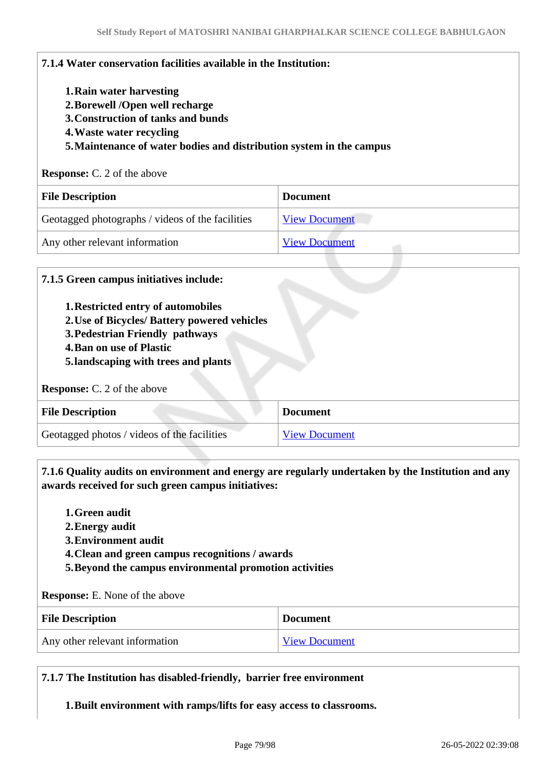**7.1.4 Water conservation facilities available in the Institution:**

1. **Rain water harvesting**
2. **Borewell /Open well recharge**
3. **Construction of tanks and bunds**
4. **Waste water recycling**
5. **Maintenance of water bodies and distribution system in the campus**

**Response:** C. 2 of the above

| File Description | Document |
|---|---|
| Geotagged photographs / videos of the facilities | View Document |
| Any other relevant information | View Document |

**7.1.5 Green campus initiatives include:**

1. **Restricted entry of automobiles**
2. **Use of Bicycles/ Battery powered vehicles**
3. **Pedestrian Friendly pathways**
4. **Ban on use of Plastic**
5. **landscaping with trees and plants**

**Response:** C. 2 of the above

| File Description | Document |
|---|---|
| Geotagged photos / videos of the facilities | View Document |

**7.1.6 Quality audits on environment and energy are regularly undertaken by the Institution and any awards received for such green campus initiatives:**

1. **Green audit**
2. **Energy audit**
3. **Environment audit**
4. **Clean and green campus recognitions / awards**
5. **Beyond the campus environmental promotion activities**

**Response:** E. None of the above

| File Description | Document |
|---|---|
| Any other relevant information | View Document |

**7.1.7 The Institution has disabled-friendly, barrier free environment**

1. **Built environment with ramps/lifts for easy access to classrooms.**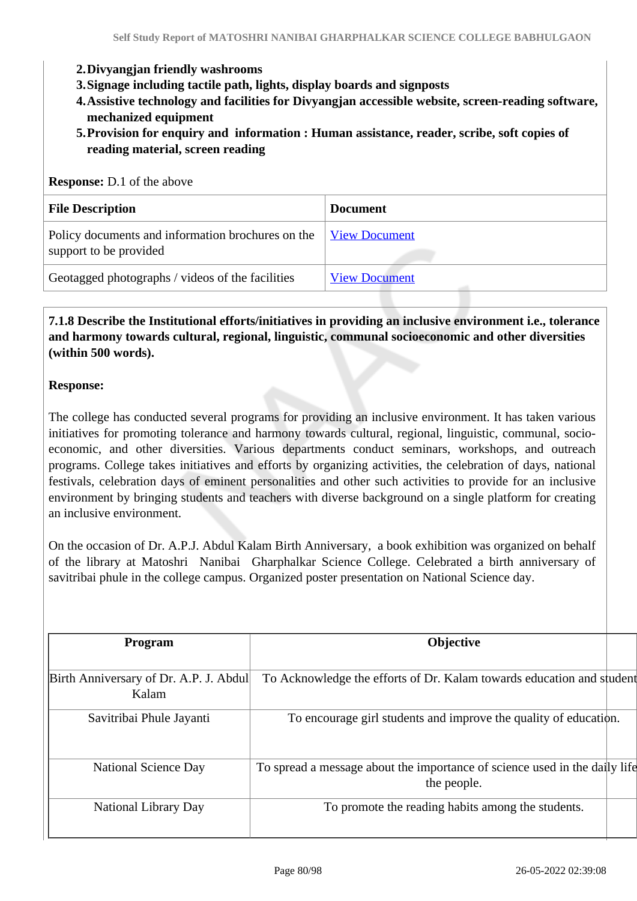2. **Divyangjan friendly washrooms**
3. **Signage including tactile path, lights, display boards and signposts**
4. **Assistive technology and facilities for Divyangjan accessible website, screen-reading software, mechanized equipment**
5. **Provision for enquiry and information : Human assistance, reader, scribe, soft copies of reading material, screen reading**

**Response:** D.1 of the above

| File Description | Document |
|---|---|
| Policy documents and information brochures on the support to be provided | View Document |
| Geotagged photographs / videos of the facilities | View Document |

**7.1.8 Describe the Institutional efforts/initiatives in providing an inclusive environment i.e., tolerance and harmony towards cultural, regional, linguistic, communal socioeconomic and other diversities (within 500 words).**

**Response:**

The college has conducted several programs for providing an inclusive environment. It has taken various initiatives for promoting tolerance and harmony towards cultural, regional, linguistic, communal, socio-economic, and other diversities. Various departments conduct seminars, workshops, and outreach programs. College takes initiatives and efforts by organizing activities, the celebration of days, national festivals, celebration days of eminent personalities and other such activities to provide for an inclusive environment by bringing students and teachers with diverse background on a single platform for creating an inclusive environment.

On the occasion of Dr. A.P.J. Abdul Kalam Birth Anniversary, a book exhibition was organized on behalf of the library at Matoshri Nanibai Gharphalkar Science College. Celebrated a birth anniversary of savitribai phule in the college campus. Organized poster presentation on National Science day.

| Program | Objective |
|---|---|
| Birth Anniversary of Dr. A.P. J. Abdul Kalam | To Acknowledge the efforts of Dr. Kalam towards education and student |
| Savitribai Phule Jayanti | To encourage girl students and improve the quality of education. |
| National Science Day | To spread a message about the importance of science used in the daily life the people. |
| National Library Day | To promote the reading habits among the students. |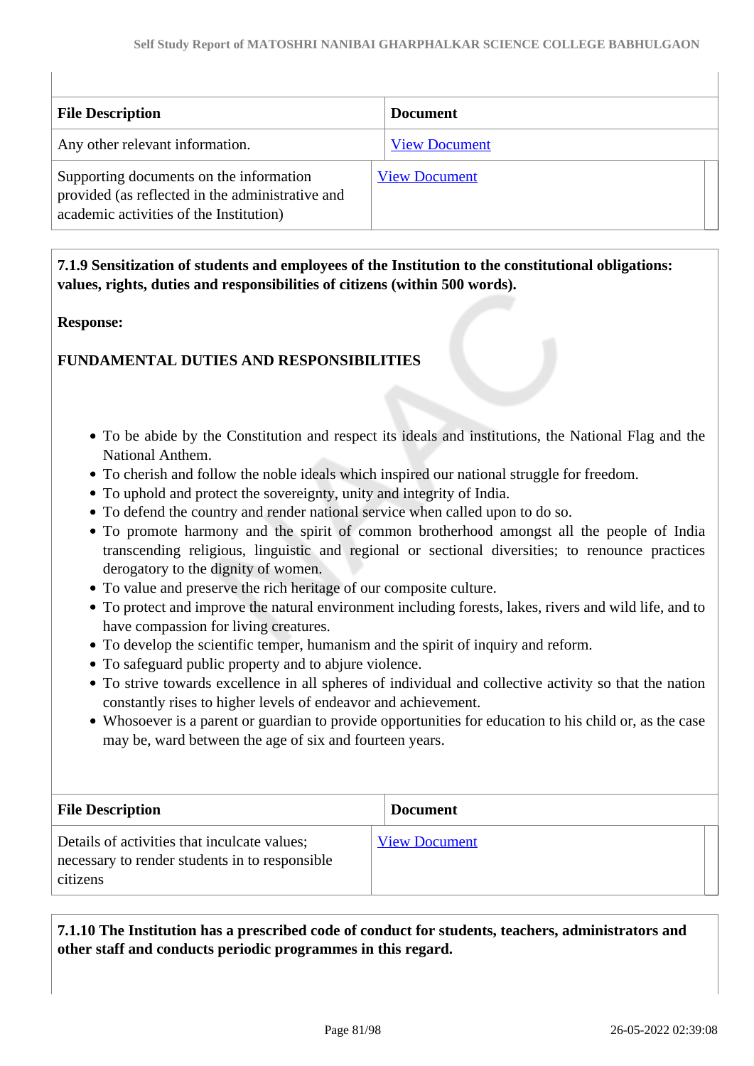| File Description | Document |
|---|---|
| Any other relevant information. | View Document |
| Supporting documents on the information provided (as reflected in the administrative and academic activities of the Institution) | View Document |

**7.1.9 Sensitization of students and employees of the Institution to the constitutional obligations: values, rights, duties and responsibilities of citizens (within 500 words).**

**Response:**

**FUNDAMENTAL DUTIES AND RESPONSIBILITIES**

- To be abide by the Constitution and respect its ideals and institutions, the National Flag and the National Anthem.
- To cherish and follow the noble ideals which inspired our national struggle for freedom.
- To uphold and protect the sovereignty, unity and integrity of India.
- To defend the country and render national service when called upon to do so.
- To promote harmony and the spirit of common brotherhood amongst all the people of India transcending religious, linguistic and regional or sectional diversities; to renounce practices derogatory to the dignity of women.
- To value and preserve the rich heritage of our composite culture.
- To protect and improve the natural environment including forests, lakes, rivers and wild life, and to have compassion for living creatures.
- To develop the scientific temper, humanism and the spirit of inquiry and reform.
- To safeguard public property and to abjure violence.
- To strive towards excellence in all spheres of individual and collective activity so that the nation constantly rises to higher levels of endeavor and achievement.
- Whosoever is a parent or guardian to provide opportunities for education to his child or, as the case may be, ward between the age of six and fourteen years.

| File Description | Document |
|---|---|
| Details of activities that inculcate values; necessary to render students in to responsible citizens | View Document |

**7.1.10 The Institution has a prescribed code of conduct for students, teachers, administrators and other staff and conducts periodic programmes in this regard.**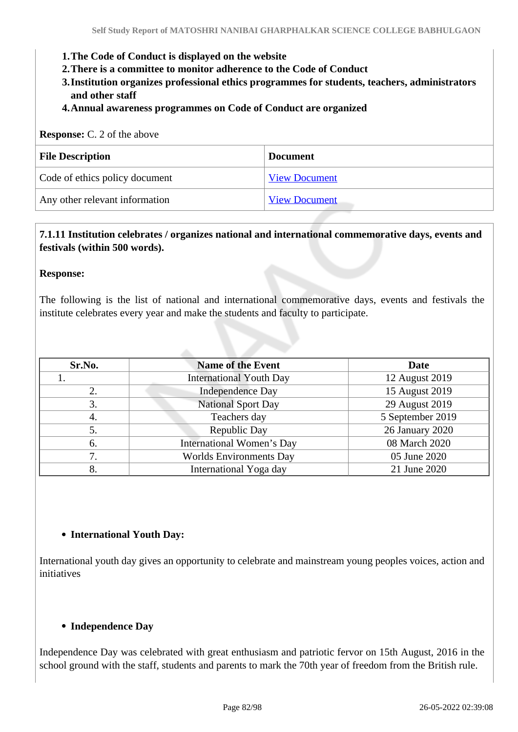1. **The Code of Conduct is displayed on the website**
2. **There is a committee to monitor adherence to the Code of Conduct**
3. **Institution organizes professional ethics programmes for students, teachers, administrators and other staff**
4. **Annual awareness programmes on Code of Conduct are organized**

**Response:** C. 2 of the above

| File Description | Document |
| --- | --- |
| Code of ethics policy document | View Document |
| Any other relevant information | View Document |

**7.1.11 Institution celebrates / organizes national and international commemorative days, events and festivals (within 500 words).**

**Response:**

The following is the list of national and international commemorative days, events and festivals the institute celebrates every year and make the students and faculty to participate.

| Sr.No. | Name of the Event | Date |
| --- | --- | --- |
| 1. | International Youth Day | 12 August 2019 |
| 2. | Independence Day | 15 August 2019 |
| 3. | National Sport Day | 29 August 2019 |
| 4. | Teachers day | 5 September 2019 |
| 5. | Republic Day | 26 January 2020 |
| 6. | International Women's Day | 08 March 2020 |
| 7. | Worlds Environments Day | 05 June 2020 |
| 8. | International Yoga day | 21 June 2020 |

- **International Youth Day:**

International youth day gives an opportunity to celebrate and mainstream young peoples voices, action and initiatives

- **Independence Day**

Independence Day was celebrated with great enthusiasm and patriotic fervor on 15th August, 2016 in the school ground with the staff, students and parents to mark the 70th year of freedom from the British rule.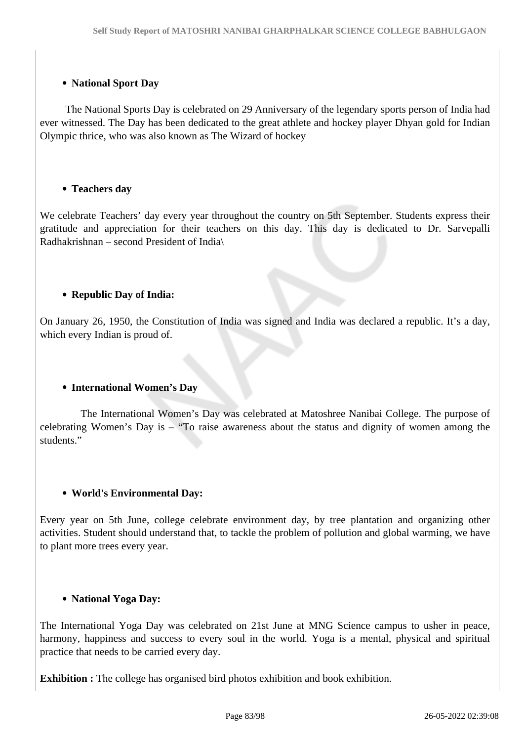- **National Sport Day**

The National Sports Day is celebrated on 29 Anniversary of the legendary sports person of India had ever witnessed. The Day has been dedicated to the great athlete and hockey player Dhyan gold for Indian Olympic thrice, who was also known as The Wizard of hockey

- **Teachers day**

We celebrate Teachers' day every year throughout the country on 5th September. Students express their gratitude and appreciation for their teachers on this day. This day is dedicated to Dr. Sarvepalli Radhakrishnan – second President of India\

- **Republic Day of India:**

On January 26, 1950, the Constitution of India was signed and India was declared a republic. It's a day, which every Indian is proud of.

- **International Women's Day**

The International Women's Day was celebrated at Matoshree Nanibai College. The purpose of celebrating Women's Day is – "To raise awareness about the status and dignity of women among the students."

- **World's Environmental Day:**

Every year on 5th June, college celebrate environment day, by tree plantation and organizing other activities. Student should understand that, to tackle the problem of pollution and global warming, we have to plant more trees every year.

- **National Yoga Day:**

The International Yoga Day was celebrated on 21st June at MNG Science campus to usher in peace, harmony, happiness and success to every soul in the world. Yoga is a mental, physical and spiritual practice that needs to be carried every day.

**Exhibition :** The college has organised bird photos exhibition and book exhibition.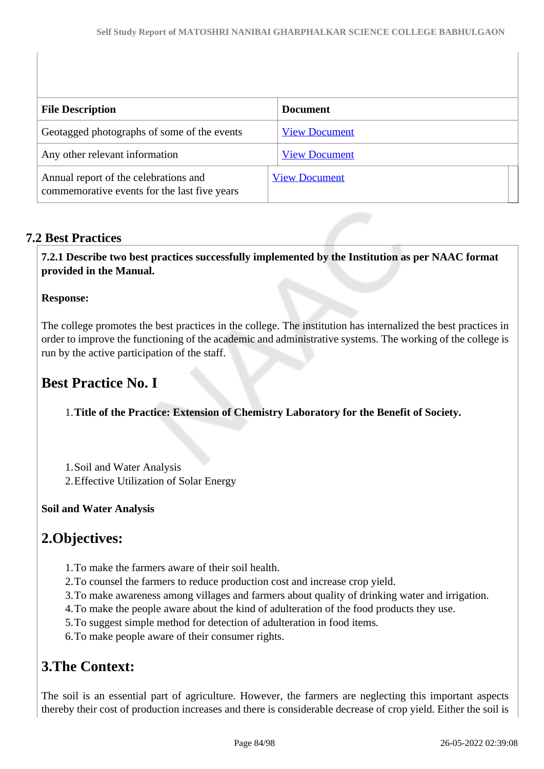| File Description | Document |
|---|---|
| Geotagged photographs of some of the events | View Document |
| Any other relevant information | View Document |
| Annual report of the celebrations and commemorative events for the last five years | View Document |

## 7.2 Best Practices

**7.2.1 Describe two best practices successfully implemented by the Institution as per NAAC format provided in the Manual.**

**Response:**

The college promotes the best practices in the college. The institution has internalized the best practices in order to improve the functioning of the academic and administrative systems. The working of the college is run by the active participation of the staff.

## Best Practice No. I

1. **Title of the Practice: Extension of Chemistry Laboratory for the Benefit of Society.**

1. Soil and Water Analysis
2. Effective Utilization of Solar Energy

**Soil and Water Analysis**

## 2.Objectives:

1. To make the farmers aware of their soil health.
2. To counsel the farmers to reduce production cost and increase crop yield.
3. To make awareness among villages and farmers about quality of drinking water and irrigation.
4. To make the people aware about the kind of adulteration of the food products they use.
5. To suggest simple method for detection of adulteration in food items.
6. To make people aware of their consumer rights.

## 3.The Context:

The soil is an essential part of agriculture. However, the farmers are neglecting this important aspects thereby their cost of production increases and there is considerable decrease of crop yield. Either the soil is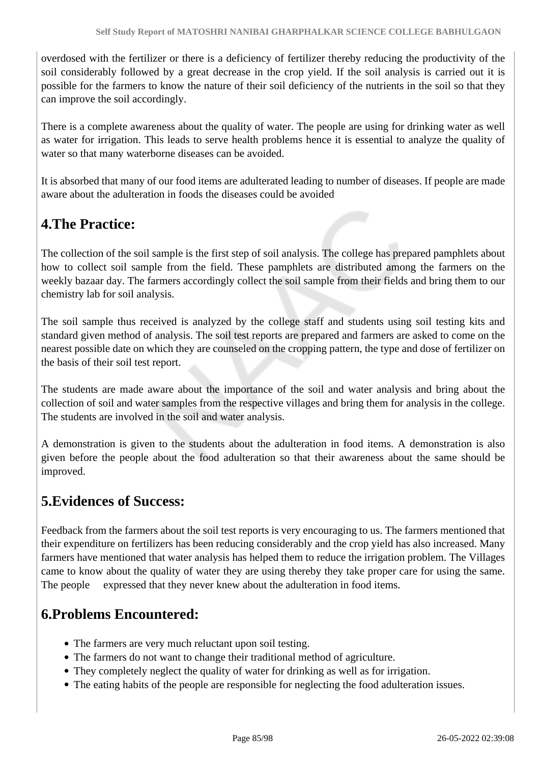overdosed with the fertilizer or there is a deficiency of fertilizer thereby reducing the productivity of the soil considerably followed by a great decrease in the crop yield. If the soil analysis is carried out it is possible for the farmers to know the nature of their soil deficiency of the nutrients in the soil so that they can improve the soil accordingly.

There is a complete awareness about the quality of water. The people are using for drinking water as well as water for irrigation. This leads to serve health problems hence it is essential to analyze the quality of water so that many waterborne diseases can be avoided.

It is absorbed that many of our food items are adulterated leading to number of diseases. If people are made aware about the adulteration in foods the diseases could be avoided

## 4.The Practice:

The collection of the soil sample is the first step of soil analysis. The college has prepared pamphlets about how to collect soil sample from the field. These pamphlets are distributed among the farmers on the weekly bazaar day. The farmers accordingly collect the soil sample from their fields and bring them to our chemistry lab for soil analysis.

The soil sample thus received is analyzed by the college staff and students using soil testing kits and standard given method of analysis. The soil test reports are prepared and farmers are asked to come on the nearest possible date on which they are counseled on the cropping pattern, the type and dose of fertilizer on the basis of their soil test report.

The students are made aware about the importance of the soil and water analysis and bring about the collection of soil and water samples from the respective villages and bring them for analysis in the college. The students are involved in the soil and water analysis.

A demonstration is given to the students about the adulteration in food items. A demonstration is also given before the people about the food adulteration so that their awareness about the same should be improved.

## 5.Evidences of Success:

Feedback from the farmers about the soil test reports is very encouraging to us. The farmers mentioned that their expenditure on fertilizers has been reducing considerably and the crop yield has also increased. Many farmers have mentioned that water analysis has helped them to reduce the irrigation problem. The Villages came to know about the quality of water they are using thereby they take proper care for using the same. The people expressed that they never knew about the adulteration in food items.

## 6.Problems Encountered:

- The farmers are very much reluctant upon soil testing.
- The farmers do not want to change their traditional method of agriculture.
- They completely neglect the quality of water for drinking as well as for irrigation.
- The eating habits of the people are responsible for neglecting the food adulteration issues.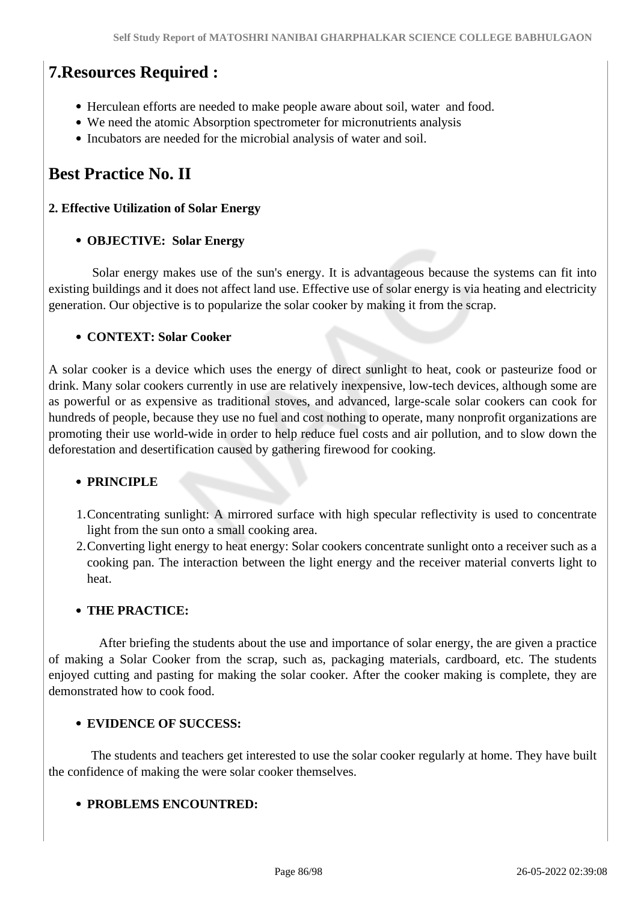## 7.Resources Required :

- Herculean efforts are needed to make people aware about soil, water and food.
- We need the atomic Absorption spectrometer for micronutrients analysis
- Incubators are needed for the microbial analysis of water and soil.

## Best Practice No. II

**2. Effective Utilization of Solar Energy**

- **OBJECTIVE: Solar Energy**

Solar energy makes use of the sun's energy. It is advantageous because the systems can fit into existing buildings and it does not affect land use. Effective use of solar energy is via heating and electricity generation. Our objective is to popularize the solar cooker by making it from the scrap.

- **CONTEXT: Solar Cooker**

A solar cooker is a device which uses the energy of direct sunlight to heat, cook or pasteurize food or drink. Many solar cookers currently in use are relatively inexpensive, low-tech devices, although some are as powerful or as expensive as traditional stoves, and advanced, large-scale solar cookers can cook for hundreds of people, because they use no fuel and cost nothing to operate, many nonprofit organizations are promoting their use world-wide in order to help reduce fuel costs and air pollution, and to slow down the deforestation and desertification caused by gathering firewood for cooking.

- **PRINCIPLE**

1. Concentrating sunlight: A mirrored surface with high specular reflectivity is used to concentrate light from the sun onto a small cooking area.
2. Converting light energy to heat energy: Solar cookers concentrate sunlight onto a receiver such as a cooking pan. The interaction between the light energy and the receiver material converts light to heat.

- **THE PRACTICE:**

After briefing the students about the use and importance of solar energy, the are given a practice of making a Solar Cooker from the scrap, such as, packaging materials, cardboard, etc. The students enjoyed cutting and pasting for making the solar cooker. After the cooker making is complete, they are demonstrated how to cook food.

- **EVIDENCE OF SUCCESS:**

The students and teachers get interested to use the solar cooker regularly at home. They have built the confidence of making the were solar cooker themselves.

- **PROBLEMS ENCOUNTRED:**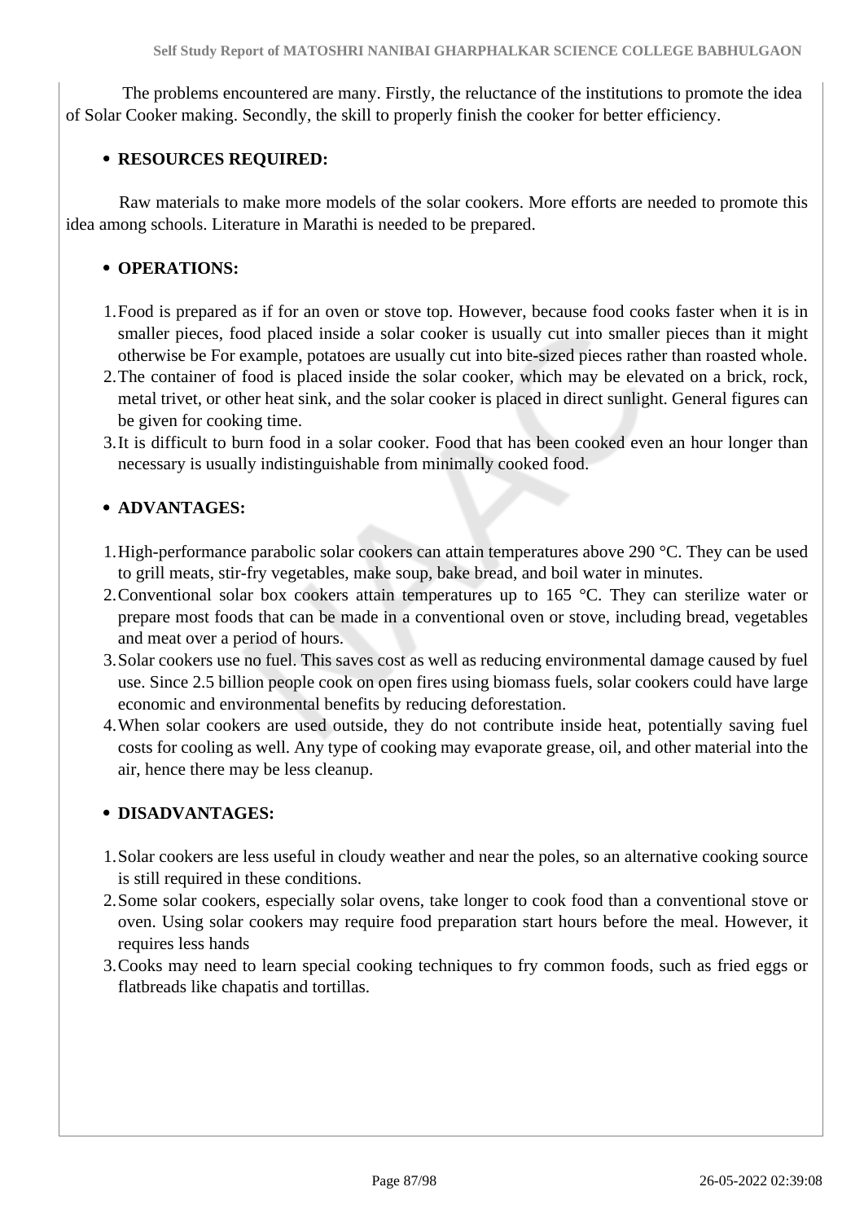The problems encountered are many. Firstly, the reluctance of the institutions to promote the idea of Solar Cooker making. Secondly, the skill to properly finish the cooker for better efficiency.

- **RESOURCES REQUIRED:**

Raw materials to make more models of the solar cookers. More efforts are needed to promote this idea among schools. Literature in Marathi is needed to be prepared.

- **OPERATIONS:**

1. Food is prepared as if for an oven or stove top. However, because food cooks faster when it is in smaller pieces, food placed inside a solar cooker is usually cut into smaller pieces than it might otherwise be For example, potatoes are usually cut into bite-sized pieces rather than roasted whole.
2. The container of food is placed inside the solar cooker, which may be elevated on a brick, rock, metal trivet, or other heat sink, and the solar cooker is placed in direct sunlight. General figures can be given for cooking time.
3. It is difficult to burn food in a solar cooker. Food that has been cooked even an hour longer than necessary is usually indistinguishable from minimally cooked food.

- **ADVANTAGES:**

1. High-performance parabolic solar cookers can attain temperatures above 290 °C. They can be used to grill meats, stir-fry vegetables, make soup, bake bread, and boil water in minutes.
2. Conventional solar box cookers attain temperatures up to 165 °C. They can sterilize water or prepare most foods that can be made in a conventional oven or stove, including bread, vegetables and meat over a period of hours.
3. Solar cookers use no fuel. This saves cost as well as reducing environmental damage caused by fuel use. Since 2.5 billion people cook on open fires using biomass fuels, solar cookers could have large economic and environmental benefits by reducing deforestation.
4. When solar cookers are used outside, they do not contribute inside heat, potentially saving fuel costs for cooling as well. Any type of cooking may evaporate grease, oil, and other material into the air, hence there may be less cleanup.

- **DISADVANTAGES:**

1. Solar cookers are less useful in cloudy weather and near the poles, so an alternative cooking source is still required in these conditions.
2. Some solar cookers, especially solar ovens, take longer to cook food than a conventional stove or oven. Using solar cookers may require food preparation start hours before the meal. However, it requires less hands
3. Cooks may need to learn special cooking techniques to fry common foods, such as fried eggs or flatbreads like chapatis and tortillas.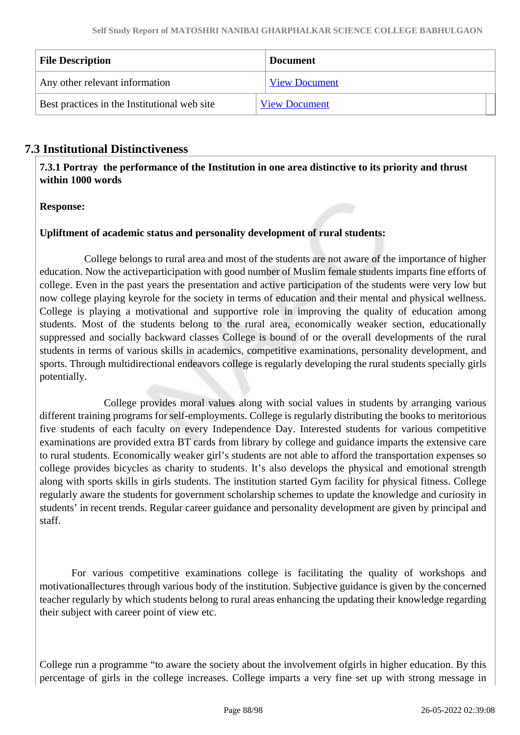| File Description | Document |
| --- | --- |
| Any other relevant information | View Document |
| Best practices in the Institutional web site | View Document |

## 7.3 Institutional Distinctiveness

**7.3.1 Portray the performance of the Institution in one area distinctive to its priority and thrust within 1000 words**

**Response:**

**Upliftment of academic status and personality development of rural students:**

College belongs to rural area and most of the students are not aware of the importance of higher education. Now the activeparticipation with good number of Muslim female students imparts fine efforts of college. Even in the past years the presentation and active participation of the students were very low but now college playing keyrole for the society in terms of education and their mental and physical wellness. College is playing a motivational and supportive role in improving the quality of education among students. Most of the students belong to the rural area, economically weaker section, educationally suppressed and socially backward classes College is bound of or the overall developments of the rural students in terms of various skills in academics, competitive examinations, personality development, and sports. Through multidirectional endeavors college is regularly developing the rural students specially girls potentially.

College provides moral values along with social values in students by arranging various different training programs for self-employments. College is regularly distributing the books to meritorious five students of each faculty on every Independence Day. Interested students for various competitive examinations are provided extra BT cards from library by college and guidance imparts the extensive care to rural students. Economically weaker girl's students are not able to afford the transportation expenses so college provides bicycles as charity to students. It's also develops the physical and emotional strength along with sports skills in girls students. The institution started Gym facility for physical fitness. College regularly aware the students for government scholarship schemes to update the knowledge and curiosity in students' in recent trends. Regular career guidance and personality development are given by principal and staff.

For various competitive examinations college is facilitating the quality of workshops and motivationallectures through various body of the institution. Subjective guidance is given by the concerned teacher regularly by which students belong to rural areas enhancing the updating their knowledge regarding their subject with career point of view etc.

College run a programme "to aware the society about the involvement ofgirls in higher education. By this percentage of girls in the college increases. College imparts a very fine set up with strong message in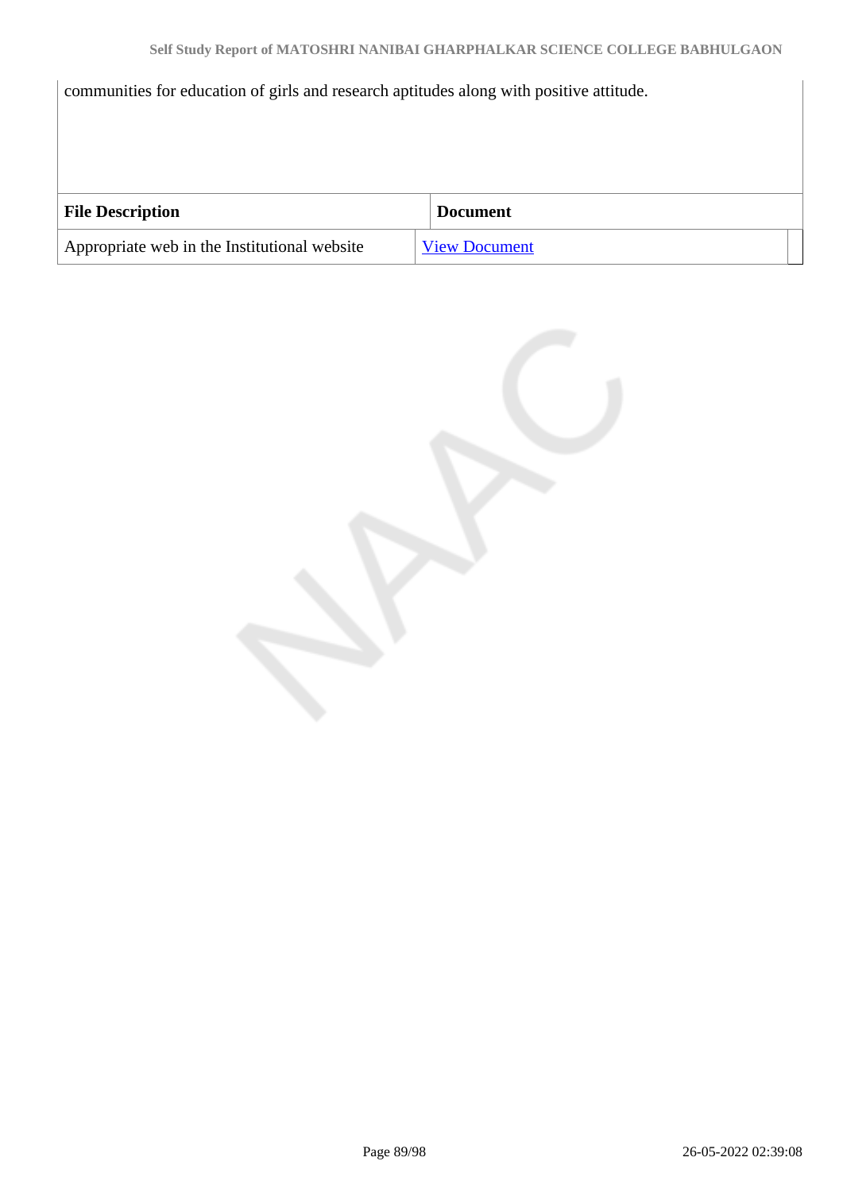communities for education of girls and research aptitudes along with positive attitude.

| File Description | Document |
| --- | --- |
| Appropriate web in the Institutional website | View Document |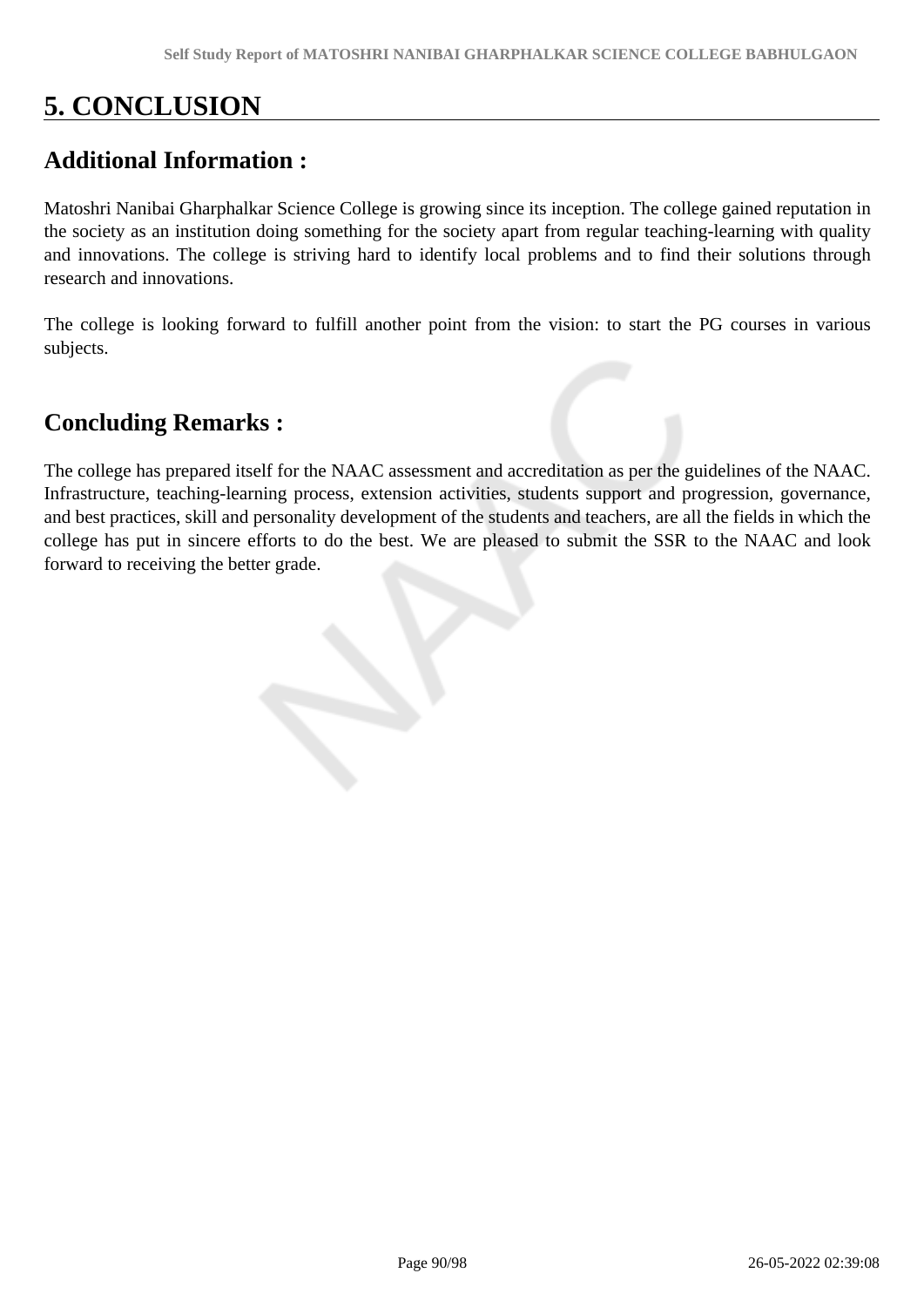# 5. CONCLUSION

## Additional Information :

Matoshri Nanibai Gharphalkar Science College is growing since its inception. The college gained reputation in the society as an institution doing something for the society apart from regular teaching-learning with quality and innovations. The college is striving hard to identify local problems and to find their solutions through research and innovations.

The college is looking forward to fulfill another point from the vision: to start the PG courses in various subjects.

## Concluding Remarks :

The college has prepared itself for the NAAC assessment and accreditation as per the guidelines of the NAAC. Infrastructure, teaching-learning process, extension activities, students support and progression, governance, and best practices, skill and personality development of the students and teachers, are all the fields in which the college has put in sincere efforts to do the best. We are pleased to submit the SSR to the NAAC and look forward to receiving the better grade.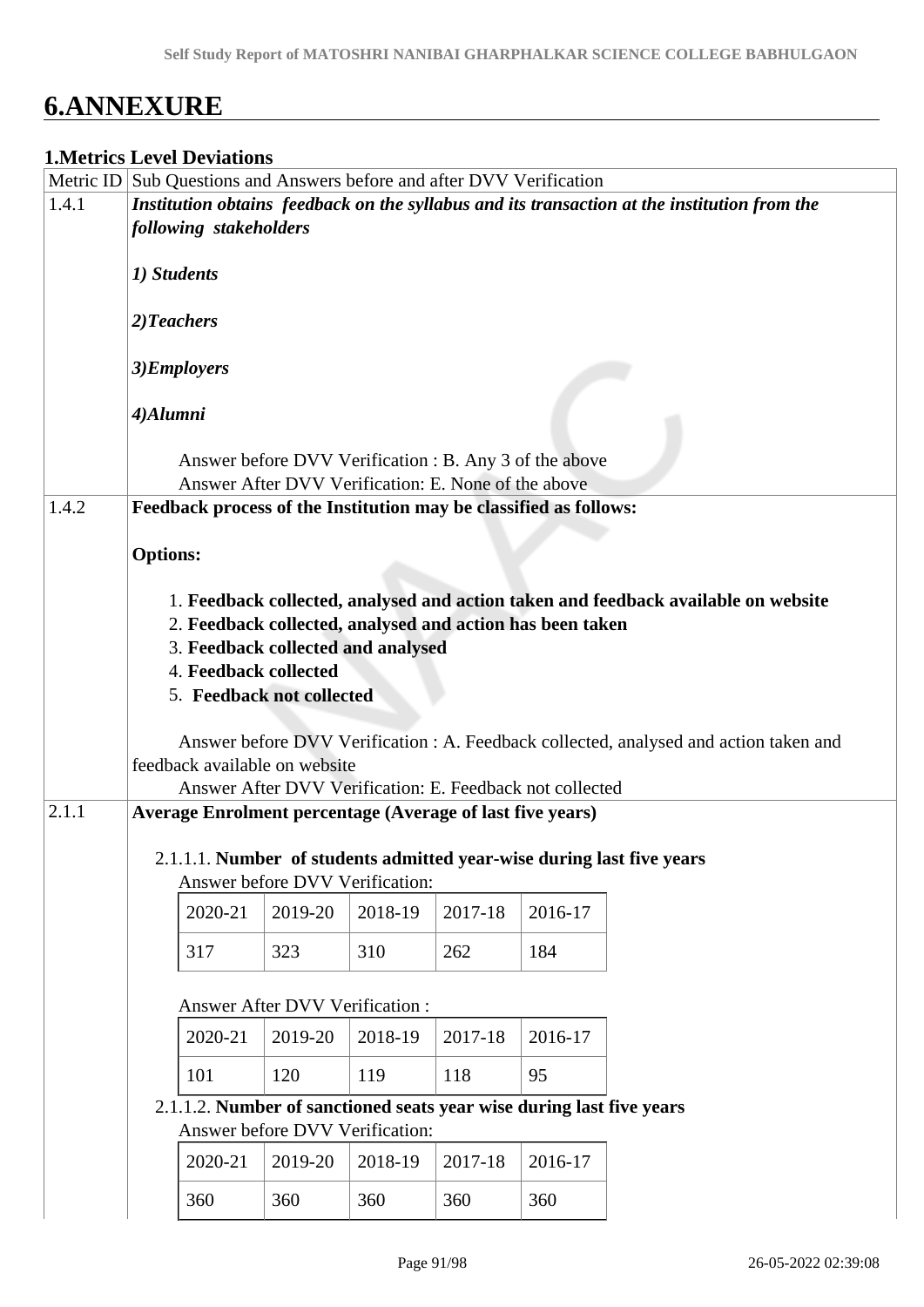# 6.ANNEXURE

## 1.Metrics Level Deviations

| Metric ID | Sub Questions and Answers before and after DVV Verification |
|---|---|
| 1.4.1 | ***Institution obtains feedback on the syllabus and its transaction at the institution from the following stakeholders***<br><br>***1) Students***<br><br>***2)Teachers***<br><br>***3)Employers***<br><br>***4)Alumni***<br><br>Answer before DVV Verification : B. Any 3 of the above<br>Answer After DVV Verification: E. None of the above |
| 1.4.2 | **Feedback process of the Institution may be classified as follows:**<br><br>**Options:**<br><br>1. **Feedback collected, analysed and action taken and feedback available on website**<br>2. **Feedback collected, analysed and action has been taken**<br>3. **Feedback collected and analysed**<br>4. **Feedback collected**<br>5. **Feedback not collected**<br><br>Answer before DVV Verification : A. Feedback collected, analysed and action taken and feedback available on website<br>Answer After DVV Verification: E. Feedback not collected |
| 2.1.1 | **Average Enrolment percentage (Average of last five years)** |

2.1.1.1. **Number of students admitted year-wise during last five years**

Answer before DVV Verification:

| 2020-21 | 2019-20 | 2018-19 | 2017-18 | 2016-17 |
|---|---|---|---|---|
| 317 | 323 | 310 | 262 | 184 |

Answer After DVV Verification :

| 2020-21 | 2019-20 | 2018-19 | 2017-18 | 2016-17 |
|---|---|---|---|---|
| 101 | 120 | 119 | 118 | 95 |

2.1.1.2. **Number of sanctioned seats year wise during last five years**

Answer before DVV Verification:

| 2020-21 | 2019-20 | 2018-19 | 2017-18 | 2016-17 |
|---|---|---|---|---|
| 360 | 360 | 360 | 360 | 360 |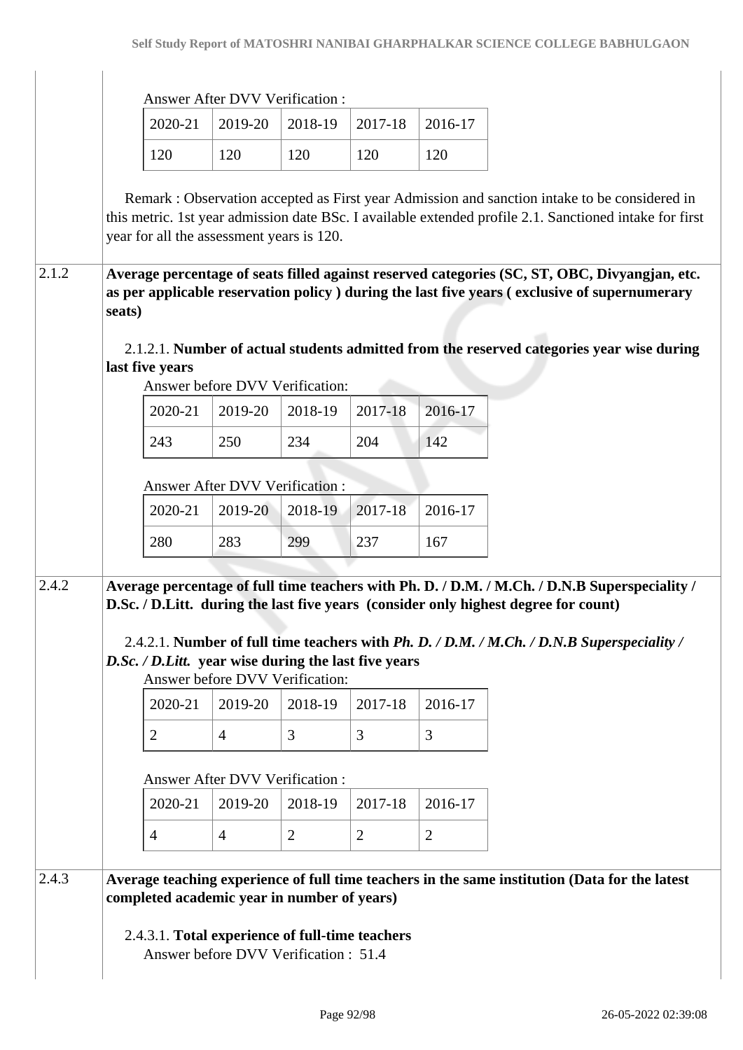Answer After DVV Verification :

| 2020-21 | 2019-20 | 2018-19 | 2017-18 | 2016-17 |
|---|---|---|---|---|
| 120 | 120 | 120 | 120 | 120 |

Remark : Observation accepted as First year Admission and sanction intake to be considered in this metric. 1st year admission date BSc. I available extended profile 2.1. Sanctioned intake for first year for all the assessment years is 120.

**2.1.2** **Average percentage of seats filled against reserved categories (SC, ST, OBC, Divyangjan, etc. as per applicable reservation policy ) during the last five years ( exclusive of supernumerary seats)**

2.1.2.1. **Number of actual students admitted from the reserved categories year wise during last five years**

Answer before DVV Verification:

| 2020-21 | 2019-20 | 2018-19 | 2017-18 | 2016-17 |
|---|---|---|---|---|
| 243 | 250 | 234 | 204 | 142 |

Answer After DVV Verification :

| 2020-21 | 2019-20 | 2018-19 | 2017-18 | 2016-17 |
|---|---|---|---|---|
| 280 | 283 | 299 | 237 | 167 |

**2.4.2** **Average percentage of full time teachers with Ph. D. / D.M. / M.Ch. / D.N.B Superspeciality / D.Sc. / D.Litt. during the last five years (consider only highest degree for count)**

2.4.2.1. **Number of full time teachers with *Ph. D. / D.M. / M.Ch. / D.N.B Superspeciality / D.Sc. / D.Litt.* year wise during the last five years**

Answer before DVV Verification:

| 2020-21 | 2019-20 | 2018-19 | 2017-18 | 2016-17 |
|---|---|---|---|---|
| 2 | 4 | 3 | 3 | 3 |

Answer After DVV Verification :

| 2020-21 | 2019-20 | 2018-19 | 2017-18 | 2016-17 |
|---|---|---|---|---|
| 4 | 4 | 2 | 2 | 2 |

**2.4.3** **Average teaching experience of full time teachers in the same institution (Data for the latest completed academic year in number of years)**

2.4.3.1. **Total experience of full-time teachers**

Answer before DVV Verification : 51.4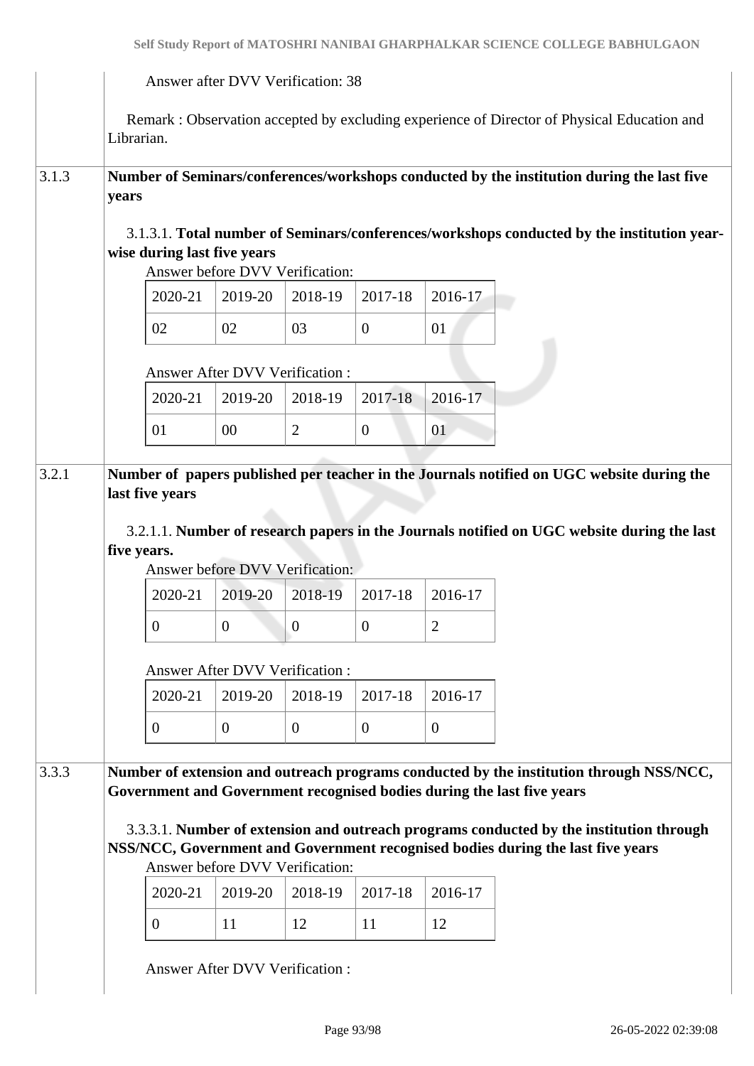Answer after DVV Verification: 38

Remark : Observation accepted by excluding experience of Director of Physical Education and Librarian.

**3.1.3 Number of Seminars/conferences/workshops conducted by the institution during the last five years**

3.1.3.1. **Total number of Seminars/conferences/workshops conducted by the institution year-wise during last five years**

Answer before DVV Verification:

| 2020-21 | 2019-20 | 2018-19 | 2017-18 | 2016-17 |
|---|---|---|---|---|
| 02 | 02 | 03 | 0 | 01 |

Answer After DVV Verification :

| 2020-21 | 2019-20 | 2018-19 | 2017-18 | 2016-17 |
|---|---|---|---|---|
| 01 | 00 | 2 | 0 | 01 |

**3.2.1 Number of papers published per teacher in the Journals notified on UGC website during the last five years**

3.2.1.1. **Number of research papers in the Journals notified on UGC website during the last five years.**

Answer before DVV Verification:

| 2020-21 | 2019-20 | 2018-19 | 2017-18 | 2016-17 |
|---|---|---|---|---|
| 0 | 0 | 0 | 0 | 2 |

Answer After DVV Verification :

| 2020-21 | 2019-20 | 2018-19 | 2017-18 | 2016-17 |
|---|---|---|---|---|
| 0 | 0 | 0 | 0 | 0 |

**3.3.3 Number of extension and outreach programs conducted by the institution through NSS/NCC, Government and Government recognised bodies during the last five years**

3.3.3.1. **Number of extension and outreach programs conducted by the institution through NSS/NCC, Government and Government recognised bodies during the last five years**

Answer before DVV Verification:

| 2020-21 | 2019-20 | 2018-19 | 2017-18 | 2016-17 |
|---|---|---|---|---|
| 0 | 11 | 12 | 11 | 12 |

Answer After DVV Verification :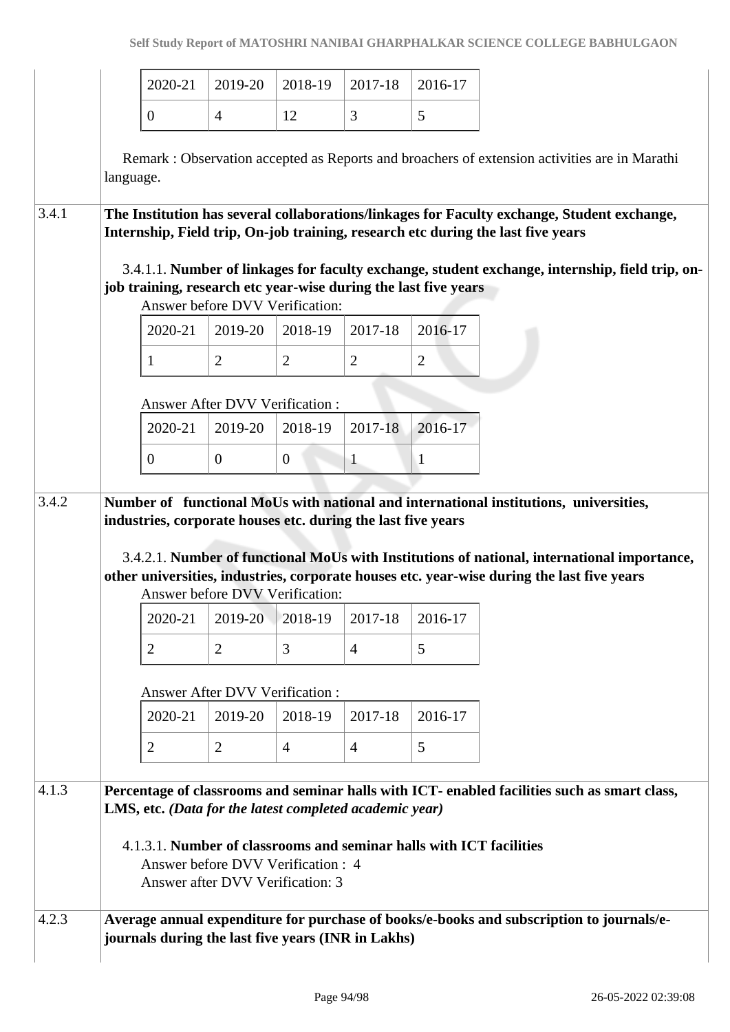| 2020-21 | 2019-20 | 2018-19 | 2017-18 | 2016-17 |
|---|---|---|---|---|
| 0 | 4 | 12 | 3 | 5 |

Remark : Observation accepted as Reports and broachers of extension activities are in Marathi language.

**3.4.1** **The Institution has several collaborations/linkages for Faculty exchange, Student exchange, Internship, Field trip, On-job training, research etc during the last five years**

3.4.1.1. **Number of linkages for faculty exchange, student exchange, internship, field trip, on-job training, research etc year-wise during the last five years**

Answer before DVV Verification:

| 2020-21 | 2019-20 | 2018-19 | 2017-18 | 2016-17 |
|---|---|---|---|---|
| 1 | 2 | 2 | 2 | 2 |

Answer After DVV Verification :

| 2020-21 | 2019-20 | 2018-19 | 2017-18 | 2016-17 |
|---|---|---|---|---|
| 0 | 0 | 0 | 1 | 1 |

**3.4.2** **Number of functional MoUs with national and international institutions, universities, industries, corporate houses etc. during the last five years**

3.4.2.1. **Number of functional MoUs with Institutions of national, international importance, other universities, industries, corporate houses etc. year-wise during the last five years**

Answer before DVV Verification:

| 2020-21 | 2019-20 | 2018-19 | 2017-18 | 2016-17 |
|---|---|---|---|---|
| 2 | 2 | 3 | 4 | 5 |

Answer After DVV Verification :

| 2020-21 | 2019-20 | 2018-19 | 2017-18 | 2016-17 |
|---|---|---|---|---|
| 2 | 2 | 4 | 4 | 5 |

**4.1.3** **Percentage of classrooms and seminar halls with ICT- enabled facilities such as smart class, LMS, etc.** ***(Data for the latest completed academic year)***

4.1.3.1. **Number of classrooms and seminar halls with ICT facilities**

Answer before DVV Verification : 4
Answer after DVV Verification: 3

**4.2.3** **Average annual expenditure for purchase of books/e-books and subscription to journals/e-journals during the last five years (INR in Lakhs)**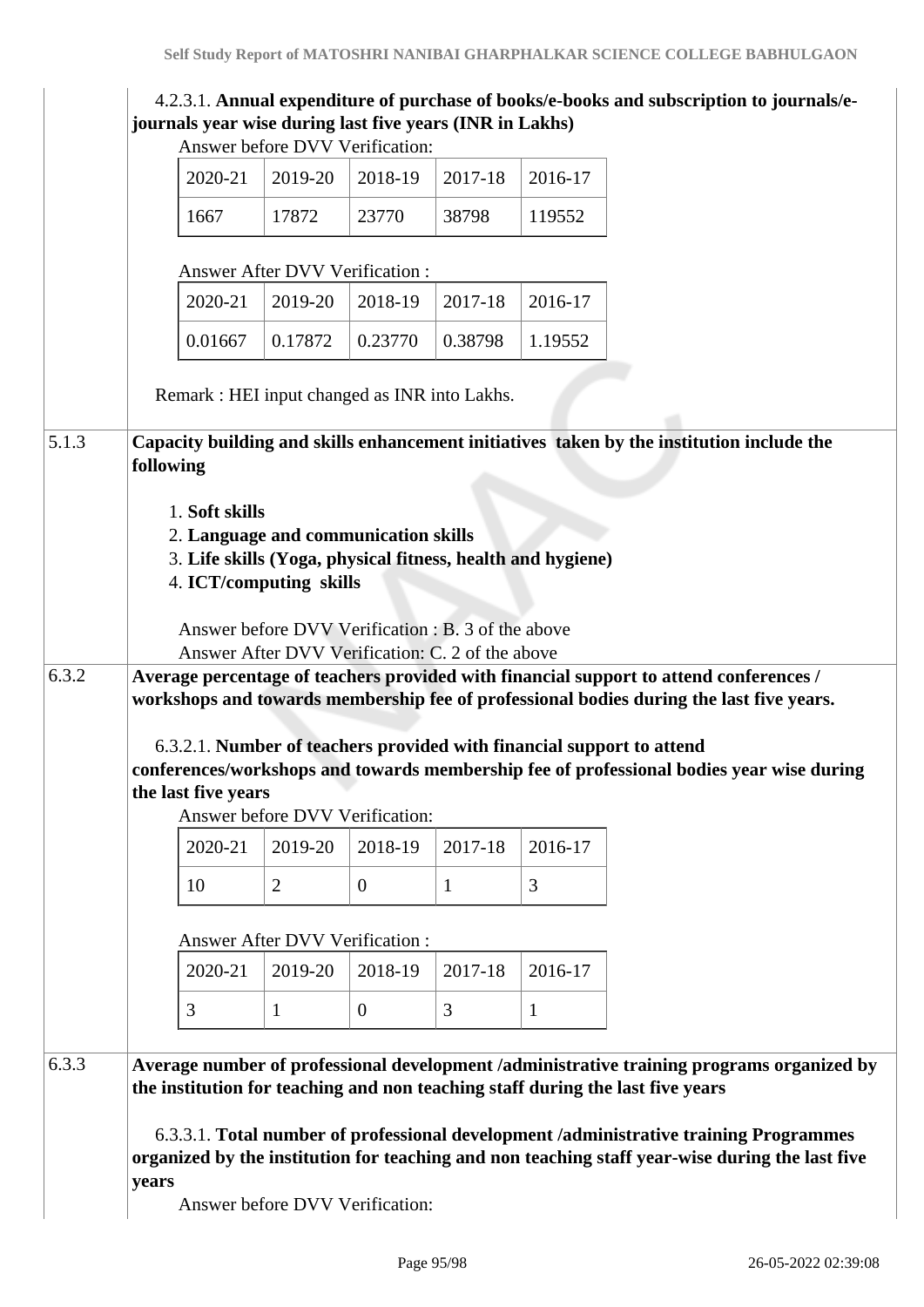4.2.3.1. **Annual expenditure of purchase of books/e-books and subscription to journals/e-journals year wise during last five years (INR in Lakhs)**

Answer before DVV Verification:

| 2020-21 | 2019-20 | 2018-19 | 2017-18 | 2016-17 |
|---|---|---|---|---|
| 1667 | 17872 | 23770 | 38798 | 119552 |

Answer After DVV Verification :

| 2020-21 | 2019-20 | 2018-19 | 2017-18 | 2016-17 |
|---|---|---|---|---|
| 0.01667 | 0.17872 | 0.23770 | 0.38798 | 1.19552 |

Remark : HEI input changed as INR into Lakhs.

**5.1.3 Capacity building and skills enhancement initiatives taken by the institution include the following**

1. **Soft skills**
2. **Language and communication skills**
3. **Life skills (Yoga, physical fitness, health and hygiene)**
4. **ICT/computing skills**

Answer before DVV Verification : B. 3 of the above
Answer After DVV Verification: C. 2 of the above

**6.3.2 Average percentage of teachers provided with financial support to attend conferences / workshops and towards membership fee of professional bodies during the last five years.**

6.3.2.1. **Number of teachers provided with financial support to attend conferences/workshops and towards membership fee of professional bodies year wise during the last five years**

Answer before DVV Verification:

| 2020-21 | 2019-20 | 2018-19 | 2017-18 | 2016-17 |
|---|---|---|---|---|
| 10 | 2 | 0 | 1 | 3 |

Answer After DVV Verification :

| 2020-21 | 2019-20 | 2018-19 | 2017-18 | 2016-17 |
|---|---|---|---|---|
| 3 | 1 | 0 | 3 | 1 |

**6.3.3 Average number of professional development /administrative training programs organized by the institution for teaching and non teaching staff during the last five years**

6.3.3.1. **Total number of professional development /administrative training Programmes organized by the institution for teaching and non teaching staff year-wise during the last five years**

Answer before DVV Verification: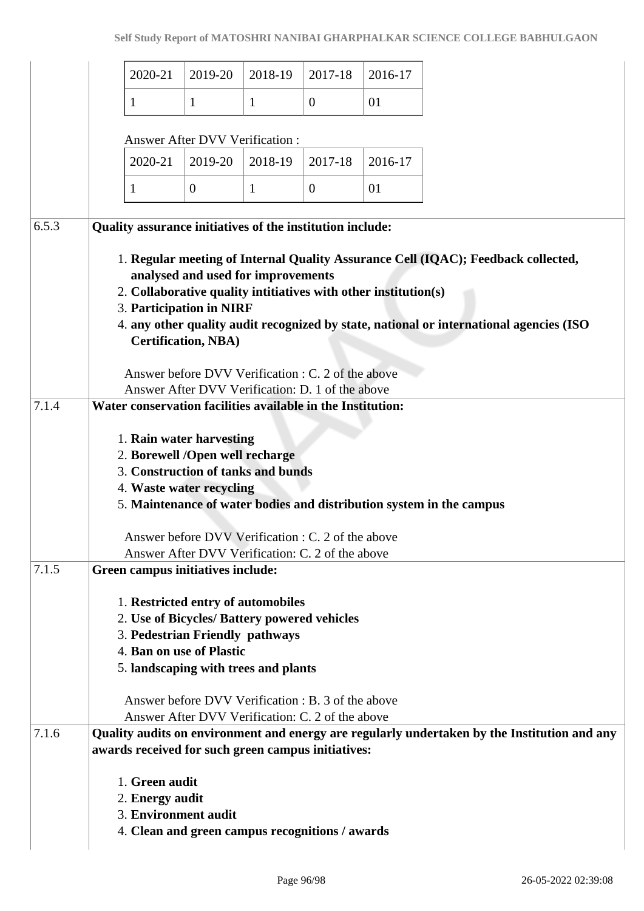| 2020-21 | 2019-20 | 2018-19 | 2017-18 | 2016-17 |
|---|---|---|---|---|
| 1 | 1 | 1 | 0 | 01 |

Answer After DVV Verification :

| 2020-21 | 2019-20 | 2018-19 | 2017-18 | 2016-17 |
|---|---|---|---|---|
| 1 | 0 | 1 | 0 | 01 |

**6.5.3** **Quality assurance initiatives of the institution include:**

1. **Regular meeting of Internal Quality Assurance Cell (IQAC); Feedback collected, analysed and used for improvements**
2. **Collaborative quality intitiatives with other institution(s)**
3. **Participation in NIRF**
4. **any other quality audit recognized by state, national or international agencies (ISO Certification, NBA)**

Answer before DVV Verification : C. 2 of the above
Answer After DVV Verification: D. 1 of the above

**7.1.4** **Water conservation facilities available in the Institution:**

1. **Rain water harvesting**
2. **Borewell /Open well recharge**
3. **Construction of tanks and bunds**
4. **Waste water recycling**
5. **Maintenance of water bodies and distribution system in the campus**

Answer before DVV Verification : C. 2 of the above
Answer After DVV Verification: C. 2 of the above

**7.1.5** **Green campus initiatives include:**

1. **Restricted entry of automobiles**
2. **Use of Bicycles/ Battery powered vehicles**
3. **Pedestrian Friendly pathways**
4. **Ban on use of Plastic**
5. **landscaping with trees and plants**

Answer before DVV Verification : B. 3 of the above
Answer After DVV Verification: C. 2 of the above

**7.1.6** **Quality audits on environment and energy are regularly undertaken by the Institution and any awards received for such green campus initiatives:**

1. **Green audit**
2. **Energy audit**
3. **Environment audit**
4. **Clean and green campus recognitions / awards**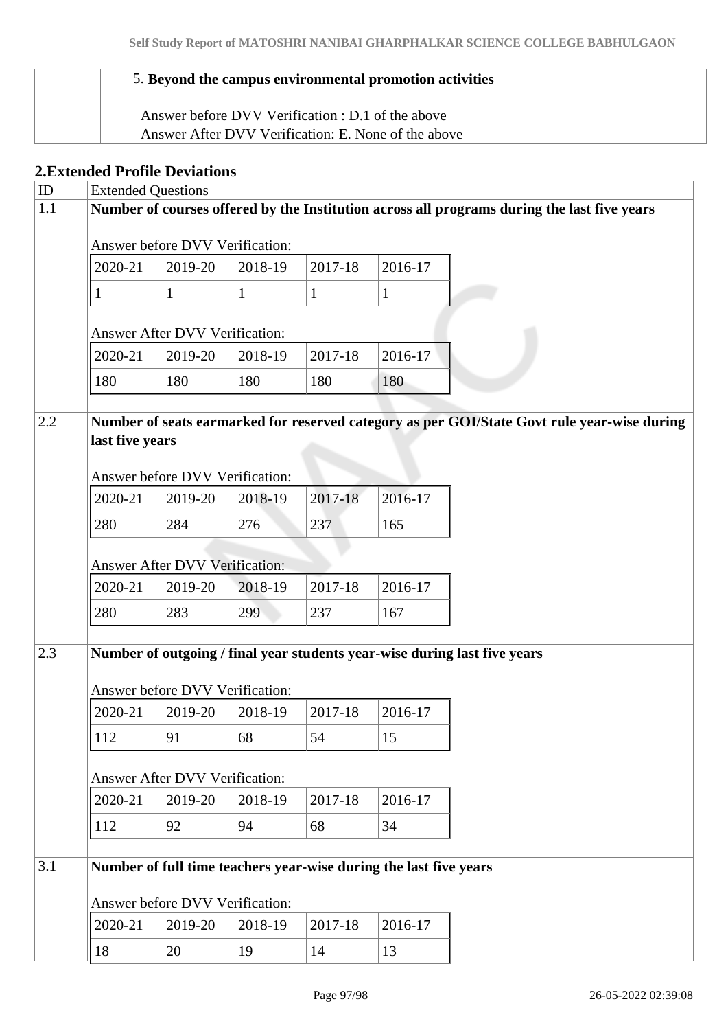| | 5. **Beyond the campus environmental promotion activities**<br><br>Answer before DVV Verification : D.1 of the above<br>Answer After DVV Verification: E. None of the above |
|---|---|

## 2.Extended Profile Deviations

| ID | Extended Questions |
|---|---|
| 1.1 | **Number of courses offered by the Institution across all programs during the last five years** |

Answer before DVV Verification:

| 2020-21 | 2019-20 | 2018-19 | 2017-18 | 2016-17 |
|---|---|---|---|---|
| 1 | 1 | 1 | 1 | 1 |

Answer After DVV Verification:

| 2020-21 | 2019-20 | 2018-19 | 2017-18 | 2016-17 |
|---|---|---|---|---|
| 180 | 180 | 180 | 180 | 180 |

| ID | Extended Questions |
|---|---|
| 2.2 | **Number of seats earmarked for reserved category as per GOI/State Govt rule year-wise during last five years** |

Answer before DVV Verification:

| 2020-21 | 2019-20 | 2018-19 | 2017-18 | 2016-17 |
|---|---|---|---|---|
| 280 | 284 | 276 | 237 | 165 |

Answer After DVV Verification:

| 2020-21 | 2019-20 | 2018-19 | 2017-18 | 2016-17 |
|---|---|---|---|---|
| 280 | 283 | 299 | 237 | 167 |

| ID | Extended Questions |
|---|---|
| 2.3 | **Number of outgoing / final year students year-wise during last five years** |

Answer before DVV Verification:

| 2020-21 | 2019-20 | 2018-19 | 2017-18 | 2016-17 |
|---|---|---|---|---|
| 112 | 91 | 68 | 54 | 15 |

Answer After DVV Verification:

| 2020-21 | 2019-20 | 2018-19 | 2017-18 | 2016-17 |
|---|---|---|---|---|
| 112 | 92 | 94 | 68 | 34 |

| ID | Extended Questions |
|---|---|
| 3.1 | **Number of full time teachers year-wise during the last five years** |

Answer before DVV Verification:

| 2020-21 | 2019-20 | 2018-19 | 2017-18 | 2016-17 |
|---|---|---|---|---|
| 18 | 20 | 19 | 14 | 13 |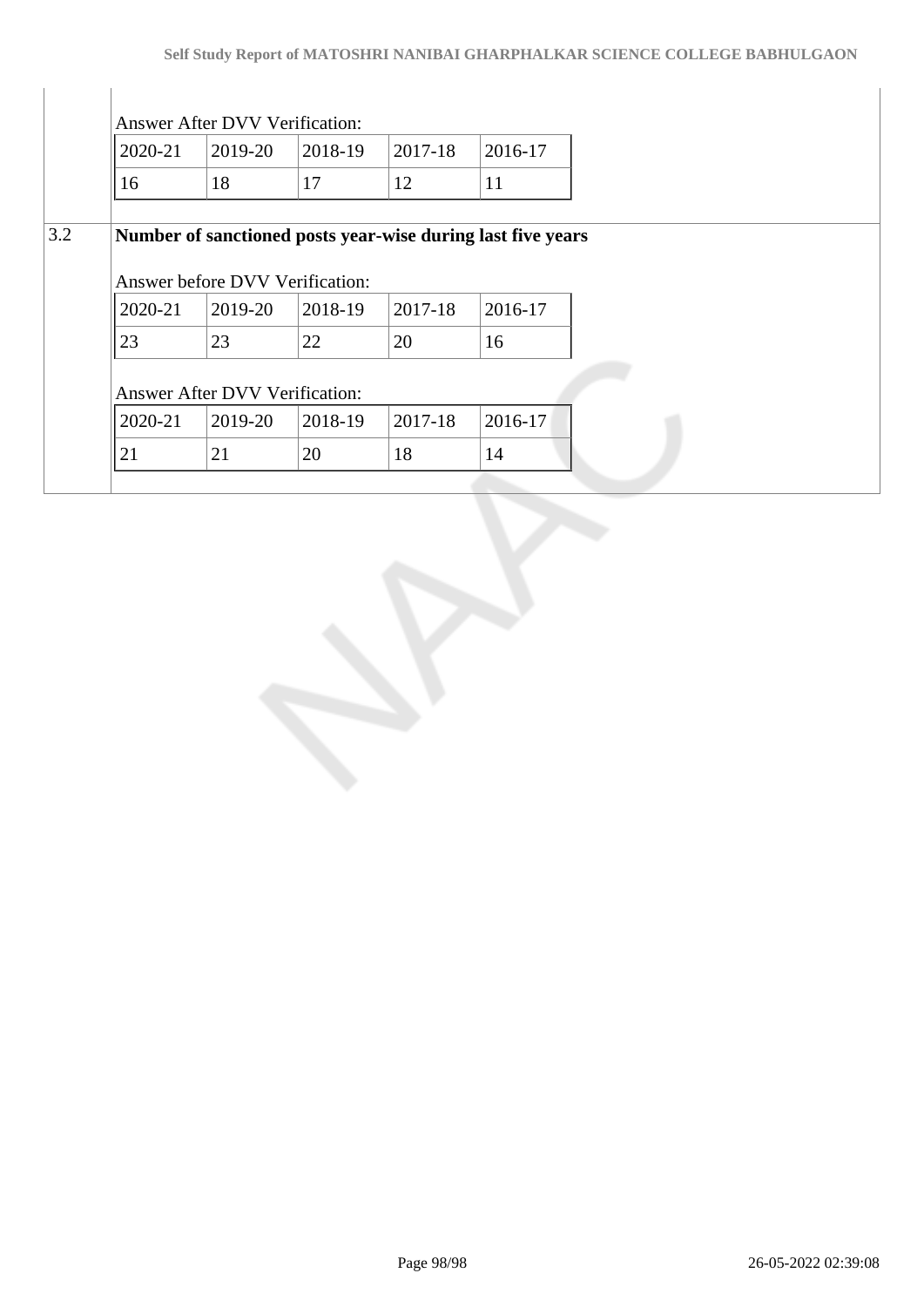Answer After DVV Verification:

| 2020-21 | 2019-20 | 2018-19 | 2017-18 | 2016-17 |
|---|---|---|---|---|
| 16 | 18 | 17 | 12 | 11 |

3.2 **Number of sanctioned posts year-wise during last five years**

Answer before DVV Verification:

| 2020-21 | 2019-20 | 2018-19 | 2017-18 | 2016-17 |
|---|---|---|---|---|
| 23 | 23 | 22 | 20 | 16 |

Answer After DVV Verification:

| 2020-21 | 2019-20 | 2018-19 | 2017-18 | 2016-17 |
|---|---|---|---|---|
| 21 | 21 | 20 | 18 | 14 |